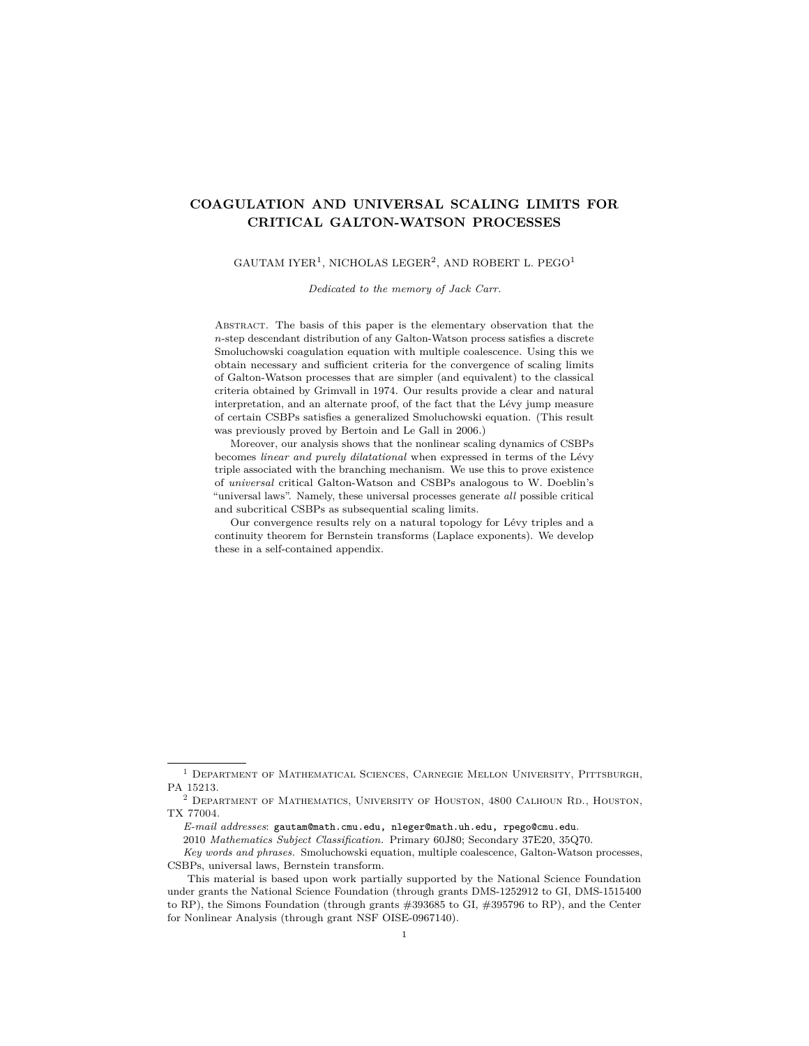# COAGULATION AND UNIVERSAL SCALING LIMITS FOR CRITICAL GALTON-WATSON PROCESSES

GAUTAM IYER[1], NICHOLAS LEGER[2], AND ROBERT L. PEGO[1]

*Dedicated to the memory of Jack Carr.*

Abstract. The basis of this paper is the elementary observation that the $n$-step descendant distribution of any Galton-Watson process satisfies a discrete Smoluchowski coagulation equation with multiple coalescence. Using this we obtain necessary and sufficient criteria for the convergence of scaling limits of Galton-Watson processes that are simpler (and equivalent) to the classical criteria obtained by Grimvall in 1974. Our results provide a clear and natural interpretation, and an alternate proof, of the fact that the Lévy jump measure of certain CSBPs satisfies a generalized Smoluchowski equation. (This result was previously proved by Bertoin and Le Gall in 2006.)

Moreover, our analysis shows that the nonlinear scaling dynamics of CSBPs becomes *linear and purely dilatational* when expressed in terms of the Lévy triple associated with the branching mechanism. We use this to prove existence of *universal* critical Galton-Watson and CSBPs analogous to W. Doeblin's "universal laws". Namely, these universal processes generate *all* possible critical and subcritical CSBPs as subsequential scaling limits.

Our convergence results rely on a natural topology for Lévy triples and a continuity theorem for Bernstein transforms (Laplace exponents). We develop these in a self-contained appendix.

---

[1] Department of Mathematical Sciences, Carnegie Mellon University, Pittsburgh, PA 15213.

[2] Department of Mathematics, University of Houston, 4800 Calhoun Rd., Houston, TX 77004.

*E-mail addresses*: `gautam@math.cmu.edu, nleger@math.uh.edu, rpego@cmu.edu`.

2010 *Mathematics Subject Classification.* Primary 60J80; Secondary 37E20, 35Q70.

*Key words and phrases.* Smoluchowski equation, multiple coalescence, Galton-Watson processes, CSBPs, universal laws, Bernstein transform.

This material is based upon work partially supported by the National Science Foundation under grants the National Science Foundation (through grants DMS-1252912 to GI, DMS-1515400 to RP), the Simons Foundation (through grants #393685 to GI, #395796 to RP), and the Center for Nonlinear Analysis (through grant NSF OISE-0967140).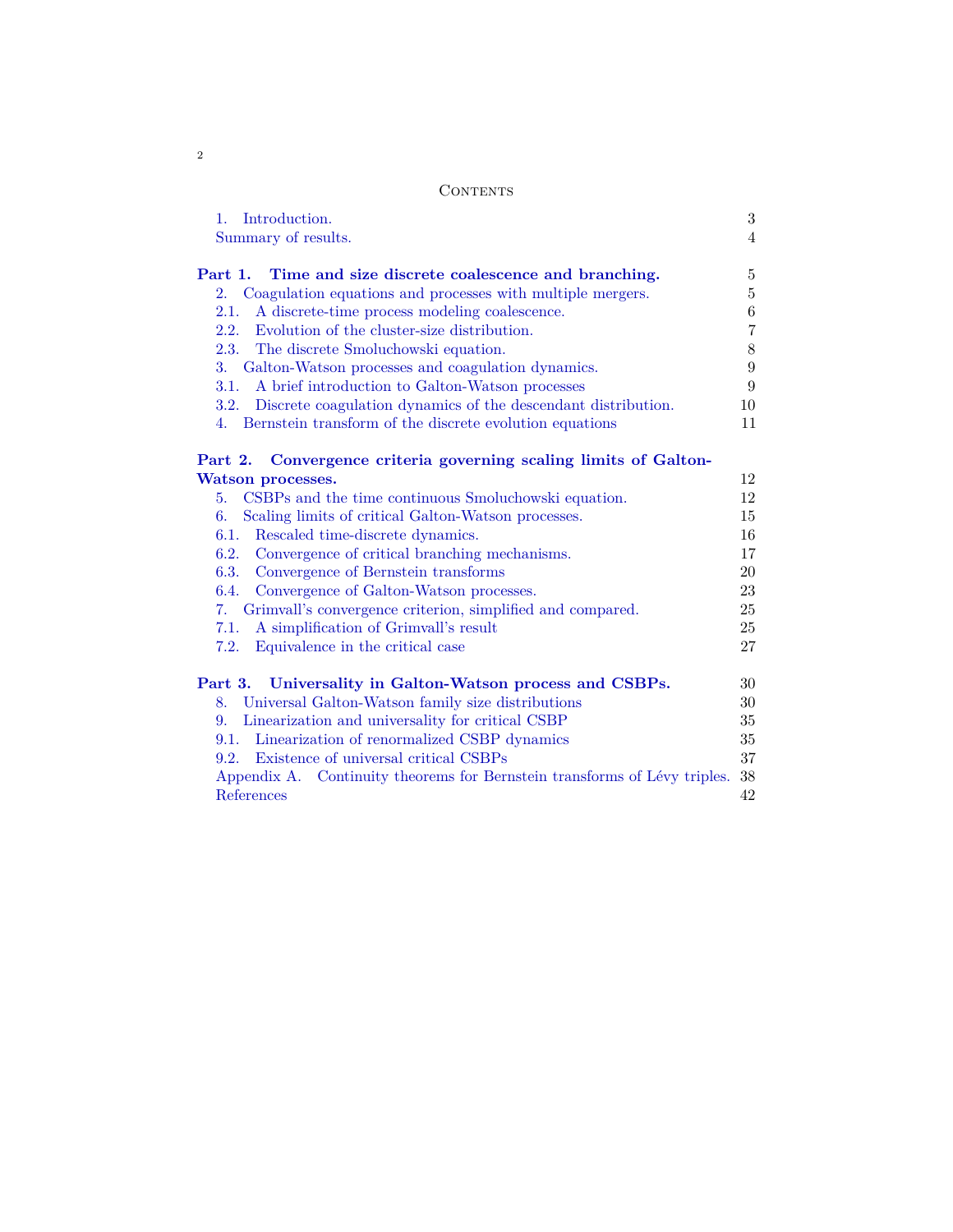## Contents

| | |
|---|---|
| 1. Introduction. | 3 |
| Summary of results. | 4 |
| **Part 1. Time and size discrete coalescence and branching.** | 5 |
| 2. Coagulation equations and processes with multiple mergers. | 5 |
| 2.1. A discrete-time process modeling coalescence. | 6 |
| 2.2. Evolution of the cluster-size distribution. | 7 |
| 2.3. The discrete Smoluchowski equation. | 8 |
| 3. Galton-Watson processes and coagulation dynamics. | 9 |
| 3.1. A brief introduction to Galton-Watson processes | 9 |
| 3.2. Discrete coagulation dynamics of the descendant distribution. | 10 |
| 4. Bernstein transform of the discrete evolution equations | 11 |
| **Part 2. Convergence criteria governing scaling limits of Galton-Watson processes.** | 12 |
| 5. CSBPs and the time continuous Smoluchowski equation. | 12 |
| 6. Scaling limits of critical Galton-Watson processes. | 15 |
| 6.1. Rescaled time-discrete dynamics. | 16 |
| 6.2. Convergence of critical branching mechanisms. | 17 |
| 6.3. Convergence of Bernstein transforms | 20 |
| 6.4. Convergence of Galton-Watson processes. | 23 |
| 7. Grimvall's convergence criterion, simplified and compared. | 25 |
| 7.1. A simplification of Grimvall's result | 25 |
| 7.2. Equivalence in the critical case | 27 |
| **Part 3. Universality in Galton-Watson process and CSBPs.** | 30 |
| 8. Universal Galton-Watson family size distributions | 30 |
| 9. Linearization and universality for critical CSBP | 35 |
| 9.1. Linearization of renormalized CSBP dynamics | 35 |
| 9.2. Existence of universal critical CSBPs | 37 |
| Appendix A. Continuity theorems for Bernstein transforms of Lévy triples. | 38 |
| References | 42 |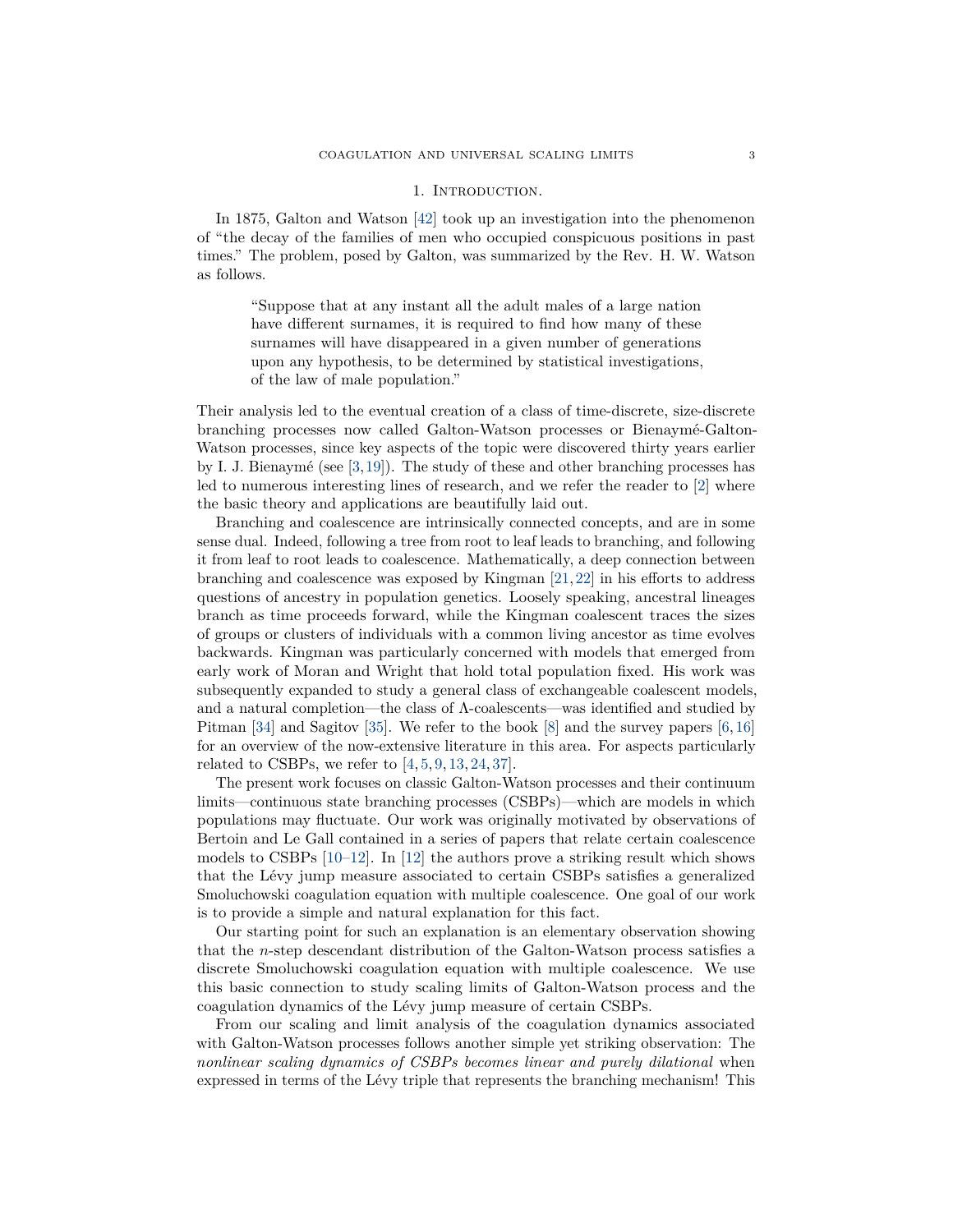# 1. Introduction.

In 1875, Galton and Watson [42] took up an investigation into the phenomenon of "the decay of the families of men who occupied conspicuous positions in past times." The problem, posed by Galton, was summarized by the Rev. H. W. Watson as follows.

> "Suppose that at any instant all the adult males of a large nation have different surnames, it is required to find how many of these surnames will have disappeared in a given number of generations upon any hypothesis, to be determined by statistical investigations, of the law of male population."

Their analysis led to the eventual creation of a class of time-discrete, size-discrete branching processes now called Galton-Watson processes or Bienaymé-Galton-Watson processes, since key aspects of the topic were discovered thirty years earlier by I. J. Bienaymé (see [3,19]). The study of these and other branching processes has led to numerous interesting lines of research, and we refer the reader to [2] where the basic theory and applications are beautifully laid out.

Branching and coalescence are intrinsically connected concepts, and are in some sense dual. Indeed, following a tree from root to leaf leads to branching, and following it from leaf to root leads to coalescence. Mathematically, a deep connection between branching and coalescence was exposed by Kingman [21,22] in his efforts to address questions of ancestry in population genetics. Loosely speaking, ancestral lineages branch as time proceeds forward, while the Kingman coalescent traces the sizes of groups or clusters of individuals with a common living ancestor as time evolves backwards. Kingman was particularly concerned with models that emerged from early work of Moran and Wright that hold total population fixed. His work was subsequently expanded to study a general class of exchangeable coalescent models, and a natural completion—the class of $\Lambda$-coalescents—was identified and studied by Pitman [34] and Sagitov [35]. We refer to the book [8] and the survey papers [6,16] for an overview of the now-extensive literature in this area. For aspects particularly related to CSBPs, we refer to [4,5,9,13,24,37].

The present work focuses on classic Galton-Watson processes and their continuum limits—continuous state branching processes (CSBPs)—which are models in which populations may fluctuate. Our work was originally motivated by observations of Bertoin and Le Gall contained in a series of papers that relate certain coalescence models to CSBPs [10–12]. In [12] the authors prove a striking result which shows that the Lévy jump measure associated to certain CSBPs satisfies a generalized Smoluchowski coagulation equation with multiple coalescence. One goal of our work is to provide a simple and natural explanation for this fact.

Our starting point for such an explanation is an elementary observation showing that the $n$-step descendant distribution of the Galton-Watson process satisfies a discrete Smoluchowski coagulation equation with multiple coalescence. We use this basic connection to study scaling limits of Galton-Watson process and the coagulation dynamics of the Lévy jump measure of certain CSBPs.

From our scaling and limit analysis of the coagulation dynamics associated with Galton-Watson processes follows another simple yet striking observation: The *nonlinear scaling dynamics of CSBPs becomes linear and purely dilational* when expressed in terms of the Lévy triple that represents the branching mechanism! This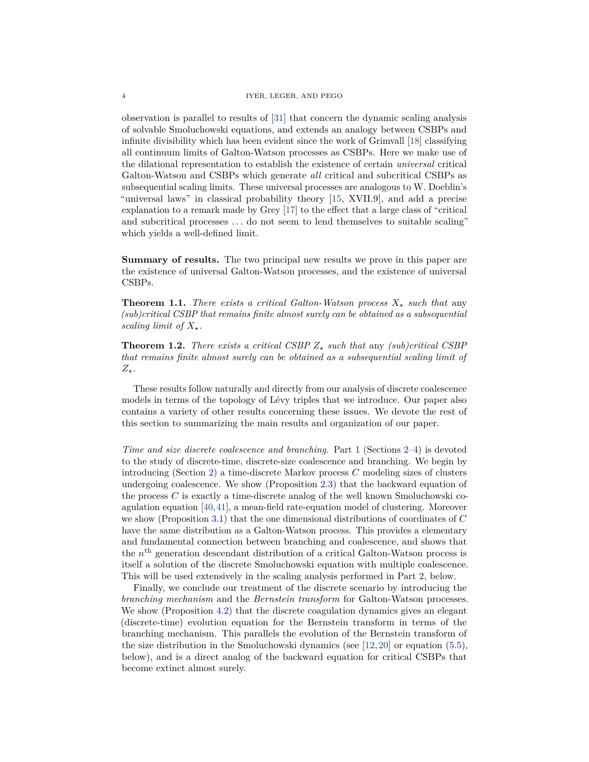observation is parallel to results of [31] that concern the dynamic scaling analysis of solvable Smoluchowski equations, and extends an analogy between CSBPs and infinite divisibility which has been evident since the work of Grimvall [18] classifying all continuum limits of Galton-Watson processes as CSBPs. Here we make use of the dilational representation to establish the existence of certain *universal* critical Galton-Watson and CSBPs which generate *all* critical and subcritical CSBPs as subsequential scaling limits. These universal processes are analogous to W. Doeblin's "universal laws" in classical probability theory [15, XVII.9], and add a precise explanation to a remark made by Grey [17] to the effect that a large class of "critical and subcritical processes ... do not seem to lend themselves to suitable scaling" which yields a well-defined limit.

**Summary of results.** The two principal new results we prove in this paper are the existence of universal Galton-Watson processes, and the existence of universal CSBPs.

**Theorem 1.1.** *There exists a critical Galton-Watson process $X_\star$ such that* any *(sub)critical CSBP that remains finite almost surely can be obtained as a subsequential scaling limit of $X_\star$.*

**Theorem 1.2.** *There exists a critical CSBP $Z_\star$ such that* any *(sub)critical CSBP that remains finite almost surely can be obtained as a subsequential scaling limit of $Z_\star$.*

These results follow naturally and directly from our analysis of discrete coalescence models in terms of the topology of Lévy triples that we introduce. Our paper also contains a variety of other results concerning these issues. We devote the rest of this section to summarizing the main results and organization of our paper.

*Time and size discrete coalescence and branching.* Part 1 (Sections 2–4) is devoted to the study of discrete-time, discrete-size coalescence and branching. We begin by introducing (Section 2) a time-discrete Markov process $C$ modeling sizes of clusters undergoing coalescence. We show (Proposition 2.3) that the backward equation of the process $C$ is exactly a time-discrete analog of the well known Smoluchowski coagulation equation [40, 41], a mean-field rate-equation model of clustering. Moreover we show (Proposition 3.1) that the one dimensional distributions of coordinates of $C$ have the same distribution as a Galton-Watson process. This provides a elementary and fundamental connection between branching and coalescence, and shows that the $n^{\text{th}}$ generation descendant distribution of a critical Galton-Watson process is itself a solution of the discrete Smoluchowski equation with multiple coalescence. This will be used extensively in the scaling analysis performed in Part 2, below.

Finally, we conclude our treatment of the discrete scenario by introducing the *branching mechanism* and the *Bernstein transform* for Galton-Watson processes. We show (Proposition 4.2) that the discrete coagulation dynamics gives an elegant (discrete-time) evolution equation for the Bernstein transform in terms of the branching mechanism. This parallels the evolution of the Bernstein transform of the size distribution in the Smoluchowski dynamics (see [12, 20] or equation (5.5), below), and is a direct analog of the backward equation for critical CSBPs that become extinct almost surely.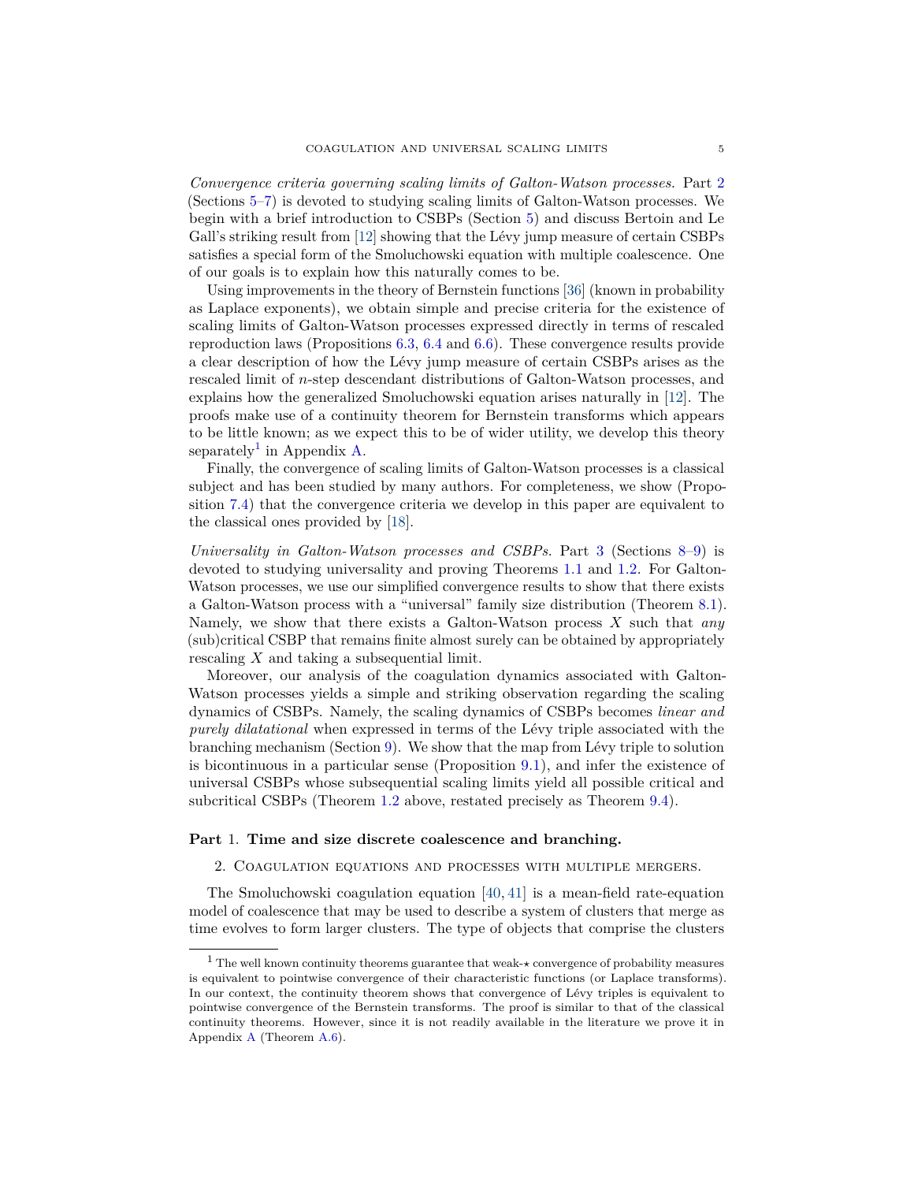*Convergence criteria governing scaling limits of Galton-Watson processes.* Part 2 (Sections 5–7) is devoted to studying scaling limits of Galton-Watson processes. We begin with a brief introduction to CSBPs (Section 5) and discuss Bertoin and Le Gall's striking result from [12] showing that the Lévy jump measure of certain CSBPs satisfies a special form of the Smoluchowski equation with multiple coalescence. One of our goals is to explain how this naturally comes to be.

Using improvements in the theory of Bernstein functions [36] (known in probability as Laplace exponents), we obtain simple and precise criteria for the existence of scaling limits of Galton-Watson processes expressed directly in terms of rescaled reproduction laws (Propositions 6.3, 6.4 and 6.6). These convergence results provide a clear description of how the Lévy jump measure of certain CSBPs arises as the rescaled limit of $n$-step descendant distributions of Galton-Watson processes, and explains how the generalized Smoluchowski equation arises naturally in [12]. The proofs make use of a continuity theorem for Bernstein transforms which appears to be little known; as we expect this to be of wider utility, we develop this theory separately[1] in Appendix A.

Finally, the convergence of scaling limits of Galton-Watson processes is a classical subject and has been studied by many authors. For completeness, we show (Proposition 7.4) that the convergence criteria we develop in this paper are equivalent to the classical ones provided by [18].

*Universality in Galton-Watson processes and CSBPs.* Part 3 (Sections 8–9) is devoted to studying universality and proving Theorems 1.1 and 1.2. For Galton-Watson processes, we use our simplified convergence results to show that there exists a Galton-Watson process with a "universal" family size distribution (Theorem 8.1). Namely, we show that there exists a Galton-Watson process $X$ such that *any* (sub)critical CSBP that remains finite almost surely can be obtained by appropriately rescaling $X$ and taking a subsequential limit.

Moreover, our analysis of the coagulation dynamics associated with Galton-Watson processes yields a simple and striking observation regarding the scaling dynamics of CSBPs. Namely, the scaling dynamics of CSBPs becomes *linear and purely dilatational* when expressed in terms of the Lévy triple associated with the branching mechanism (Section 9). We show that the map from Lévy triple to solution is bicontinuous in a particular sense (Proposition 9.1), and infer the existence of universal CSBPs whose subsequential scaling limits yield all possible critical and subcritical CSBPs (Theorem 1.2 above, restated precisely as Theorem 9.4).

# Part 1. Time and size discrete coalescence and branching.

## 2. Coagulation equations and processes with multiple mergers.

The Smoluchowski coagulation equation [40, 41] is a mean-field rate-equation model of coalescence that may be used to describe a system of clusters that merge as time evolves to form larger clusters. The type of objects that comprise the clusters

[1] The well known continuity theorems guarantee that weak-$\star$ convergence of probability measures is equivalent to pointwise convergence of their characteristic functions (or Laplace transforms). In our context, the continuity theorem shows that convergence of Lévy triples is equivalent to pointwise convergence of the Bernstein transforms. The proof is similar to that of the classical continuity theorems. However, since it is not readily available in the literature we prove it in Appendix A (Theorem A.6).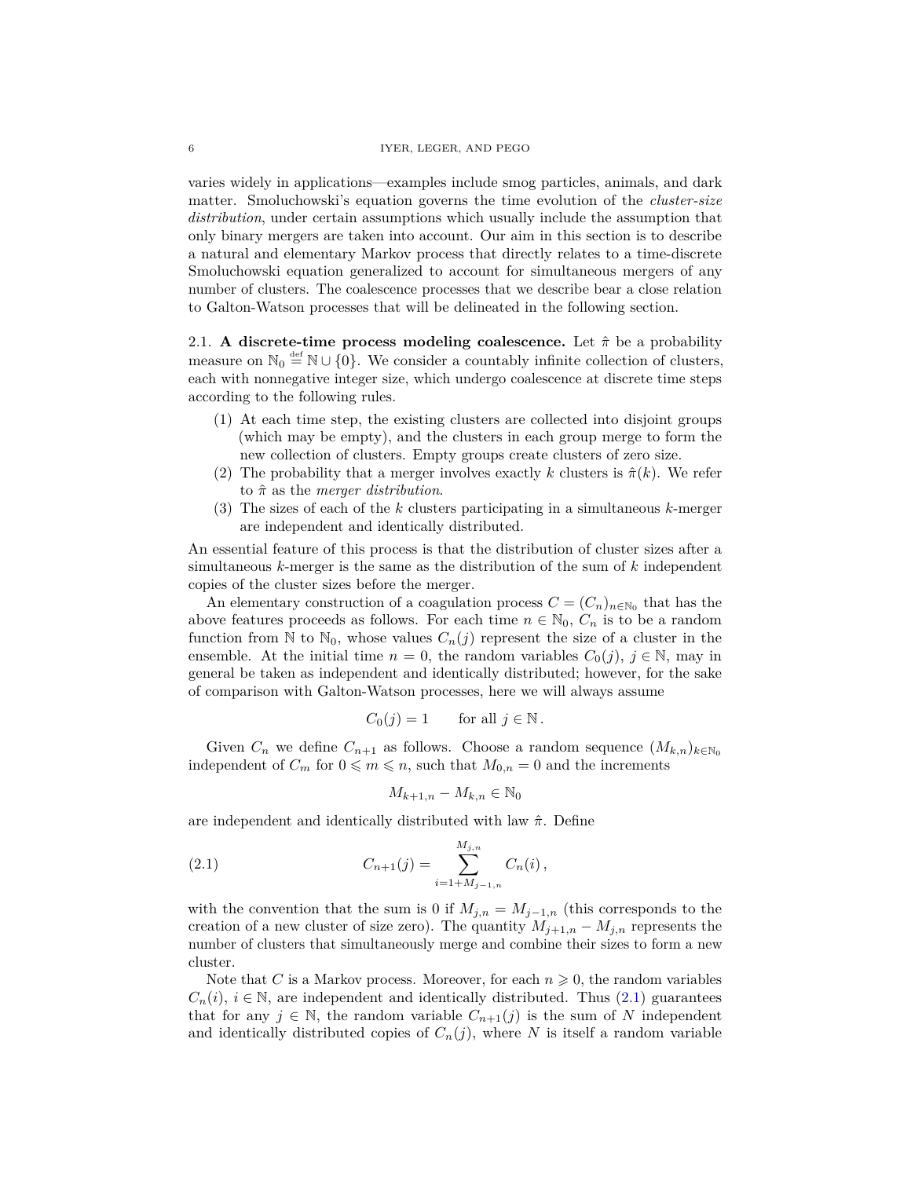varies widely in applications—examples include smog particles, animals, and dark matter. Smoluchowski's equation governs the time evolution of the *cluster-size distribution*, under certain assumptions which usually include the assumption that only binary mergers are taken into account. Our aim in this section is to describe a natural and elementary Markov process that directly relates to a time-discrete Smoluchowski equation generalized to account for simultaneous mergers of any number of clusters. The coalescence processes that we describe bear a close relation to Galton-Watson processes that will be delineated in the following section.

### 2.1. A discrete-time process modeling coalescence.

Let $\hat{\pi}$ be a probability measure on $\mathbb{N}_0 \stackrel{\text{def}}{=} \mathbb{N} \cup \{0\}$. We consider a countably infinite collection of clusters, each with nonnegative integer size, which undergo coalescence at discrete time steps according to the following rules.

1. At each time step, the existing clusters are collected into disjoint groups (which may be empty), and the clusters in each group merge to form the new collection of clusters. Empty groups create clusters of zero size.
2. The probability that a merger involves exactly $k$ clusters is $\hat{\pi}(k)$. We refer to $\hat{\pi}$ as the *merger distribution*.
3. The sizes of each of the $k$ clusters participating in a simultaneous $k$-merger are independent and identically distributed.

An essential feature of this process is that the distribution of cluster sizes after a simultaneous $k$-merger is the same as the distribution of the sum of $k$ independent copies of the cluster sizes before the merger.

An elementary construction of a coagulation process $C = (C_n)_{n\in\mathbb{N}_0}$ that has the above features proceeds as follows. For each time $n \in \mathbb{N}_0$, $C_n$ is to be a random function from $\mathbb{N}$ to $\mathbb{N}_0$, whose values $C_n(j)$ represent the size of a cluster in the ensemble. At the initial time $n = 0$, the random variables $C_0(j)$, $j \in \mathbb{N}$, may in general be taken as independent and identically distributed; however, for the sake of comparison with Galton-Watson processes, here we will always assume

$$C_0(j) = 1 \qquad \text{for all } j \in \mathbb{N}\,.$$

Given $C_n$ we define $C_{n+1}$ as follows. Choose a random sequence $(M_{k,n})_{k\in\mathbb{N}_0}$ independent of $C_m$ for $0 \leqslant m \leqslant n$, such that $M_{0,n} = 0$ and the increments

$$M_{k+1,n} - M_{k,n} \in \mathbb{N}_0$$

are independent and identically distributed with law $\hat{\pi}$. Define

$$C_{n+1}(j) = \sum_{i=1+M_{j-1,n}}^{M_{j,n}} C_n(i)\,, \tag{2.1}$$

with the convention that the sum is 0 if $M_{j,n} = M_{j-1,n}$ (this corresponds to the creation of a new cluster of size zero). The quantity $M_{j+1,n} - M_{j,n}$ represents the number of clusters that simultaneously merge and combine their sizes to form a new cluster.

Note that $C$ is a Markov process. Moreover, for each $n \geqslant 0$, the random variables $C_n(i)$, $i \in \mathbb{N}$, are independent and identically distributed. Thus (2.1) guarantees that for any $j \in \mathbb{N}$, the random variable $C_{n+1}(j)$ is the sum of $N$ independent and identically distributed copies of $C_n(j)$, where $N$ is itself a random variable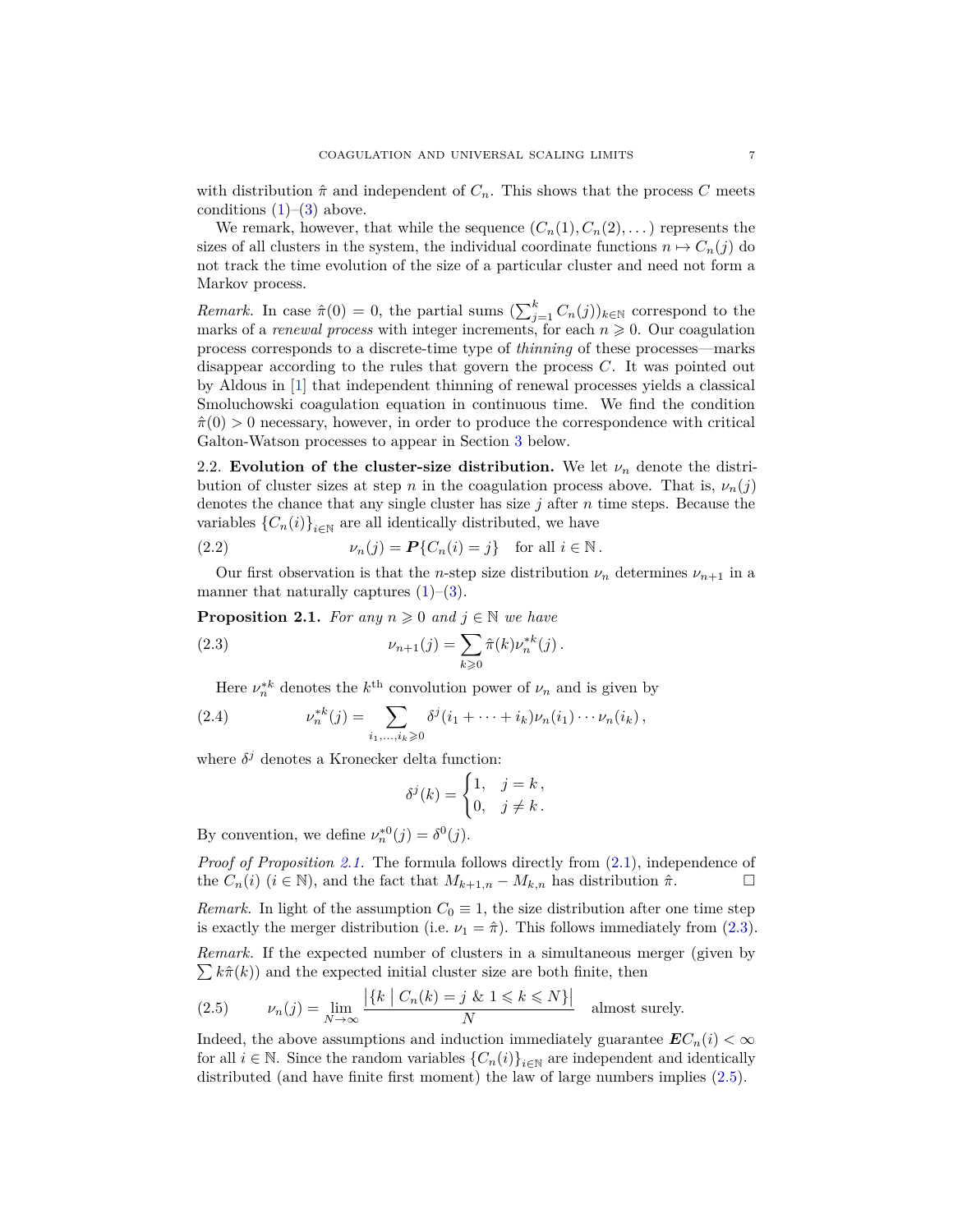with distribution $\hat{\pi}$ and independent of $C_n$. This shows that the process $C$ meets conditions (1)–(3) above.

We remark, however, that while the sequence $(C_n(1), C_n(2), \dots)$ represents the sizes of all clusters in the system, the individual coordinate functions $n \mapsto C_n(j)$ do not track the time evolution of the size of a particular cluster and need not form a Markov process.

*Remark.* In case $\hat{\pi}(0) = 0$, the partial sums $(\sum_{j=1}^{k} C_n(j))_{k \in \mathbb{N}}$ correspond to the marks of a *renewal process* with integer increments, for each $n \geqslant 0$. Our coagulation process corresponds to a discrete-time type of *thinning* of these processes—marks disappear according to the rules that govern the process $C$. It was pointed out by Aldous in [1] that independent thinning of renewal processes yields a classical Smoluchowski coagulation equation in continuous time. We find the condition $\hat{\pi}(0) > 0$ necessary, however, in order to produce the correspondence with critical Galton-Watson processes to appear in Section 3 below.

2.2. **Evolution of the cluster-size distribution.** We let $\nu_n$ denote the distribution of cluster sizes at step $n$ in the coagulation process above. That is, $\nu_n(j)$ denotes the chance that any single cluster has size $j$ after $n$ time steps. Because the variables $\{C_n(i)\}_{i \in \mathbb{N}}$ are all identically distributed, we have

$$\nu_n(j) = \boldsymbol{P}\{C_n(i) = j\} \quad \text{for all } i \in \mathbb{N}\,. \tag{2.2}$$

Our first observation is that the $n$-step size distribution $\nu_n$ determines $\nu_{n+1}$ in a manner that naturally captures (1)–(3).

**Proposition 2.1.** *For any $n \geqslant 0$ and $j \in \mathbb{N}$ we have*

$$\nu_{n+1}(j) = \sum_{k \geqslant 0} \hat{\pi}(k) \nu_n^{*k}(j)\,. \tag{2.3}$$

Here $\nu_n^{*k}$ denotes the $k^{\text{th}}$ convolution power of $\nu_n$ and is given by

$$\nu_n^{*k}(j) = \sum_{i_1, \dots, i_k \geqslant 0} \delta^j(i_1 + \cdots + i_k) \nu_n(i_1) \cdots \nu_n(i_k)\,, \tag{2.4}$$

where $\delta^j$ denotes a Kronecker delta function:

$$\delta^j(k) = \begin{cases} 1, & j = k\,, \\ 0, & j \neq k\,. \end{cases}$$

By convention, we define $\nu_n^{*0}(j) = \delta^0(j)$.

*Proof of Proposition 2.1.* The formula follows directly from (2.1), independence of the $C_n(i)$ $(i \in \mathbb{N})$, and the fact that $M_{k+1,n} - M_{k,n}$ has distribution $\hat{\pi}$. $\square$

*Remark.* In light of the assumption $C_0 \equiv 1$, the size distribution after one time step is exactly the merger distribution (i.e. $\nu_1 = \hat{\pi}$). This follows immediately from (2.3).

*Remark.* If the expected number of clusters in a simultaneous merger (given by $\sum k \hat{\pi}(k)$) and the expected initial cluster size are both finite, then

$$\nu_n(j) = \lim_{N \to \infty} \frac{\left|\{k \mid C_n(k) = j \;\&\; 1 \leqslant k \leqslant N\}\right|}{N} \quad \text{almost surely.} \tag{2.5}$$

Indeed, the above assumptions and induction immediately guarantee $\boldsymbol{E} C_n(i) < \infty$ for all $i \in \mathbb{N}$. Since the random variables $\{C_n(i)\}_{i \in \mathbb{N}}$ are independent and identically distributed (and have finite first moment) the law of large numbers implies (2.5).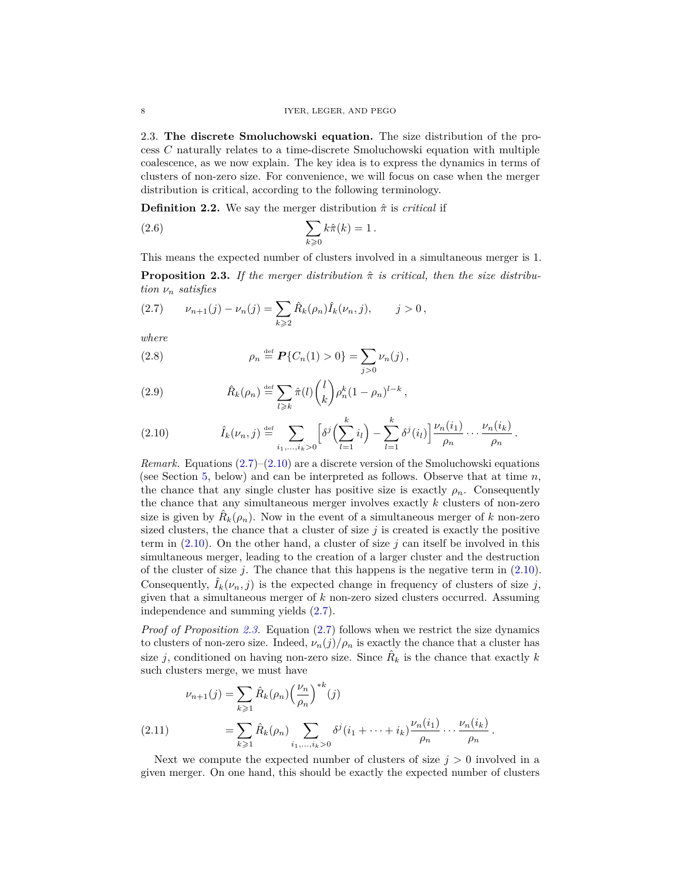### 2.3. The discrete Smoluchowski equation.

The size distribution of the process $C$ naturally relates to a time-discrete Smoluchowski equation with multiple coalescence, as we now explain. The key idea is to express the dynamics in terms of clusters of non-zero size. For convenience, we will focus on case when the merger distribution is critical, according to the following terminology.

**Definition 2.2.** We say the merger distribution $\hat{\pi}$ is *critical* if

$$\sum_{k \geqslant 0} k\hat{\pi}(k) = 1\,. \tag{2.6}$$

This means the expected number of clusters involved in a simultaneous merger is 1.

**Proposition 2.3.** *If the merger distribution $\hat{\pi}$ is critical, then the size distribution $\nu_n$ satisfies*

$$\nu_{n+1}(j) - \nu_n(j) = \sum_{k \geqslant 2} \hat{R}_k(\rho_n)\hat{I}_k(\nu_n, j), \qquad j > 0\,, \tag{2.7}$$

*where*

$$\rho_n \stackrel{\text{def}}{=} \boldsymbol{P}\{C_n(1) > 0\} = \sum_{j>0} \nu_n(j)\,, \tag{2.8}$$

$$\hat{R}_k(\rho_n) \stackrel{\text{def}}{=} \sum_{l \geqslant k} \hat{\pi}(l)\binom{l}{k}\rho_n^k(1-\rho_n)^{l-k}\,, \tag{2.9}$$

$$\hat{I}_k(\nu_n, j) \stackrel{\text{def}}{=} \sum_{i_1,\dots,i_k>0}\Big[\delta^j\Big(\sum_{l=1}^k i_l\Big) - \sum_{l=1}^k \delta^j(i_l)\Big]\frac{\nu_n(i_1)}{\rho_n}\cdots\frac{\nu_n(i_k)}{\rho_n}\,. \tag{2.10}$$

*Remark.* Equations (2.7)–(2.10) are a discrete version of the Smoluchowski equations (see Section 5, below) and can be interpreted as follows. Observe that at time $n$, the chance that any single cluster has positive size is exactly $\rho_n$. Consequently the chance that any simultaneous merger involves exactly $k$ clusters of non-zero size is given by $\hat{R}_k(\rho_n)$. Now in the event of a simultaneous merger of $k$ non-zero sized clusters, the chance that a cluster of size $j$ is created is exactly the positive term in (2.10). On the other hand, a cluster of size $j$ can itself be involved in this simultaneous merger, leading to the creation of a larger cluster and the destruction of the cluster of size $j$. The chance that this happens is the negative term in (2.10). Consequently, $\hat{I}_k(\nu_n, j)$ is the expected change in frequency of clusters of size $j$, given that a simultaneous merger of $k$ non-zero sized clusters occurred. Assuming independence and summing yields (2.7).

*Proof of Proposition 2.3.* Equation (2.7) follows when we restrict the size dynamics to clusters of non-zero size. Indeed, $\nu_n(j)/\rho_n$ is exactly the chance that a cluster has size $j$, conditioned on having non-zero size. Since $\hat{R}_k$ is the chance that exactly $k$ such clusters merge, we must have

$$\begin{aligned}
\nu_{n+1}(j) &= \sum_{k\geqslant 1}\hat{R}_k(\rho_n)\Big(\frac{\nu_n}{\rho_n}\Big)^{*k}(j) \\
&= \sum_{k\geqslant 1}\hat{R}_k(\rho_n)\sum_{i_1,\dots,i_k>0}\delta^j(i_1+\cdots+i_k)\frac{\nu_n(i_1)}{\rho_n}\cdots\frac{\nu_n(i_k)}{\rho_n}\,.
\end{aligned} \tag{2.11}$$

Next we compute the expected number of clusters of size $j > 0$ involved in a given merger. On one hand, this should be exactly the expected number of clusters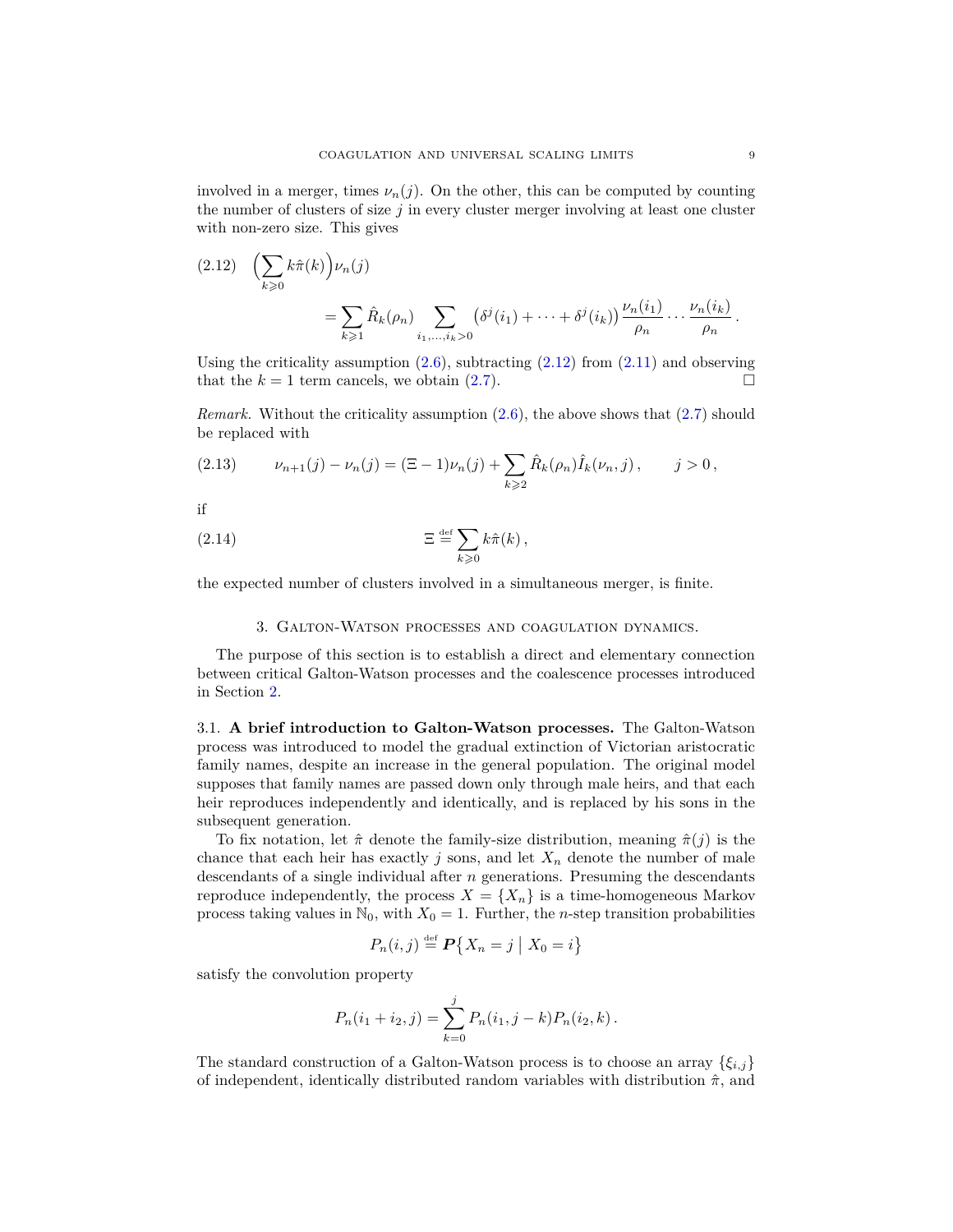involved in a merger, times $\nu_n(j)$. On the other, this can be computed by counting the number of clusters of size $j$ in every cluster merger involving at least one cluster with non-zero size. This gives

$$\Big(\sum_{k\geqslant 0} k\hat{\pi}(k)\Big)\nu_n(j) = \sum_{k\geqslant 1} \hat{R}_k(\rho_n) \sum_{i_1,\dots,i_k>0} \big(\delta^j(i_1)+\cdots+\delta^j(i_k)\big)\frac{\nu_n(i_1)}{\rho_n}\cdots\frac{\nu_n(i_k)}{\rho_n}\,. \tag{2.12}$$

Using the criticality assumption (2.6), subtracting (2.12) from (2.11) and observing that the $k=1$ term cancels, we obtain (2.7). $\square$

*Remark.* Without the criticality assumption (2.6), the above shows that (2.7) should be replaced with

$$\nu_{n+1}(j) - \nu_n(j) = (\Xi - 1)\nu_n(j) + \sum_{k\geqslant 2} \hat{R}_k(\rho_n)\hat{I}_k(\nu_n, j)\,, \qquad j>0\,, \tag{2.13}$$

if

$$\Xi \stackrel{\text{def}}{=} \sum_{k\geqslant 0} k\hat{\pi}(k)\,, \tag{2.14}$$

the expected number of clusters involved in a simultaneous merger, is finite.

## 3. Galton-Watson processes and coagulation dynamics.

The purpose of this section is to establish a direct and elementary connection between critical Galton-Watson processes and the coalescence processes introduced in Section 2.

### 3.1. A brief introduction to Galton-Watson processes.

The Galton-Watson process was introduced to model the gradual extinction of Victorian aristocratic family names, despite an increase in the general population. The original model supposes that family names are passed down only through male heirs, and that each heir reproduces independently and identically, and is replaced by his sons in the subsequent generation.

To fix notation, let $\hat{\pi}$ denote the family-size distribution, meaning $\hat{\pi}(j)$ is the chance that each heir has exactly $j$ sons, and let $X_n$ denote the number of male descendants of a single individual after $n$ generations. Presuming the descendants reproduce independently, the process $X = \{X_n\}$ is a time-homogeneous Markov process taking values in $\mathbb{N}_0$, with $X_0 = 1$. Further, the $n$-step transition probabilities

$$P_n(i,j) \stackrel{\text{def}}{=} \boldsymbol{P}\big\{X_n = j \;\big|\; X_0 = i\big\}$$

satisfy the convolution property

$$P_n(i_1+i_2, j) = \sum_{k=0}^{j} P_n(i_1, j-k)P_n(i_2,k)\,.$$

The standard construction of a Galton-Watson process is to choose an array $\{\xi_{i,j}\}$ of independent, identically distributed random variables with distribution $\hat{\pi}$, and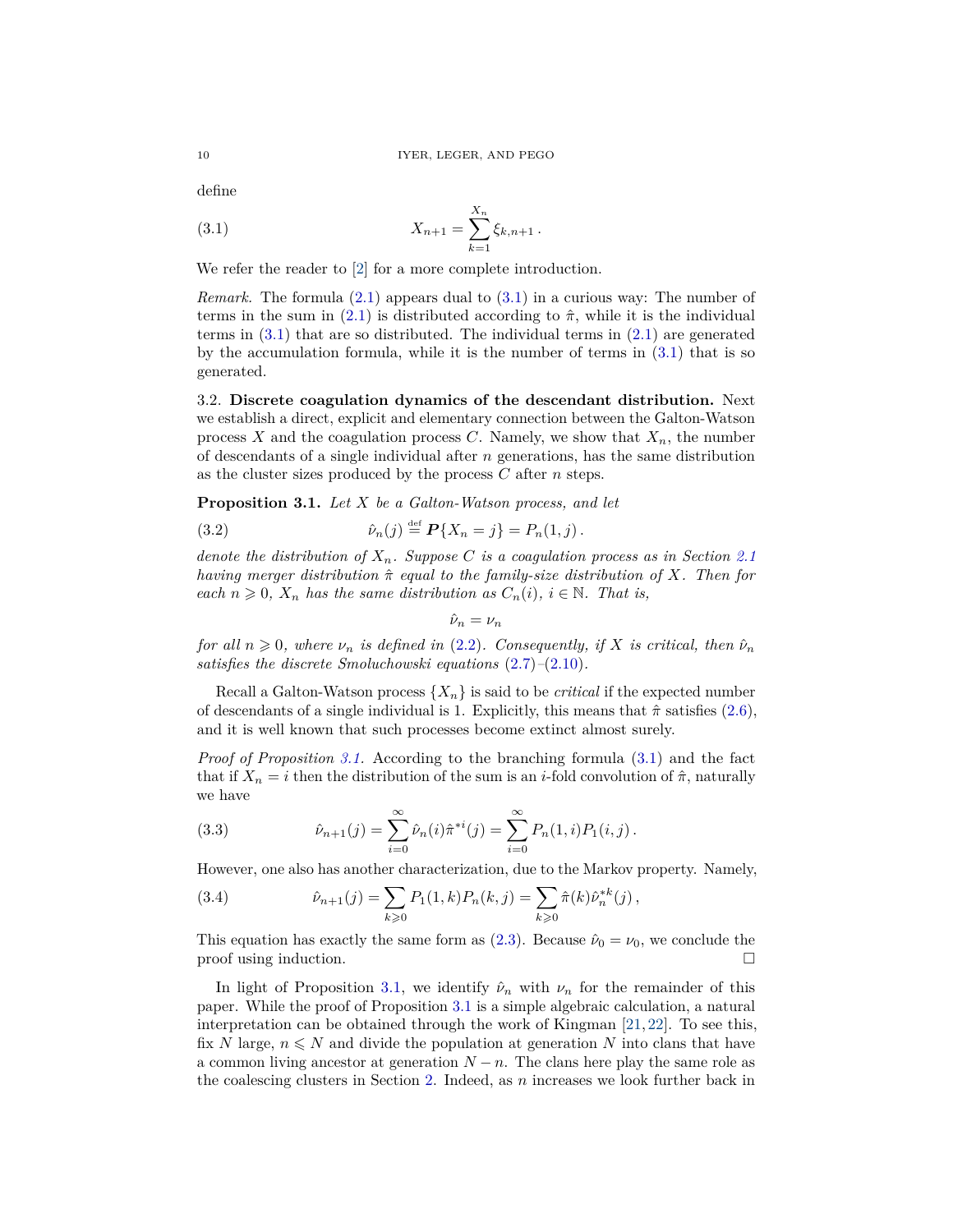define

$$X_{n+1} = \sum_{k=1}^{X_n} \xi_{k,n+1}\,. \tag{3.1}$$

We refer the reader to [2] for a more complete introduction.

*Remark.* The formula (2.1) appears dual to (3.1) in a curious way: The number of terms in the sum in (2.1) is distributed according to $\hat\pi$, while it is the individual terms in (3.1) that are so distributed. The individual terms in (2.1) are generated by the accumulation formula, while it is the number of terms in (3.1) that is so generated.

3.2. **Discrete coagulation dynamics of the descendant distribution.** Next we establish a direct, explicit and elementary connection between the Galton-Watson process $X$ and the coagulation process $C$. Namely, we show that $X_n$, the number of descendants of a single individual after $n$ generations, has the same distribution as the cluster sizes produced by the process $C$ after $n$ steps.

**Proposition 3.1.** *Let $X$ be a Galton-Watson process, and let*

$$\hat\nu_n(j) \stackrel{\text{def}}{=} \boldsymbol{P}\{X_n = j\} = P_n(1,j)\,. \tag{3.2}$$

*denote the distribution of $X_n$. Suppose $C$ is a coagulation process as in Section 2.1 having merger distribution $\hat\pi$ equal to the family-size distribution of $X$. Then for each $n \geqslant 0$, $X_n$ has the same distribution as $C_n(i)$, $i \in \mathbb{N}$. That is,*

$$\hat\nu_n = \nu_n$$

*for all $n \geqslant 0$, where $\nu_n$ is defined in (2.2). Consequently, if $X$ is critical, then $\hat\nu_n$ satisfies the discrete Smoluchowski equations (2.7)–(2.10).*

Recall a Galton-Watson process $\{X_n\}$ is said to be *critical* if the expected number of descendants of a single individual is 1. Explicitly, this means that $\hat\pi$ satisfies (2.6), and it is well known that such processes become extinct almost surely.

*Proof of Proposition 3.1.* According to the branching formula (3.1) and the fact that if $X_n = i$ then the distribution of the sum is an $i$-fold convolution of $\hat\pi$, naturally we have

$$\hat\nu_{n+1}(j) = \sum_{i=0}^{\infty} \hat\nu_n(i)\hat\pi^{*i}(j) = \sum_{i=0}^{\infty} P_n(1,i)P_1(i,j)\,. \tag{3.3}$$

However, one also has another characterization, due to the Markov property. Namely,

$$\hat\nu_{n+1}(j) = \sum_{k\geqslant 0} P_1(1,k)P_n(k,j) = \sum_{k\geqslant 0} \hat\pi(k)\hat\nu_n^{*k}(j)\,, \tag{3.4}$$

This equation has exactly the same form as (2.3). Because $\hat\nu_0 = \nu_0$, we conclude the proof using induction. $\square$

In light of Proposition 3.1, we identify $\hat\nu_n$ with $\nu_n$ for the remainder of this paper. While the proof of Proposition 3.1 is a simple algebraic calculation, a natural interpretation can be obtained through the work of Kingman [21,22]. To see this, fix $N$ large, $n \leqslant N$ and divide the population at generation $N$ into clans that have a common living ancestor at generation $N-n$. The clans here play the same role as the coalescing clusters in Section 2. Indeed, as $n$ increases we look further back in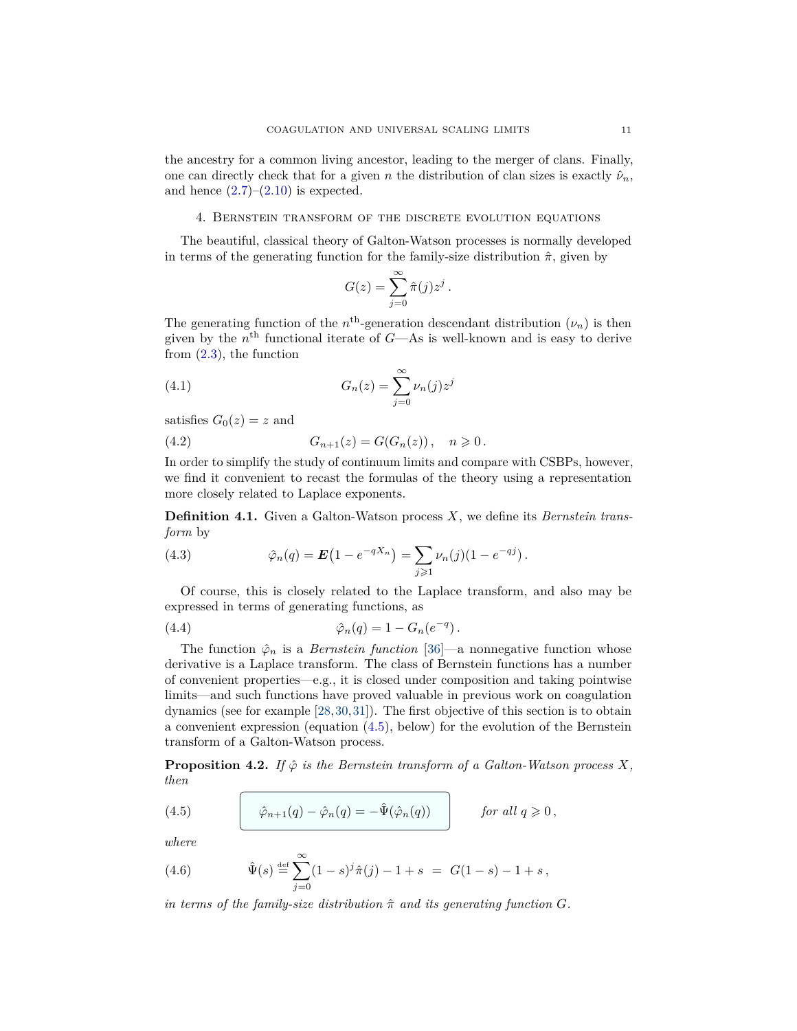the ancestry for a common living ancestor, leading to the merger of clans. Finally, one can directly check that for a given $n$ the distribution of clan sizes is exactly $\hat{\nu}_n$, and hence (2.7)–(2.10) is expected.

## 4. Bernstein transform of the discrete evolution equations

The beautiful, classical theory of Galton-Watson processes is normally developed in terms of the generating function for the family-size distribution $\hat{\pi}$, given by

$$G(z) = \sum_{j=0}^{\infty} \hat{\pi}(j) z^j \,.$$

The generating function of the $n^{\text{th}}$-generation descendant distribution $(\nu_n)$ is then given by the $n^{\text{th}}$ functional iterate of $G$—As is well-known and is easy to derive from (2.3), the function

$$G_n(z) = \sum_{j=0}^{\infty} \nu_n(j) z^j \tag{4.1}$$

satisfies $G_0(z) = z$ and

$$G_{n+1}(z) = G(G_n(z)) \,, \quad n \geqslant 0 \,. \tag{4.2}$$

In order to simplify the study of continuum limits and compare with CSBPs, however, we find it convenient to recast the formulas of the theory using a representation more closely related to Laplace exponents.

**Definition 4.1.** Given a Galton-Watson process $X$, we define its *Bernstein transform* by

$$\hat{\varphi}_n(q) = \boldsymbol{E}\big(1 - e^{-qX_n}\big) = \sum_{j \geqslant 1} \nu_n(j)(1 - e^{-qj}) \,. \tag{4.3}$$

Of course, this is closely related to the Laplace transform, and also may be expressed in terms of generating functions, as

$$\hat{\varphi}_n(q) = 1 - G_n(e^{-q}) \,. \tag{4.4}$$

The function $\hat{\varphi}_n$ is a *Bernstein function* [36]—a nonnegative function whose derivative is a Laplace transform. The class of Bernstein functions has a number of convenient properties—e.g., it is closed under composition and taking pointwise limits—and such functions have proved valuable in previous work on coagulation dynamics (see for example [28,30,31]). The first objective of this section is to obtain a convenient expression (equation (4.5), below) for the evolution of the Bernstein transform of a Galton-Watson process.

**Proposition 4.2.** *If $\hat{\varphi}$ is the Bernstein transform of a Galton-Watson process $X$, then*

$$\hat{\varphi}_{n+1}(q) - \hat{\varphi}_n(q) = -\hat{\Psi}(\hat{\varphi}_n(q)) \qquad \textit{for all } q \geqslant 0 \,, \tag{4.5}$$

*where*

$$\hat{\Psi}(s) \stackrel{\text{def}}{=} \sum_{j=0}^{\infty} (1-s)^j \hat{\pi}(j) - 1 + s \;=\; G(1-s) - 1 + s \,, \tag{4.6}$$

*in terms of the family-size distribution $\hat{\pi}$ and its generating function $G$.*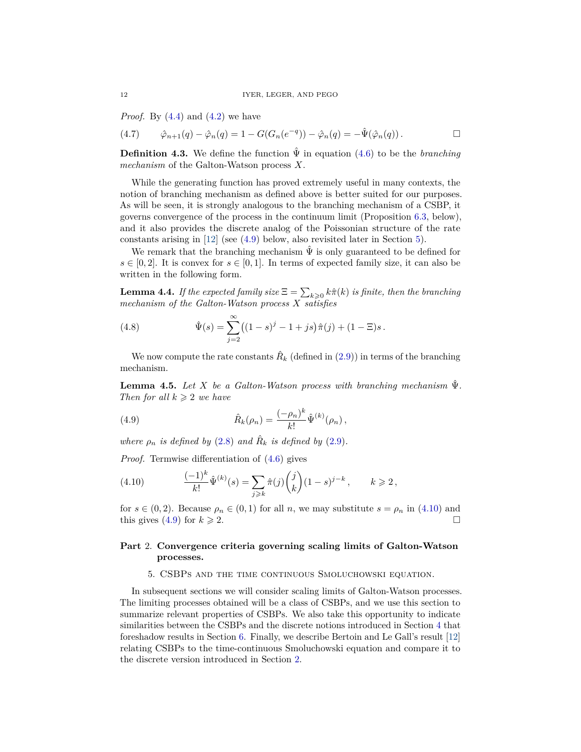*Proof.* By (4.4) and (4.2) we have

$$\hat{\varphi}_{n+1}(q) - \hat{\varphi}_n(q) = 1 - G(G_n(e^{-q})) - \hat{\varphi}_n(q) = -\hat{\Psi}(\hat{\varphi}_n(q)) \,. \tag{4.7}$$

□

**Definition 4.3.** We define the function $\hat{\Psi}$ in equation (4.6) to be the *branching mechanism* of the Galton-Watson process $X$.

While the generating function has proved extremely useful in many contexts, the notion of branching mechanism as defined above is better suited for our purposes. As will be seen, it is strongly analogous to the branching mechanism of a CSBP, it governs convergence of the process in the continuum limit (Proposition 6.3, below), and it also provides the discrete analog of the Poissonian structure of the rate constants arising in [12] (see (4.9) below, also revisited later in Section 5).

We remark that the branching mechanism $\hat{\Psi}$ is only guaranteed to be defined for $s \in [0, 2]$. It is convex for $s \in [0, 1]$. In terms of expected family size, it can also be written in the following form.

**Lemma 4.4.** *If the expected family size $\Xi = \sum_{k \geqslant 0} k\hat{\pi}(k)$ is finite, then the branching mechanism of the Galton-Watson process $X$ satisfies*

$$\hat{\Psi}(s) = \sum_{j=2}^{\infty} \big( (1-s)^j - 1 + js \big) \hat{\pi}(j) + (1 - \Xi)s \,. \tag{4.8}$$

We now compute the rate constants $\hat{R}_k$ (defined in (2.9)) in terms of the branching mechanism.

**Lemma 4.5.** *Let $X$ be a Galton-Watson process with branching mechanism $\hat{\Psi}$. Then for all $k \geqslant 2$ we have*

$$\hat{R}_k(\rho_n) = \frac{(-\rho_n)^k}{k!} \hat{\Psi}^{(k)}(\rho_n) \,, \tag{4.9}$$

*where $\rho_n$ is defined by (2.8) and $\hat{R}_k$ is defined by (2.9).*

*Proof.* Termwise differentiation of (4.6) gives

$$\frac{(-1)^k}{k!} \hat{\Psi}^{(k)}(s) = \sum_{j \geqslant k} \hat{\pi}(j) \binom{j}{k} (1-s)^{j-k} \,, \qquad k \geqslant 2 \,, \tag{4.10}$$

for $s \in (0, 2)$. Because $\rho_n \in (0, 1)$ for all $n$, we may substitute $s = \rho_n$ in (4.10) and this gives (4.9) for $k \geqslant 2$. □

# Part 2. Convergence criteria governing scaling limits of Galton-Watson processes.

## 5. CSBPs and the time continuous Smoluchowski equation.

In subsequent sections we will consider scaling limits of Galton-Watson processes. The limiting processes obtained will be a class of CSBPs, and we use this section to summarize relevant properties of CSBPs. We also take this opportunity to indicate similarities between the CSBPs and the discrete notions introduced in Section 4 that foreshadow results in Section 6. Finally, we describe Bertoin and Le Gall's result [12] relating CSBPs to the time-continuous Smoluchowski equation and compare it to the discrete version introduced in Section 2.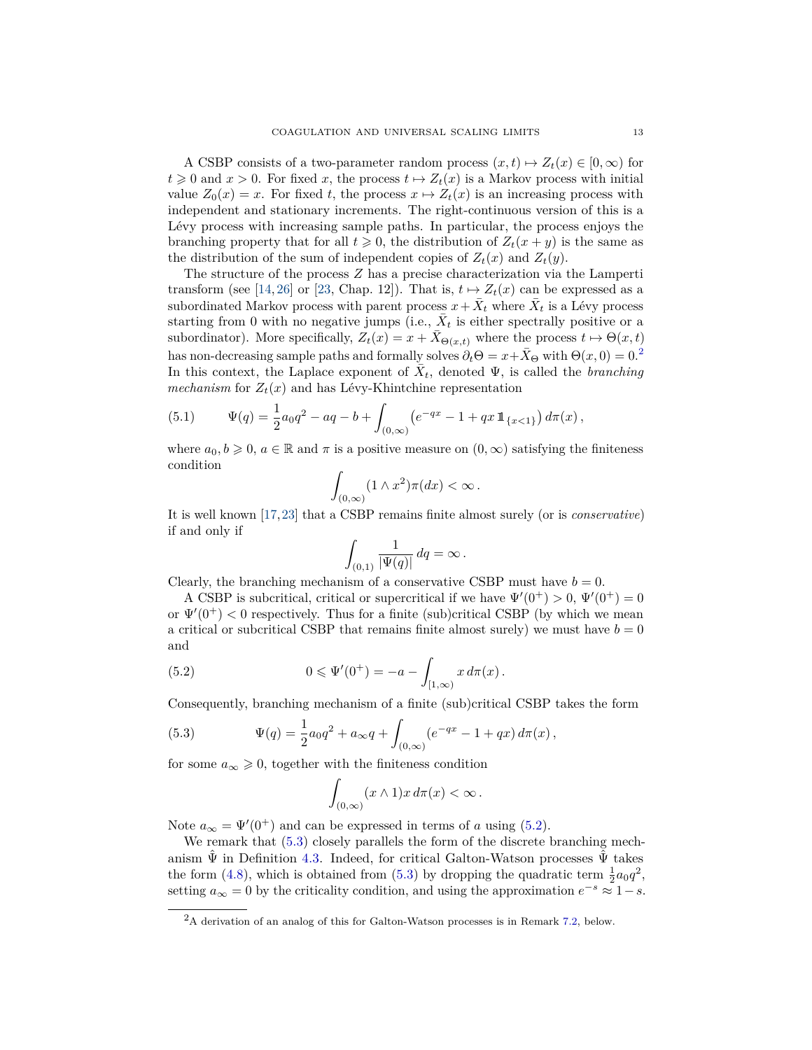A CSBP consists of a two-parameter random process $(x,t) \mapsto Z_t(x) \in [0,\infty)$ for $t \geqslant 0$ and $x > 0$. For fixed $x$, the process $t \mapsto Z_t(x)$ is a Markov process with initial value $Z_0(x) = x$. For fixed $t$, the process $x \mapsto Z_t(x)$ is an increasing process with independent and stationary increments. The right-continuous version of this is a Lévy process with increasing sample paths. In particular, the process enjoys the branching property that for all $t \geqslant 0$, the distribution of $Z_t(x+y)$ is the same as the distribution of the sum of independent copies of $Z_t(x)$ and $Z_t(y)$.

The structure of the process $Z$ has a precise characterization via the Lamperti transform (see [14, 26] or [23, Chap. 12]). That is, $t \mapsto Z_t(x)$ can be expressed as a subordinated Markov process with parent process $x + \bar{X}_t$ where $\bar{X}_t$ is a Lévy process starting from 0 with no negative jumps (i.e., $\bar{X}_t$ is either spectrally positive or a subordinator). More specifically, $Z_t(x) = x + \bar{X}_{\Theta(x,t)}$ where the process $t \mapsto \Theta(x,t)$ has non-decreasing sample paths and formally solves $\partial_t \Theta = x + \bar{X}_\Theta$ with $\Theta(x,0) = 0$.[2] In this context, the Laplace exponent of $\bar{X}_t$, denoted $\Psi$, is called the *branching mechanism* for $Z_t(x)$ and has Lévy-Khintchine representation

$$\Psi(q) = \frac{1}{2}a_0 q^2 - aq - b + \int_{(0,\infty)} \left(e^{-qx} - 1 + qx\,\mathbb{1}_{\{x<1\}}\right) d\pi(x)\,, \tag{5.1}$$

where $a_0, b \geqslant 0$, $a \in \mathbb{R}$ and $\pi$ is a positive measure on $(0,\infty)$ satisfying the finiteness condition

$$\int_{(0,\infty)} (1 \wedge x^2)\pi(dx) < \infty\,.$$

It is well known [17, 23] that a CSBP remains finite almost surely (or is *conservative*) if and only if

$$\int_{(0,1)} \frac{1}{|\Psi(q)|}\,dq = \infty\,.$$

Clearly, the branching mechanism of a conservative CSBP must have $b = 0$.

A CSBP is subcritical, critical or supercritical if we have $\Psi'(0^+) > 0$, $\Psi'(0^+) = 0$ or $\Psi'(0^+) < 0$ respectively. Thus for a finite (sub)critical CSBP (by which we mean a critical or subcritical CSBP that remains finite almost surely) we must have $b = 0$ and

$$0 \leqslant \Psi'(0^+) = -a - \int_{[1,\infty)} x\,d\pi(x)\,. \tag{5.2}$$

Consequently, branching mechanism of a finite (sub)critical CSBP takes the form

$$\Psi(q) = \frac{1}{2}a_0 q^2 + a_\infty q + \int_{(0,\infty)} (e^{-qx} - 1 + qx)\,d\pi(x)\,, \tag{5.3}$$

for some $a_\infty \geqslant 0$, together with the finiteness condition

$$\int_{(0,\infty)} (x \wedge 1)x\,d\pi(x) < \infty\,.$$

Note $a_\infty = \Psi'(0^+)$ and can be expressed in terms of $a$ using (5.2).

We remark that (5.3) closely parallels the form of the discrete branching mechanism $\hat{\Psi}$ in Definition 4.3. Indeed, for critical Galton-Watson processes $\hat{\Psi}$ takes the form (4.8), which is obtained from (5.3) by dropping the quadratic term $\frac{1}{2}a_0 q^2$, setting $a_\infty = 0$ by the criticality condition, and using the approximation $e^{-s} \approx 1 - s$.

---

[2] A derivation of an analog of this for Galton-Watson processes is in Remark 7.2, below.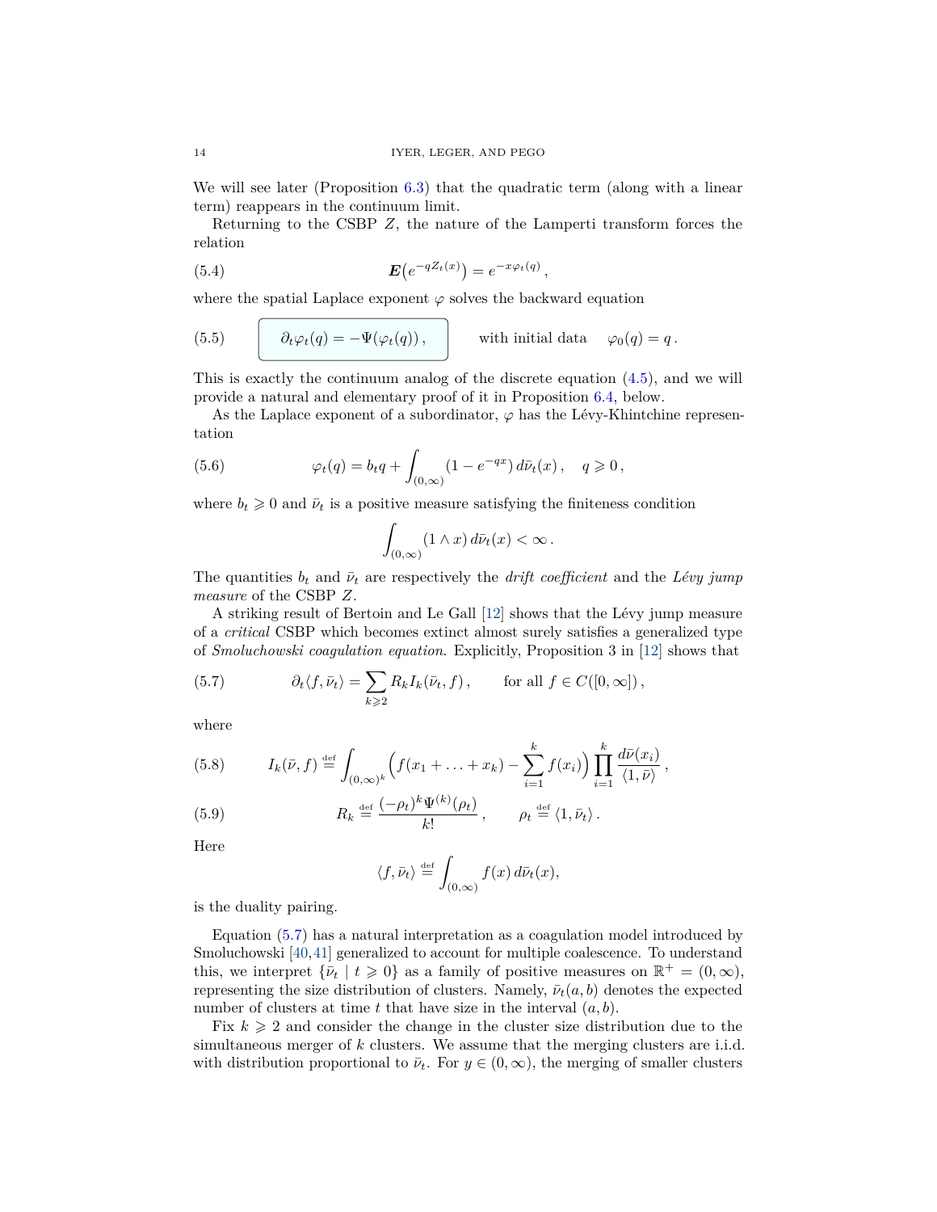We will see later (Proposition 6.3) that the quadratic term (along with a linear term) reappears in the continuum limit.

Returning to the CSBP $Z$, the nature of the Lamperti transform forces the relation

$$\boldsymbol{E}\big(e^{-qZ_t(x)}\big) = e^{-x\varphi_t(q)}\,, \tag{5.4}$$

where the spatial Laplace exponent $\varphi$ solves the backward equation

$$\boxed{\partial_t \varphi_t(q) = -\Psi(\varphi_t(q))\,,} \qquad \text{with initial data} \quad \varphi_0(q) = q\,. \tag{5.5}$$

This is exactly the continuum analog of the discrete equation (4.5), and we will provide a natural and elementary proof of it in Proposition 6.4, below.

As the Laplace exponent of a subordinator, $\varphi$ has the Lévy-Khintchine representation

$$\varphi_t(q) = b_t q + \int_{(0,\infty)} (1 - e^{-qx})\, d\bar{\nu}_t(x)\,, \quad q \geqslant 0\,, \tag{5.6}$$

where $b_t \geqslant 0$ and $\bar{\nu}_t$ is a positive measure satisfying the finiteness condition

$$\int_{(0,\infty)} (1 \wedge x)\, d\bar{\nu}_t(x) < \infty\,.$$

The quantities $b_t$ and $\bar{\nu}_t$ are respectively the *drift coefficient* and the *Lévy jump measure* of the CSBP $Z$.

A striking result of Bertoin and Le Gall [12] shows that the Lévy jump measure of a *critical* CSBP which becomes extinct almost surely satisfies a generalized type of *Smoluchowski coagulation equation*. Explicitly, Proposition 3 in [12] shows that

$$\partial_t \langle f, \bar{\nu}_t \rangle = \sum_{k \geqslant 2} R_k I_k(\bar{\nu}_t, f)\,, \qquad \text{for all } f \in C([0,\infty])\,, \tag{5.7}$$

where

$$I_k(\bar{\nu}, f) \stackrel{\text{def}}{=} \int_{(0,\infty)^k} \Big( f(x_1 + \ldots + x_k) - \sum_{i=1}^k f(x_i) \Big) \prod_{i=1}^k \frac{d\bar{\nu}(x_i)}{\langle 1, \bar{\nu} \rangle}\,, \tag{5.8}$$

$$R_k \stackrel{\text{def}}{=} \frac{(-\rho_t)^k \Psi^{(k)}(\rho_t)}{k!}\,, \qquad \rho_t \stackrel{\text{def}}{=} \langle 1, \bar{\nu}_t \rangle\,. \tag{5.9}$$

Here

$$\langle f, \bar{\nu}_t \rangle \stackrel{\text{def}}{=} \int_{(0,\infty)} f(x)\, d\bar{\nu}_t(x),$$

is the duality pairing.

Equation (5.7) has a natural interpretation as a coagulation model introduced by Smoluchowski [40,41] generalized to account for multiple coalescence. To understand this, we interpret $\{\bar{\nu}_t \mid t \geqslant 0\}$ as a family of positive measures on $\mathbb{R}^+ = (0,\infty)$, representing the size distribution of clusters. Namely, $\bar{\nu}_t(a,b)$ denotes the expected number of clusters at time $t$ that have size in the interval $(a,b)$.

Fix $k \geqslant 2$ and consider the change in the cluster size distribution due to the simultaneous merger of $k$ clusters. We assume that the merging clusters are i.i.d. with distribution proportional to $\bar{\nu}_t$. For $y \in (0,\infty)$, the merging of smaller clusters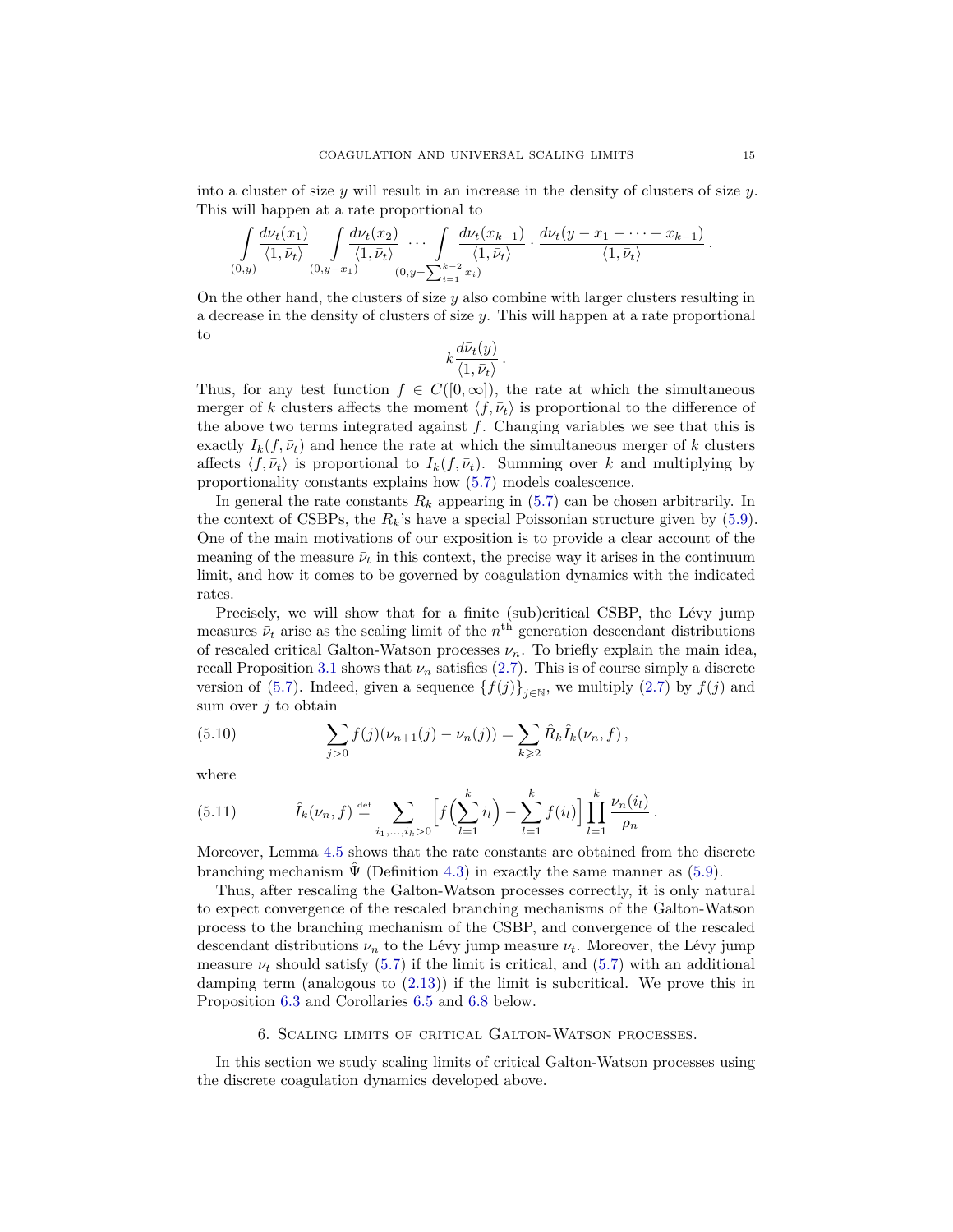into a cluster of size $y$ will result in an increase in the density of clusters of size $y$. This will happen at a rate proportional to

$$\int_{(0,y)} \frac{d\bar{\nu}_t(x_1)}{\langle 1, \bar{\nu}_t \rangle} \int_{(0,y-x_1)} \frac{d\bar{\nu}_t(x_2)}{\langle 1, \bar{\nu}_t \rangle} \cdots \int_{(0,y-\sum_{i=1}^{k-2} x_i)} \frac{d\bar{\nu}_t(x_{k-1})}{\langle 1, \bar{\nu}_t \rangle} \cdot \frac{d\bar{\nu}_t(y - x_1 - \cdots - x_{k-1})}{\langle 1, \bar{\nu}_t \rangle}.$$

On the other hand, the clusters of size $y$ also combine with larger clusters resulting in a decrease in the density of clusters of size $y$. This will happen at a rate proportional to

$$k \frac{d\bar{\nu}_t(y)}{\langle 1, \bar{\nu}_t \rangle}.$$

Thus, for any test function $f \in C([0, \infty])$, the rate at which the simultaneous merger of $k$ clusters affects the moment $\langle f, \bar{\nu}_t \rangle$ is proportional to the difference of the above two terms integrated against $f$. Changing variables we see that this is exactly $I_k(f, \bar{\nu}_t)$ and hence the rate at which the simultaneous merger of $k$ clusters affects $\langle f, \bar{\nu}_t \rangle$ is proportional to $I_k(f, \bar{\nu}_t)$. Summing over $k$ and multiplying by proportionality constants explains how (5.7) models coalescence.

In general the rate constants $R_k$ appearing in (5.7) can be chosen arbitrarily. In the context of CSBPs, the $R_k$'s have a special Poissonian structure given by (5.9). One of the main motivations of our exposition is to provide a clear account of the meaning of the measure $\bar{\nu}_t$ in this context, the precise way it arises in the continuum limit, and how it comes to be governed by coagulation dynamics with the indicated rates.

Precisely, we will show that for a finite (sub)critical CSBP, the Lévy jump measures $\bar{\nu}_t$ arise as the scaling limit of the $n^{\text{th}}$ generation descendant distributions of rescaled critical Galton-Watson processes $\nu_n$. To briefly explain the main idea, recall Proposition 3.1 shows that $\nu_n$ satisfies (2.7). This is of course simply a discrete version of (5.7). Indeed, given a sequence $\{f(j)\}_{j \in \mathbb{N}}$, we multiply (2.7) by $f(j)$ and sum over $j$ to obtain

$$\sum_{j>0} f(j)(\nu_{n+1}(j) - \nu_n(j)) = \sum_{k \geqslant 2} \hat{R}_k \hat{I}_k(\nu_n, f), \tag{5.10}$$

where

$$\hat{I}_k(\nu_n, f) \stackrel{\text{def}}{=} \sum_{i_1, \ldots, i_k > 0} \Big[ f\Big( \sum_{l=1}^{k} i_l \Big) - \sum_{l=1}^{k} f(i_l) \Big] \prod_{l=1}^{k} \frac{\nu_n(i_l)}{\rho_n}. \tag{5.11}$$

Moreover, Lemma 4.5 shows that the rate constants are obtained from the discrete branching mechanism $\hat{\Psi}$ (Definition 4.3) in exactly the same manner as (5.9).

Thus, after rescaling the Galton-Watson processes correctly, it is only natural to expect convergence of the rescaled branching mechanisms of the Galton-Watson process to the branching mechanism of the CSBP, and convergence of the rescaled descendant distributions $\nu_n$ to the Lévy jump measure $\nu_t$. Moreover, the Lévy jump measure $\nu_t$ should satisfy (5.7) if the limit is critical, and (5.7) with an additional damping term (analogous to (2.13)) if the limit is subcritical. We prove this in Proposition 6.3 and Corollaries 6.5 and 6.8 below.

## 6. Scaling limits of critical Galton-Watson processes.

In this section we study scaling limits of critical Galton-Watson processes using the discrete coagulation dynamics developed above.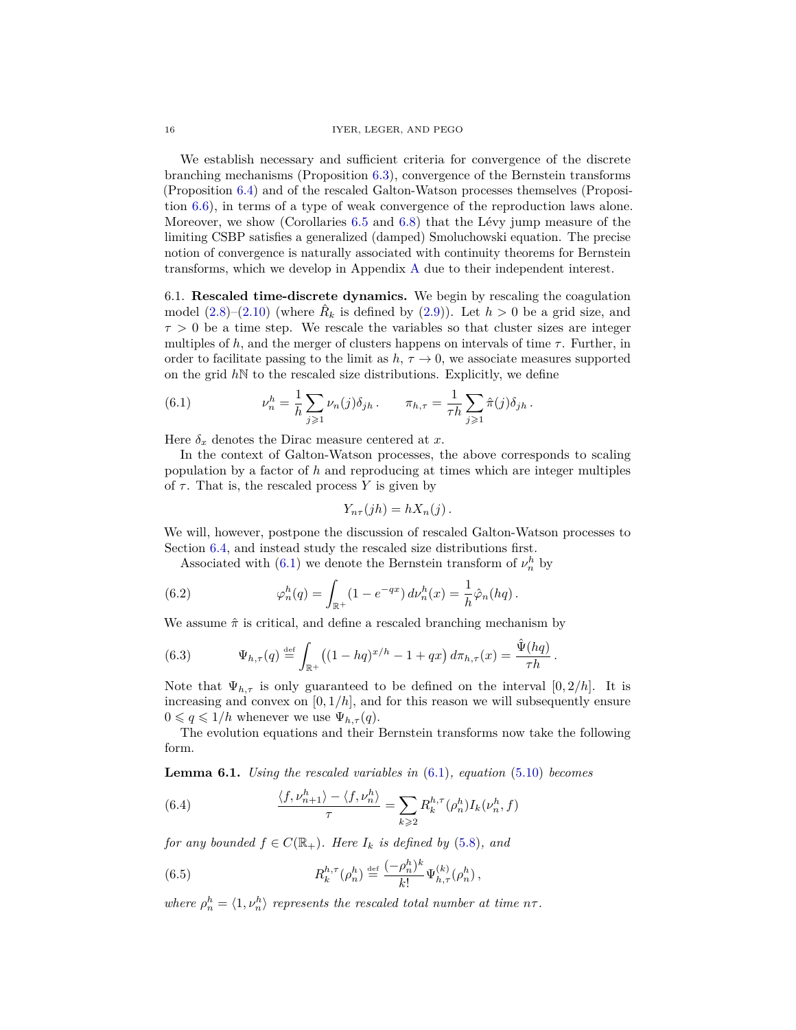We establish necessary and sufficient criteria for convergence of the discrete branching mechanisms (Proposition 6.3), convergence of the Bernstein transforms (Proposition 6.4) and of the rescaled Galton-Watson processes themselves (Proposition 6.6), in terms of a type of weak convergence of the reproduction laws alone. Moreover, we show (Corollaries 6.5 and 6.8) that the Lévy jump measure of the limiting CSBP satisfies a generalized (damped) Smoluchowski equation. The precise notion of convergence is naturally associated with continuity theorems for Bernstein transforms, which we develop in Appendix A due to their independent interest.

### 6.1. Rescaled time-discrete dynamics.

We begin by rescaling the coagulation model (2.8)–(2.10) (where $\hat{R}_k$ is defined by (2.9)). Let $h > 0$ be a grid size, and $\tau > 0$ be a time step. We rescale the variables so that cluster sizes are integer multiples of $h$, and the merger of clusters happens on intervals of time $\tau$. Further, in order to facilitate passing to the limit as $h, \tau \to 0$, we associate measures supported on the grid $h\mathbb{N}$ to the rescaled size distributions. Explicitly, we define

$$\nu_n^h = \frac{1}{h} \sum_{j \geqslant 1} \nu_n(j) \delta_{jh} \,. \qquad \pi_{h,\tau} = \frac{1}{\tau h} \sum_{j \geqslant 1} \hat{\pi}(j) \delta_{jh} \,. \tag{6.1}$$

Here $\delta_x$ denotes the Dirac measure centered at $x$.

In the context of Galton-Watson processes, the above corresponds to scaling population by a factor of $h$ and reproducing at times which are integer multiples of $\tau$. That is, the rescaled process $Y$ is given by

$$Y_{n\tau}(jh) = hX_n(j) \,.$$

We will, however, postpone the discussion of rescaled Galton-Watson processes to Section 6.4, and instead study the rescaled size distributions first.

Associated with (6.1) we denote the Bernstein transform of $\nu_n^h$ by

$$\varphi_n^h(q) = \int_{\mathbb{R}^+} (1 - e^{-qx}) \, d\nu_n^h(x) = \frac{1}{h} \hat{\varphi}_n(hq) \,. \tag{6.2}$$

We assume $\hat{\pi}$ is critical, and define a rescaled branching mechanism by

$$\Psi_{h,\tau}(q) \stackrel{\text{def}}{=} \int_{\mathbb{R}^+} \left( (1 - hq)^{x/h} - 1 + qx \right) d\pi_{h,\tau}(x) = \frac{\hat{\Psi}(hq)}{\tau h} \,. \tag{6.3}$$

Note that $\Psi_{h,\tau}$ is only guaranteed to be defined on the interval $[0, 2/h]$. It is increasing and convex on $[0, 1/h]$, and for this reason we will subsequently ensure $0 \leqslant q \leqslant 1/h$ whenever we use $\Psi_{h,\tau}(q)$.

The evolution equations and their Bernstein transforms now take the following form.

**Lemma 6.1.** *Using the rescaled variables in (6.1), equation (5.10) becomes*

$$\frac{\langle f, \nu_{n+1}^h \rangle - \langle f, \nu_n^h \rangle}{\tau} = \sum_{k \geqslant 2} R_k^{h,\tau}(\rho_n^h) I_k(\nu_n^h, f) \tag{6.4}$$

*for any bounded $f \in C(\mathbb{R}_+)$. Here $I_k$ is defined by (5.8), and*

$$R_k^{h,\tau}(\rho_n^h) \stackrel{\text{def}}{=} \frac{(-\rho_n^h)^k}{k!} \Psi_{h,\tau}^{(k)}(\rho_n^h) \,, \tag{6.5}$$

*where $\rho_n^h = \langle 1, \nu_n^h \rangle$ represents the rescaled total number at time $n\tau$.*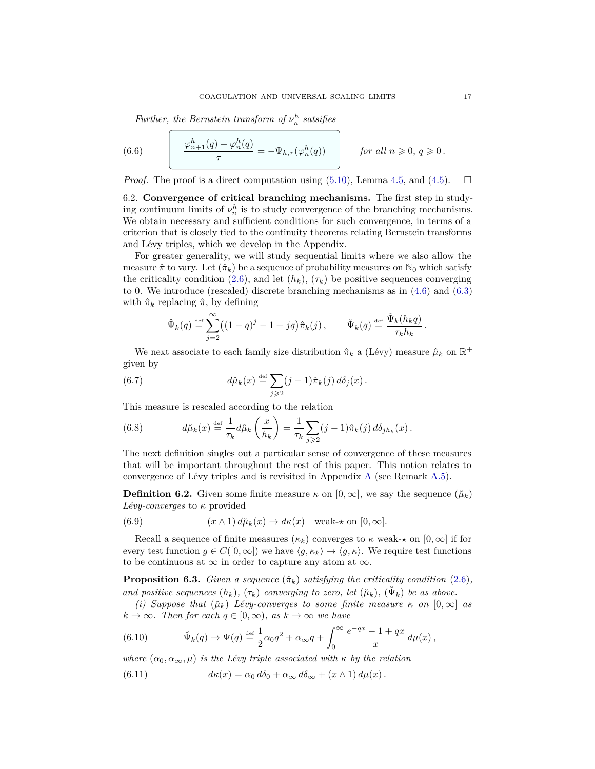*Further, the Bernstein transform of $\nu_n^h$ satsifies*

$$
\boxed{\frac{\varphi_{n+1}^h(q) - \varphi_n^h(q)}{\tau} = -\Psi_{h,\tau}(\varphi_n^h(q))} \qquad \textit{for all } n \geqslant 0,\ q \geqslant 0\,. \tag{6.6}
$$

*Proof.* The proof is a direct computation using (5.10), Lemma 4.5, and (4.5). $\square$

6.2. **Convergence of critical branching mechanisms.** The first step in studying continuum limits of $\nu_n^h$ is to study convergence of the branching mechanisms. We obtain necessary and sufficient conditions for such convergence, in terms of a criterion that is closely tied to the continuity theorems relating Bernstein transforms and Lévy triples, which we develop in the Appendix.

For greater generality, we will study sequential limits where we also allow the measure $\hat{\pi}$ to vary. Let $(\hat{\pi}_k)$ be a sequence of probability measures on $\mathbb{N}_0$ which satisfy the criticality condition (2.6), and let $(h_k)$, $(\tau_k)$ be positive sequences converging to 0. We introduce (rescaled) discrete branching mechanisms as in (4.6) and (6.3) with $\hat{\pi}_k$ replacing $\hat{\pi}$, by defining

$$
\hat{\Psi}_k(q) \stackrel{\text{def}}{=} \sum_{j=2}^{\infty} \big((1-q)^j - 1 + jq\big)\hat{\pi}_k(j)\,, \qquad \breve{\Psi}_k(q) \stackrel{\text{def}}{=} \frac{\hat{\Psi}_k(h_k q)}{\tau_k h_k}\,.
$$

We next associate to each family size distribution $\hat{\pi}_k$ a (Lévy) measure $\hat{\mu}_k$ on $\mathbb{R}^+$ given by

$$
d\hat{\mu}_k(x) \stackrel{\text{def}}{=} \sum_{j\geqslant 2} (j-1)\hat{\pi}_k(j)\, d\delta_j(x)\,. \tag{6.7}
$$

This measure is rescaled according to the relation

$$
d\breve{\mu}_k(x) \stackrel{\text{def}}{=} \frac{1}{\tau_k} d\hat{\mu}_k\left(\frac{x}{h_k}\right) = \frac{1}{\tau_k}\sum_{j\geqslant 2}(j-1)\hat{\pi}_k(j)\, d\delta_{jh_k}(x)\,. \tag{6.8}
$$

The next definition singles out a particular sense of convergence of these measures that will be important throughout the rest of this paper. This notion relates to convergence of Lévy triples and is revisited in Appendix A (see Remark A.5).

**Definition 6.2.** Given some finite measure $\kappa$ on $[0,\infty]$, we say the sequence $(\breve{\mu}_k)$ *Lévy-converges* to $\kappa$ provided

$$
(x \wedge 1)\, d\breve{\mu}_k(x) \to d\kappa(x) \quad \text{weak-}\star \text{ on } [0,\infty]. \tag{6.9}
$$

Recall a sequence of finite measures $(\kappa_k)$ converges to $\kappa$ weak-$\star$ on $[0,\infty]$ if for every test function $g \in C([0,\infty])$ we have $\langle g, \kappa_k\rangle \to \langle g, \kappa\rangle$. We require test functions to be continuous at $\infty$ in order to capture any atom at $\infty$.

**Proposition 6.3.** *Given a sequence $(\hat{\pi}_k)$ satisfying the criticality condition (2.6), and positive sequences $(h_k)$, $(\tau_k)$ converging to zero, let $(\breve{\mu}_k)$, $(\breve{\Psi}_k)$ be as above.*

*(i) Suppose that $(\breve{\mu}_k)$ Lévy-converges to some finite measure $\kappa$ on $[0,\infty]$ as $k\to\infty$. Then for each $q \in [0,\infty)$, as $k \to \infty$ we have*

$$
\breve{\Psi}_k(q) \to \Psi(q) \stackrel{\text{def}}{=} \frac{1}{2}\alpha_0 q^2 + \alpha_\infty q + \int_0^\infty \frac{e^{-qx} - 1 + qx}{x}\, d\mu(x)\,, \tag{6.10}
$$

*where $(\alpha_0, \alpha_\infty, \mu)$ is the Lévy triple associated with $\kappa$ by the relation*

$$
d\kappa(x) = \alpha_0\, d\delta_0 + \alpha_\infty\, d\delta_\infty + (x \wedge 1)\, d\mu(x)\,. \tag{6.11}
$$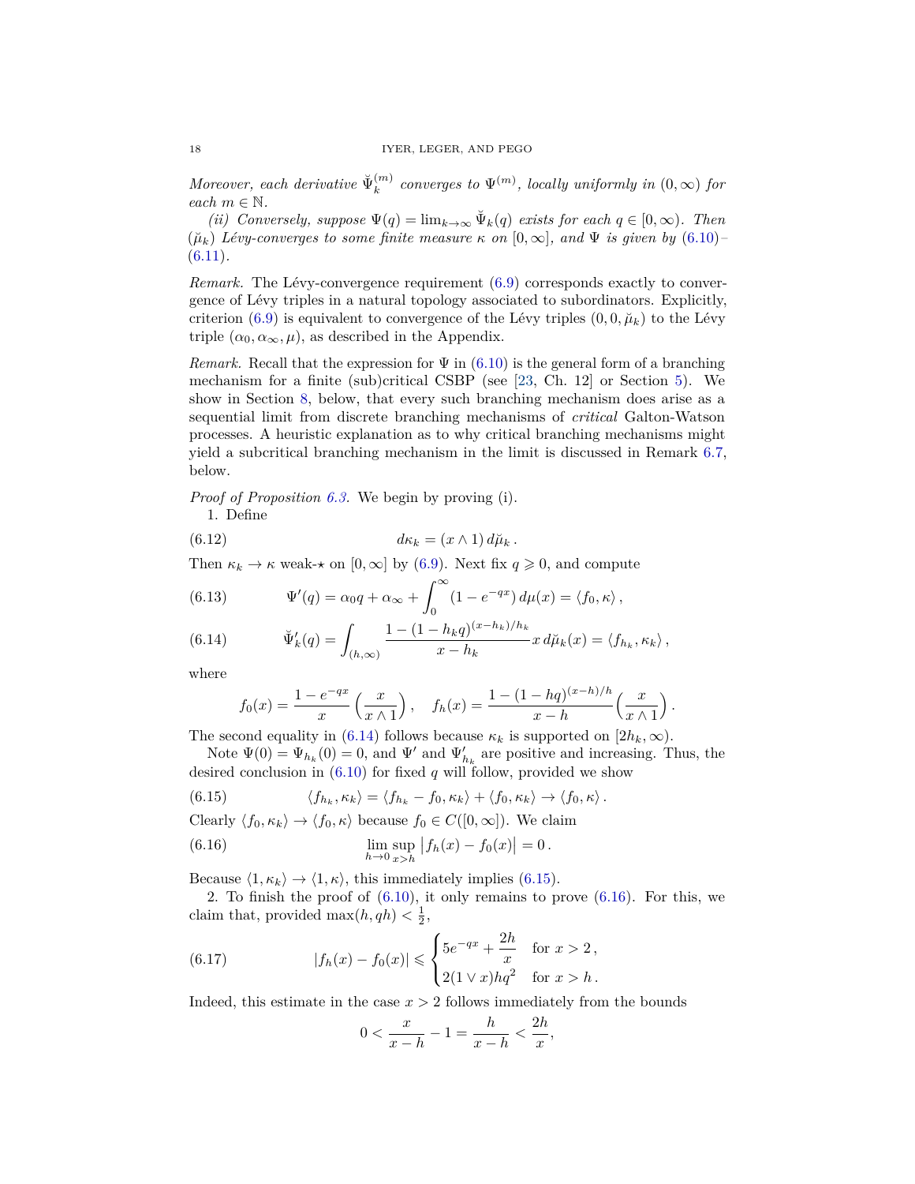*Moreover, each derivative $\breve{\Psi}_k^{(m)}$ converges to $\Psi^{(m)}$, locally uniformly in $(0, \infty)$ for each $m \in \mathbb{N}$.*

*(ii) Conversely, suppose $\Psi(q) = \lim_{k\to\infty} \breve{\Psi}_k(q)$ exists for each $q \in [0, \infty)$. Then $(\breve{\mu}_k)$ Lévy-converges to some finite measure $\kappa$ on $[0, \infty]$, and $\Psi$ is given by (6.10)–(6.11).*

*Remark.* The Lévy-convergence requirement (6.9) corresponds exactly to convergence of Lévy triples in a natural topology associated to subordinators. Explicitly, criterion (6.9) is equivalent to convergence of the Lévy triples $(0, 0, \breve{\mu}_k)$ to the Lévy triple $(\alpha_0, \alpha_\infty, \mu)$, as described in the Appendix.

*Remark.* Recall that the expression for $\Psi$ in (6.10) is the general form of a branching mechanism for a finite (sub)critical CSBP (see [23, Ch. 12] or Section 5). We show in Section 8, below, that every such branching mechanism does arise as a sequential limit from discrete branching mechanisms of *critical* Galton-Watson processes. A heuristic explanation as to why critical branching mechanisms might yield a subcritical branching mechanism in the limit is discussed in Remark 6.7, below.

*Proof of Proposition 6.3.* We begin by proving (i).

1. Define

$$d\kappa_k = (x \wedge 1)\, d\breve{\mu}_k\,. \tag{6.12}$$

Then $\kappa_k \to \kappa$ weak-$\star$ on $[0, \infty]$ by (6.9). Next fix $q \geqslant 0$, and compute

$$\Psi'(q) = \alpha_0 q + \alpha_\infty + \int_0^\infty (1 - e^{-qx})\, d\mu(x) = \langle f_0, \kappa \rangle\,, \tag{6.13}$$

$$\breve{\Psi}_k'(q) = \int_{(h,\infty)} \frac{1 - (1 - h_k q)^{(x-h_k)/h_k}}{x - h_k} x \, d\breve{\mu}_k(x) = \langle f_{h_k}, \kappa_k \rangle\,, \tag{6.14}$$

where

$$f_0(x) = \frac{1 - e^{-qx}}{x}\left(\frac{x}{x \wedge 1}\right), \quad f_h(x) = \frac{1 - (1 - hq)^{(x-h)/h}}{x - h}\left(\frac{x}{x \wedge 1}\right).$$

The second equality in (6.14) follows because $\kappa_k$ is supported on $[2h_k, \infty)$.

Note $\Psi(0) = \Psi_{h_k}(0) = 0$, and $\Psi'$ and $\Psi'_{h_k}$ are positive and increasing. Thus, the desired conclusion in (6.10) for fixed $q$ will follow, provided we show

$$\langle f_{h_k}, \kappa_k \rangle = \langle f_{h_k} - f_0, \kappa_k \rangle + \langle f_0, \kappa_k \rangle \to \langle f_0, \kappa \rangle\,. \tag{6.15}$$

Clearly $\langle f_0, \kappa_k \rangle \to \langle f_0, \kappa \rangle$ because $f_0 \in C([0, \infty])$. We claim

$$\lim_{h\to 0} \sup_{x>h} \left| f_h(x) - f_0(x) \right| = 0\,. \tag{6.16}$$

Because $\langle 1, \kappa_k \rangle \to \langle 1, \kappa \rangle$, this immediately implies (6.15).

2. To finish the proof of (6.10), it only remains to prove (6.16). For this, we claim that, provided $\max(h, qh) < \frac{1}{2}$,

$$|f_h(x) - f_0(x)| \leqslant \begin{cases} 5e^{-qx} + \dfrac{2h}{x} & \text{for } x > 2\,, \\ 2(1 \vee x)hq^2 & \text{for } x > h\,. \end{cases} \tag{6.17}$$

Indeed, this estimate in the case $x > 2$ follows immediately from the bounds

$$0 < \frac{x}{x - h} - 1 = \frac{h}{x - h} < \frac{2h}{x},$$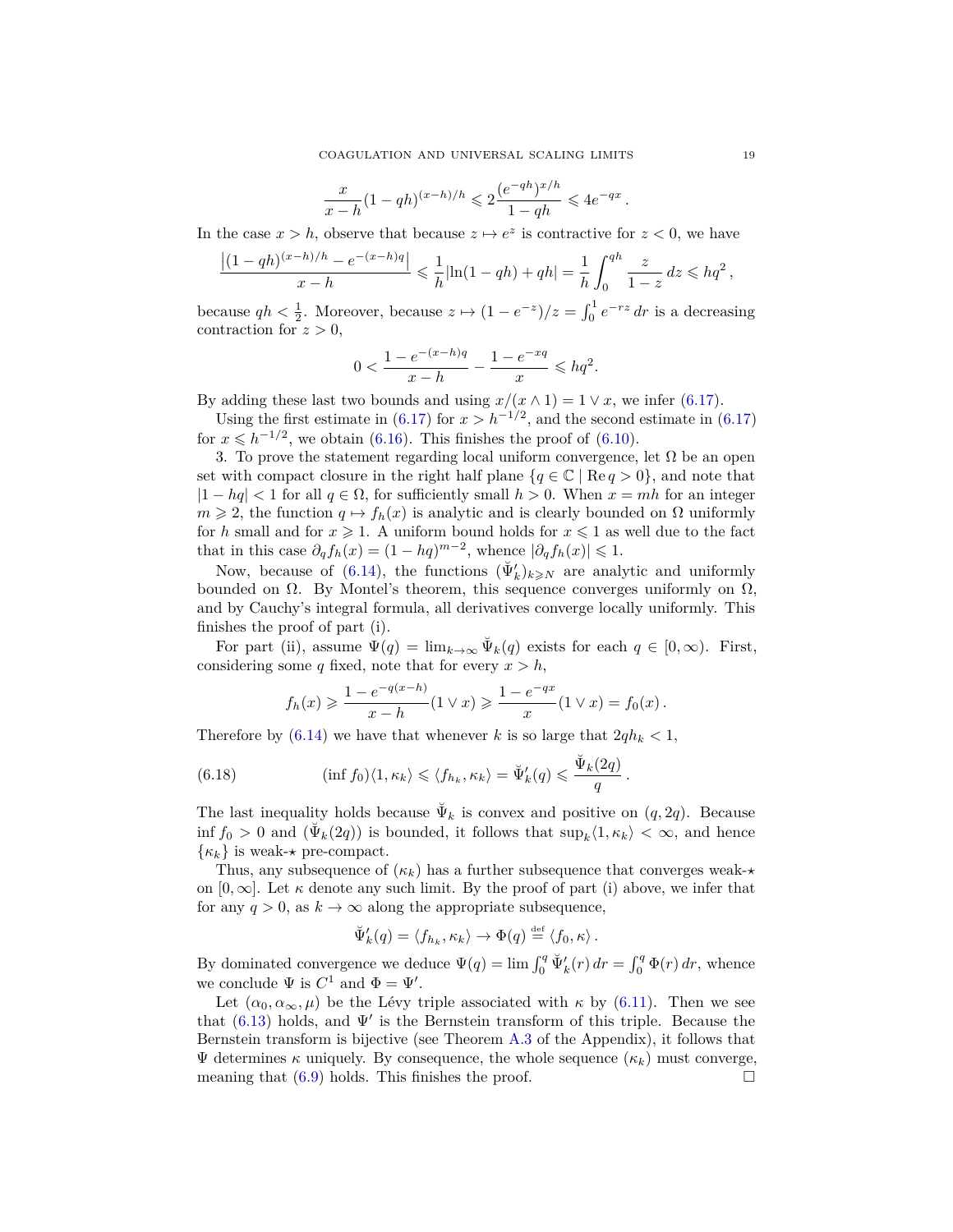$$\frac{x}{x-h}(1-qh)^{(x-h)/h} \leqslant 2\frac{(e^{-qh})^{x/h}}{1-qh} \leqslant 4e^{-qx}\,.$$

In the case $x > h$, observe that because $z \mapsto e^z$ is contractive for $z < 0$, we have

$$\frac{\left|(1-qh)^{(x-h)/h} - e^{-(x-h)q}\right|}{x-h} \leqslant \frac{1}{h}|\ln(1-qh) + qh| = \frac{1}{h}\int_0^{qh} \frac{z}{1-z}\,dz \leqslant hq^2\,,$$

because $qh < \frac{1}{2}$. Moreover, because $z \mapsto (1-e^{-z})/z = \int_0^1 e^{-rz}\,dr$ is a decreasing contraction for $z > 0$,

$$0 < \frac{1-e^{-(x-h)q}}{x-h} - \frac{1-e^{-xq}}{x} \leqslant hq^2.$$

By adding these last two bounds and using $x/(x \wedge 1) = 1 \vee x$, we infer (6.17).

Using the first estimate in (6.17) for $x > h^{-1/2}$, and the second estimate in (6.17) for $x \leqslant h^{-1/2}$, we obtain (6.16). This finishes the proof of (6.10).

3. To prove the statement regarding local uniform convergence, let $\Omega$ be an open set with compact closure in the right half plane $\{q \in \mathbb{C} \mid \operatorname{Re} q > 0\}$, and note that $|1 - hq| < 1$ for all $q \in \Omega$, for sufficiently small $h > 0$. When $x = mh$ for an integer $m \geqslant 2$, the function $q \mapsto f_h(x)$ is analytic and is clearly bounded on $\Omega$ uniformly for $h$ small and for $x \geqslant 1$. A uniform bound holds for $x \leqslant 1$ as well due to the fact that in this case $\partial_q f_h(x) = (1-hq)^{m-2}$, whence $|\partial_q f_h(x)| \leqslant 1$.

Now, because of (6.14), the functions $(\breve{\Psi}_k')_{k\geqslant N}$ are analytic and uniformly bounded on $\Omega$. By Montel's theorem, this sequence converges uniformly on $\Omega$, and by Cauchy's integral formula, all derivatives converge locally uniformly. This finishes the proof of part (i).

For part (ii), assume $\Psi(q) = \lim_{k\to\infty} \breve{\Psi}_k(q)$ exists for each $q \in [0,\infty)$. First, considering some $q$ fixed, note that for every $x > h$,

$$f_h(x) \geqslant \frac{1-e^{-q(x-h)}}{x-h}(1 \vee x) \geqslant \frac{1-e^{-qx}}{x}(1 \vee x) = f_0(x)\,.$$

Therefore by (6.14) we have that whenever $k$ is so large that $2qh_k < 1$,

$$(\inf f_0)\langle 1, \kappa_k\rangle \leqslant \langle f_{h_k}, \kappa_k\rangle = \breve{\Psi}_k'(q) \leqslant \frac{\breve{\Psi}_k(2q)}{q}\,. \tag{6.18}$$

The last inequality holds because $\breve{\Psi}_k$ is convex and positive on $(q, 2q)$. Because $\inf f_0 > 0$ and $(\breve{\Psi}_k(2q))$ is bounded, it follows that $\sup_k \langle 1, \kappa_k\rangle < \infty$, and hence $\{\kappa_k\}$ is weak-$\star$ pre-compact.

Thus, any subsequence of $(\kappa_k)$ has a further subsequence that converges weak-$\star$ on $[0,\infty]$. Let $\kappa$ denote any such limit. By the proof of part (i) above, we infer that for any $q > 0$, as $k \to \infty$ along the appropriate subsequence,

$$\breve{\Psi}_k'(q) = \langle f_{h_k}, \kappa_k\rangle \to \Phi(q) \stackrel{\text{def}}{=} \langle f_0, \kappa\rangle\,.$$

By dominated convergence we deduce $\Psi(q) = \lim \int_0^q \breve{\Psi}_k'(r)\,dr = \int_0^q \Phi(r)\,dr$, whence we conclude $\Psi$ is $C^1$ and $\Phi = \Psi'$.

Let $(\alpha_0, \alpha_\infty, \mu)$ be the Lévy triple associated with $\kappa$ by (6.11). Then we see that (6.13) holds, and $\Psi'$ is the Bernstein transform of this triple. Because the Bernstein transform is bijective (see Theorem A.3 of the Appendix), it follows that $\Psi$ determines $\kappa$ uniquely. By consequence, the whole sequence $(\kappa_k)$ must converge, meaning that (6.9) holds. This finishes the proof. $\square$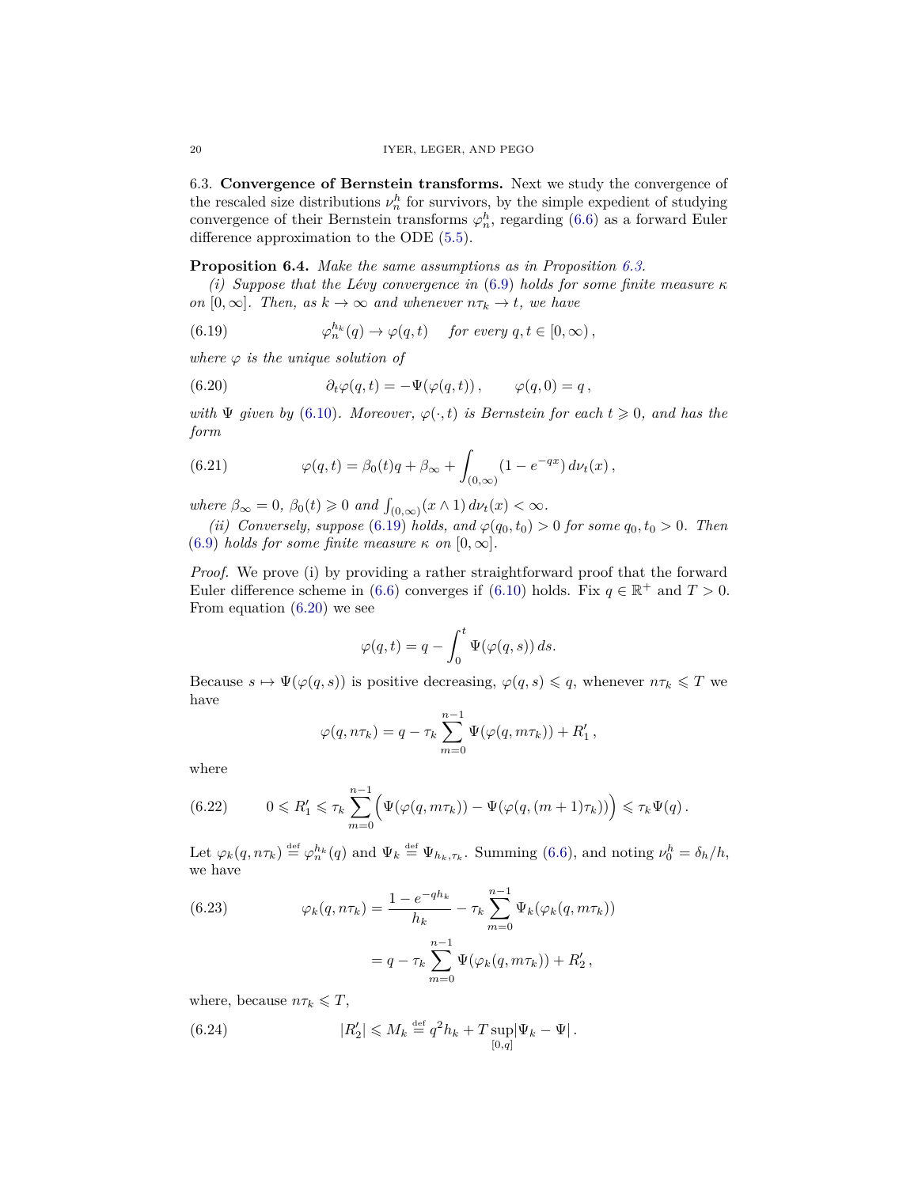6.3. **Convergence of Bernstein transforms.** Next we study the convergence of the rescaled size distributions $\nu_n^h$ for survivors, by the simple expedient of studying convergence of their Bernstein transforms $\varphi_n^h$, regarding (6.6) as a forward Euler difference approximation to the ODE (5.5).

**Proposition 6.4.** *Make the same assumptions as in Proposition 6.3.*

*(i) Suppose that the Lévy convergence in* (6.9) *holds for some finite measure $\kappa$ on $[0,\infty]$. Then, as $k\to\infty$ and whenever $n\tau_k \to t$, we have*

$$\varphi_n^{h_k}(q) \to \varphi(q,t) \quad \text{for every } q,t \in [0,\infty)\,, \tag{6.19}$$

*where $\varphi$ is the unique solution of*

$$\partial_t \varphi(q,t) = -\Psi(\varphi(q,t))\,, \qquad \varphi(q,0) = q\,, \tag{6.20}$$

*with $\Psi$ given by* (6.10)*. Moreover, $\varphi(\cdot,t)$ is Bernstein for each $t\geqslant 0$, and has the form*

$$\varphi(q,t) = \beta_0(t)q + \beta_\infty + \int_{(0,\infty)} (1-e^{-qx})\,d\nu_t(x)\,, \tag{6.21}$$

*where $\beta_\infty = 0$, $\beta_0(t)\geqslant 0$ and $\int_{(0,\infty)}(x\wedge 1)\,d\nu_t(x) < \infty$.*

*(ii) Conversely, suppose* (6.19) *holds, and $\varphi(q_0,t_0)>0$ for some $q_0,t_0>0$. Then* (6.9) *holds for some finite measure $\kappa$ on $[0,\infty]$.*

*Proof.* We prove (i) by providing a rather straightforward proof that the forward Euler difference scheme in (6.6) converges if (6.10) holds. Fix $q\in\mathbb{R}^+$ and $T>0$. From equation (6.20) we see

$$\varphi(q,t) = q - \int_0^t \Psi(\varphi(q,s))\,ds.$$

Because $s\mapsto \Psi(\varphi(q,s))$ is positive decreasing, $\varphi(q,s)\leqslant q$, whenever $n\tau_k\leqslant T$ we have

$$\varphi(q,n\tau_k) = q - \tau_k \sum_{m=0}^{n-1} \Psi(\varphi(q,m\tau_k)) + R_1'\,,$$

where

$$0 \leqslant R_1' \leqslant \tau_k \sum_{m=0}^{n-1} \Big( \Psi(\varphi(q,m\tau_k)) - \Psi(\varphi(q,(m+1)\tau_k)) \Big) \leqslant \tau_k \Psi(q)\,. \tag{6.22}$$

Let $\varphi_k(q,n\tau_k) \stackrel{\text{def}}{=} \varphi_n^{h_k}(q)$ and $\Psi_k \stackrel{\text{def}}{=} \Psi_{h_k,\tau_k}$. Summing (6.6), and noting $\nu_0^h = \delta_h/h$, we have

$$\begin{aligned}
\varphi_k(q,n\tau_k) &= \frac{1-e^{-qh_k}}{h_k} - \tau_k \sum_{m=0}^{n-1} \Psi_k(\varphi_k(q,m\tau_k)) \\
&= q - \tau_k \sum_{m=0}^{n-1} \Psi(\varphi_k(q,m\tau_k)) + R_2'\,,
\end{aligned} \tag{6.23}$$

where, because $n\tau_k \leqslant T$,

$$|R_2'| \leqslant M_k \stackrel{\text{def}}{=} q^2 h_k + T \sup_{[0,q]} |\Psi_k - \Psi|\,. \tag{6.24}$$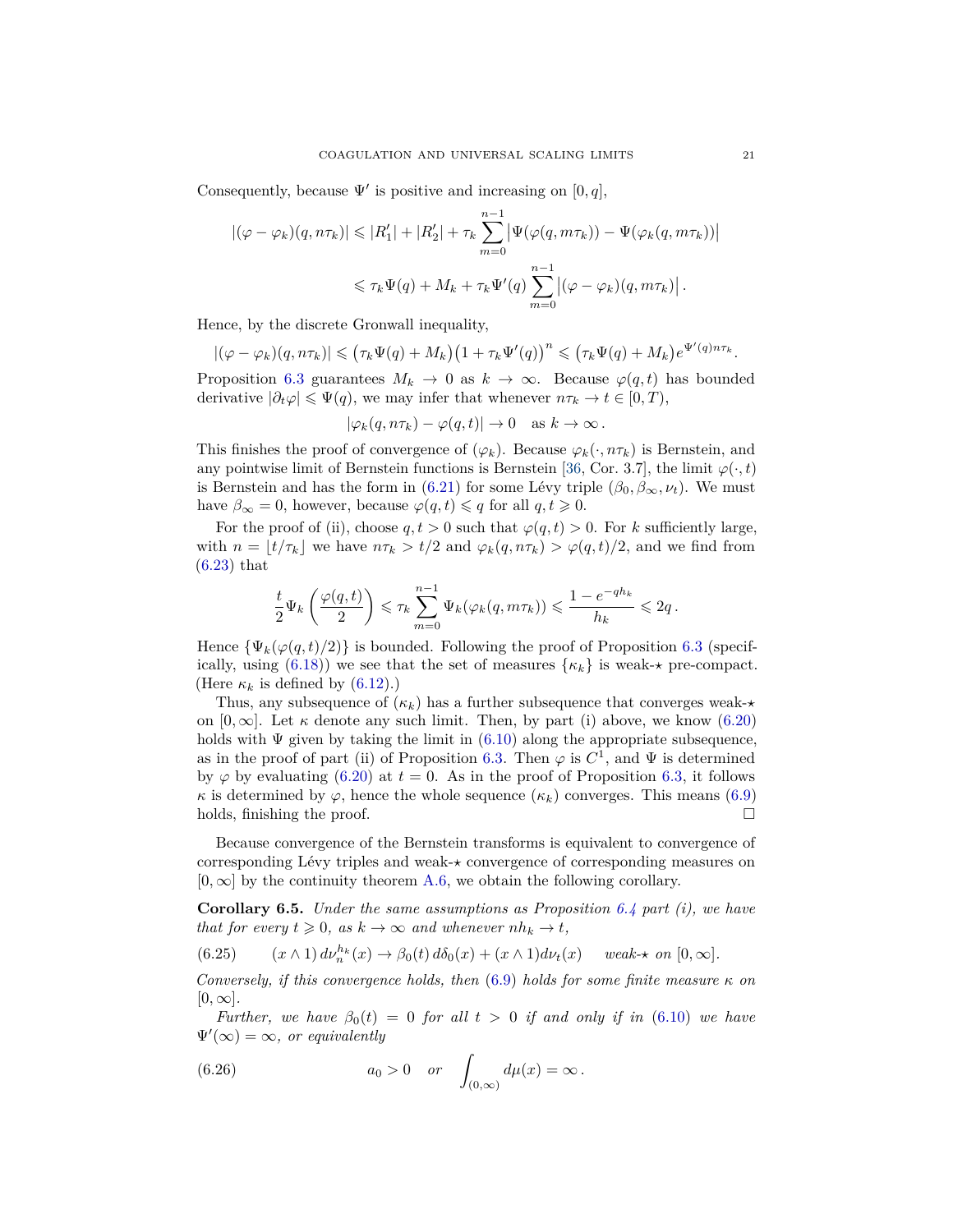Consequently, because $\Psi'$ is positive and increasing on $[0,q]$,

$$
\begin{aligned}
|(\varphi-\varphi_k)(q,n\tau_k)| &\leqslant |R_1'|+|R_2'|+\tau_k\sum_{m=0}^{n-1}\big|\Psi(\varphi(q,m\tau_k))-\Psi(\varphi_k(q,m\tau_k))\big| \\
&\leqslant \tau_k\Psi(q)+M_k+\tau_k\Psi'(q)\sum_{m=0}^{n-1}\big|(\varphi-\varphi_k)(q,m\tau_k)\big|\,.
\end{aligned}
$$

Hence, by the discrete Gronwall inequality,

$$
|(\varphi-\varphi_k)(q,n\tau_k)| \leqslant \big(\tau_k\Psi(q)+M_k\big)\big(1+\tau_k\Psi'(q)\big)^n \leqslant \big(\tau_k\Psi(q)+M_k\big)e^{\Psi'(q)n\tau_k}.
$$

Proposition 6.3 guarantees $M_k\to 0$ as $k\to\infty$. Because $\varphi(q,t)$ has bounded derivative $|\partial_t\varphi|\leqslant\Psi(q)$, we may infer that whenever $n\tau_k\to t\in[0,T)$,

$$
|\varphi_k(q,n\tau_k)-\varphi(q,t)|\to 0 \quad \text{as } k\to\infty\,.
$$

This finishes the proof of convergence of $(\varphi_k)$. Because $\varphi_k(\cdot,n\tau_k)$ is Bernstein, and any pointwise limit of Bernstein functions is Bernstein [36, Cor. 3.7], the limit $\varphi(\cdot,t)$ is Bernstein and has the form in (6.21) for some Lévy triple $(\beta_0,\beta_\infty,\nu_t)$. We must have $\beta_\infty=0$, however, because $\varphi(q,t)\leqslant q$ for all $q,t\geqslant 0$.

For the proof of (ii), choose $q,t>0$ such that $\varphi(q,t)>0$. For $k$ sufficiently large, with $n=\lfloor t/\tau_k\rfloor$ we have $n\tau_k>t/2$ and $\varphi_k(q,n\tau_k)>\varphi(q,t)/2$, and we find from (6.23) that

$$
\frac{t}{2}\Psi_k\left(\frac{\varphi(q,t)}{2}\right)\leqslant \tau_k\sum_{m=0}^{n-1}\Psi_k(\varphi_k(q,m\tau_k))\leqslant\frac{1-e^{-qh_k}}{h_k}\leqslant 2q\,.
$$

Hence $\{\Psi_k(\varphi(q,t)/2)\}$ is bounded. Following the proof of Proposition 6.3 (specifically, using (6.18)) we see that the set of measures $\{\kappa_k\}$ is weak-$\star$ pre-compact. (Here $\kappa_k$ is defined by (6.12).)

Thus, any subsequence of $(\kappa_k)$ has a further subsequence that converges weak-$\star$ on $[0,\infty]$. Let $\kappa$ denote any such limit. Then, by part (i) above, we know (6.20) holds with $\Psi$ given by taking the limit in (6.10) along the appropriate subsequence, as in the proof of part (ii) of Proposition 6.3. Then $\varphi$ is $C^1$, and $\Psi$ is determined by $\varphi$ by evaluating (6.20) at $t=0$. As in the proof of Proposition 6.3, it follows $\kappa$ is determined by $\varphi$, hence the whole sequence $(\kappa_k)$ converges. This means (6.9) holds, finishing the proof. $\square$

Because convergence of the Bernstein transforms is equivalent to convergence of corresponding Lévy triples and weak-$\star$ convergence of corresponding measures on $[0,\infty]$ by the continuity theorem A.6, we obtain the following corollary.

**Corollary 6.5.** *Under the same assumptions as Proposition 6.4 part (i), we have that for every $t\geqslant 0$, as $k\to\infty$ and whenever $nh_k\to t$,*

$$
(x\wedge 1)\,d\nu_n^{h_k}(x)\to\beta_0(t)\,d\delta_0(x)+(x\wedge 1)d\nu_t(x) \quad \textit{weak-}\star \textit{ on } [0,\infty]. \tag{6.25}
$$

*Conversely, if this convergence holds, then (6.9) holds for some finite measure $\kappa$ on $[0,\infty]$.*

*Further, we have $\beta_0(t)=0$ for all $t>0$ if and only if in (6.10) we have $\Psi'(\infty)=\infty$, or equivalently*

$$
a_0>0 \quad \textit{or} \quad \int_{(0,\infty)}d\mu(x)=\infty\,. \tag{6.26}
$$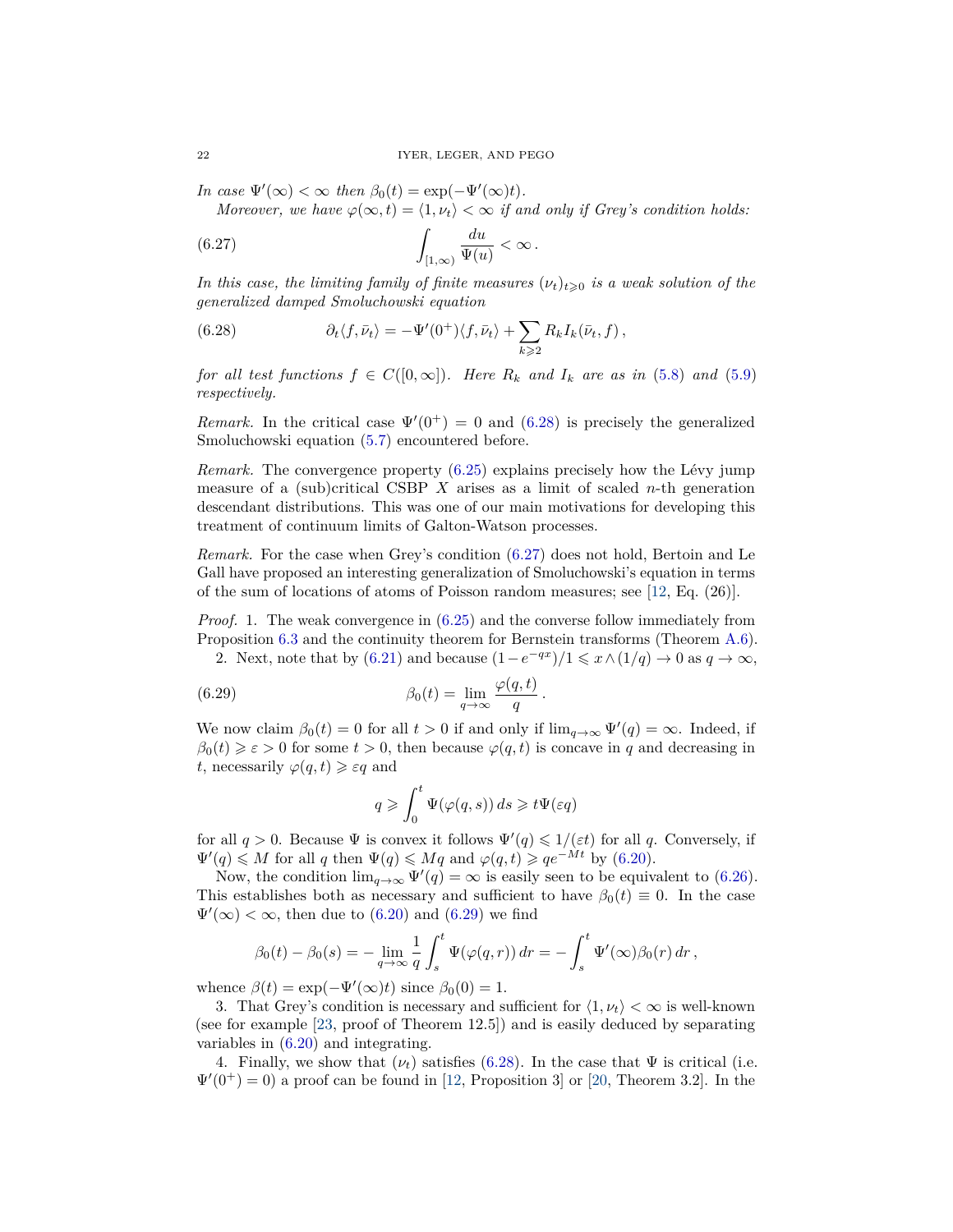*In case $\Psi'(\infty) < \infty$ then $\beta_0(t) = \exp(-\Psi'(\infty)t)$.*

*Moreover, we have $\varphi(\infty, t) = \langle 1, \nu_t \rangle < \infty$ if and only if Grey's condition holds:*

$$\int_{[1,\infty)} \frac{du}{\Psi(u)} < \infty \,. \tag{6.27}$$

*In this case, the limiting family of finite measures $(\nu_t)_{t \geqslant 0}$ is a weak solution of the generalized damped Smoluchowski equation*

$$\partial_t \langle f, \bar{\nu}_t \rangle = -\Psi'(0^+) \langle f, \bar{\nu}_t \rangle + \sum_{k \geqslant 2} R_k I_k(\bar{\nu}_t, f) \,, \tag{6.28}$$

*for all test functions $f \in C([0, \infty])$. Here $R_k$ and $I_k$ are as in (5.8) and (5.9) respectively.*

*Remark.* In the critical case $\Psi'(0^+) = 0$ and (6.28) is precisely the generalized Smoluchowski equation (5.7) encountered before.

*Remark.* The convergence property (6.25) explains precisely how the Lévy jump measure of a (sub)critical CSBP $X$ arises as a limit of scaled $n$-th generation descendant distributions. This was one of our main motivations for developing this treatment of continuum limits of Galton-Watson processes.

*Remark.* For the case when Grey's condition (6.27) does not hold, Bertoin and Le Gall have proposed an interesting generalization of Smoluchowski's equation in terms of the sum of locations of atoms of Poisson random measures; see [12, Eq. (26)].

*Proof.* 1. The weak convergence in (6.25) and the converse follow immediately from Proposition 6.3 and the continuity theorem for Bernstein transforms (Theorem A.6).

2. Next, note that by (6.21) and because $(1 - e^{-qx})/1 \leqslant x \wedge (1/q) \to 0$ as $q \to \infty$,

$$\beta_0(t) = \lim_{q \to \infty} \frac{\varphi(q, t)}{q} \,. \tag{6.29}$$

We now claim $\beta_0(t) = 0$ for all $t > 0$ if and only if $\lim_{q \to \infty} \Psi'(q) = \infty$. Indeed, if $\beta_0(t) \geqslant \varepsilon > 0$ for some $t > 0$, then because $\varphi(q, t)$ is concave in $q$ and decreasing in $t$, necessarily $\varphi(q, t) \geqslant \varepsilon q$ and

$$q \geqslant \int_0^t \Psi(\varphi(q, s)) \, ds \geqslant t \Psi(\varepsilon q)$$

for all $q > 0$. Because $\Psi$ is convex it follows $\Psi'(q) \leqslant 1/(\varepsilon t)$ for all $q$. Conversely, if $\Psi'(q) \leqslant M$ for all $q$ then $\Psi(q) \leqslant Mq$ and $\varphi(q, t) \geqslant qe^{-Mt}$ by (6.20).

Now, the condition $\lim_{q \to \infty} \Psi'(q) = \infty$ is easily seen to be equivalent to (6.26). This establishes both as necessary and sufficient to have $\beta_0(t) \equiv 0$. In the case $\Psi'(\infty) < \infty$, then due to (6.20) and (6.29) we find

$$\beta_0(t) - \beta_0(s) = -\lim_{q \to \infty} \frac{1}{q} \int_s^t \Psi(\varphi(q, r)) \, dr = -\int_s^t \Psi'(\infty) \beta_0(r) \, dr \,,$$

whence $\beta(t) = \exp(-\Psi'(\infty)t)$ since $\beta_0(0) = 1$.

3. That Grey's condition is necessary and sufficient for $\langle 1, \nu_t \rangle < \infty$ is well-known (see for example [23, proof of Theorem 12.5]) and is easily deduced by separating variables in (6.20) and integrating.

4. Finally, we show that $(\nu_t)$ satisfies (6.28). In the case that $\Psi$ is critical (i.e. $\Psi'(0^+) = 0$) a proof can be found in [12, Proposition 3] or [20, Theorem 3.2]. In the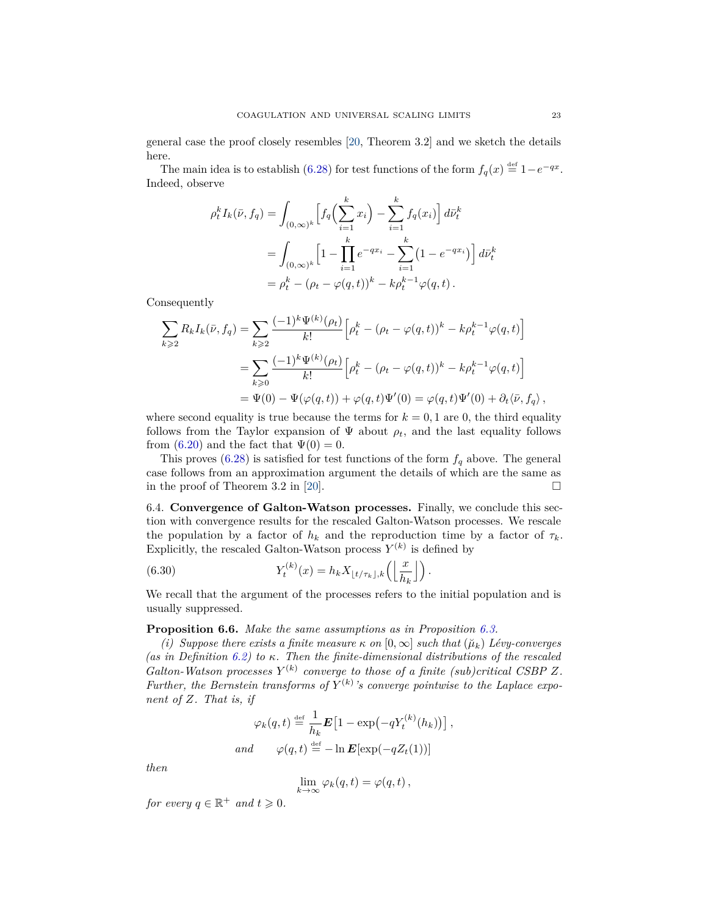general case the proof closely resembles [20, Theorem 3.2] and we sketch the details here.

The main idea is to establish (6.28) for test functions of the form $f_q(x) \stackrel{\text{def}}{=} 1 - e^{-qx}$. Indeed, observe

$$
\begin{aligned}
\rho_t^k I_k(\bar\nu, f_q) &= \int_{(0,\infty)^k} \Big[ f_q\Big(\sum_{i=1}^k x_i\Big) - \sum_{i=1}^k f_q(x_i) \Big] \, d\bar\nu_t^k \\
&= \int_{(0,\infty)^k} \Big[ 1 - \prod_{i=1}^k e^{-qx_i} - \sum_{i=1}^k \big(1 - e^{-qx_i}\big) \Big] \, d\bar\nu_t^k \\
&= \rho_t^k - (\rho_t - \varphi(q,t))^k - k\rho_t^{k-1} \varphi(q,t) \,.
\end{aligned}
$$

Consequently

$$
\begin{aligned}
\sum_{k \geqslant 2} R_k I_k(\bar\nu, f_q) &= \sum_{k \geqslant 2} \frac{(-1)^k \Psi^{(k)}(\rho_t)}{k!} \Big[ \rho_t^k - (\rho_t - \varphi(q,t))^k - k\rho_t^{k-1}\varphi(q,t) \Big] \\
&= \sum_{k \geqslant 0} \frac{(-1)^k \Psi^{(k)}(\rho_t)}{k!} \Big[ \rho_t^k - (\rho_t - \varphi(q,t))^k - k\rho_t^{k-1}\varphi(q,t) \Big] \\
&= \Psi(0) - \Psi(\varphi(q,t)) + \varphi(q,t)\Psi'(0) = \varphi(q,t)\Psi'(0) + \partial_t \langle \bar\nu, f_q \rangle \,,
\end{aligned}
$$

where second equality is true because the terms for $k = 0, 1$ are 0, the third equality follows from the Taylor expansion of $\Psi$ about $\rho_t$, and the last equality follows from (6.20) and the fact that $\Psi(0) = 0$.

This proves (6.28) is satisfied for test functions of the form $f_q$ above. The general case follows from an approximation argument the details of which are the same as in the proof of Theorem 3.2 in [20]. □

6.4. **Convergence of Galton-Watson processes.** Finally, we conclude this section with convergence results for the rescaled Galton-Watson processes. We rescale the population by a factor of $h_k$ and the reproduction time by a factor of $\tau_k$. Explicitly, the rescaled Galton-Watson process $Y^{(k)}$ is defined by

$$
Y_t^{(k)}(x) = h_k X_{\lfloor t/\tau_k \rfloor, k}\Big( \Big\lfloor \frac{x}{h_k} \Big\rfloor \Big) \,. \tag{6.30}
$$

We recall that the argument of the processes refers to the initial population and is usually suppressed.

**Proposition 6.6.** *Make the same assumptions as in Proposition 6.3.*

*(i) Suppose there exists a finite measure $\kappa$ on $[0,\infty]$ such that $(\breve\mu_k)$ Lévy-converges (as in Definition 6.2) to $\kappa$. Then the finite-dimensional distributions of the rescaled Galton-Watson processes $Y^{(k)}$ converge to those of a finite (sub)critical CSBP $Z$. Further, the Bernstein transforms of $Y^{(k)}$'s converge pointwise to the Laplace exponent of $Z$. That is, if*

$$
\varphi_k(q,t) \stackrel{\text{def}}{=} \frac{1}{h_k} \boldsymbol{E}\big[1 - \exp\big(-qY_t^{(k)}(h_k)\big)\big] \,,
$$

$$
\textit{and} \qquad \varphi(q,t) \stackrel{\text{def}}{=} -\ln \boldsymbol{E}[\exp(-qZ_t(1))]
$$

*then*

$$
\lim_{k\to\infty} \varphi_k(q,t) = \varphi(q,t) \,,
$$

*for every $q \in \mathbb{R}^+$ and $t \geqslant 0$.*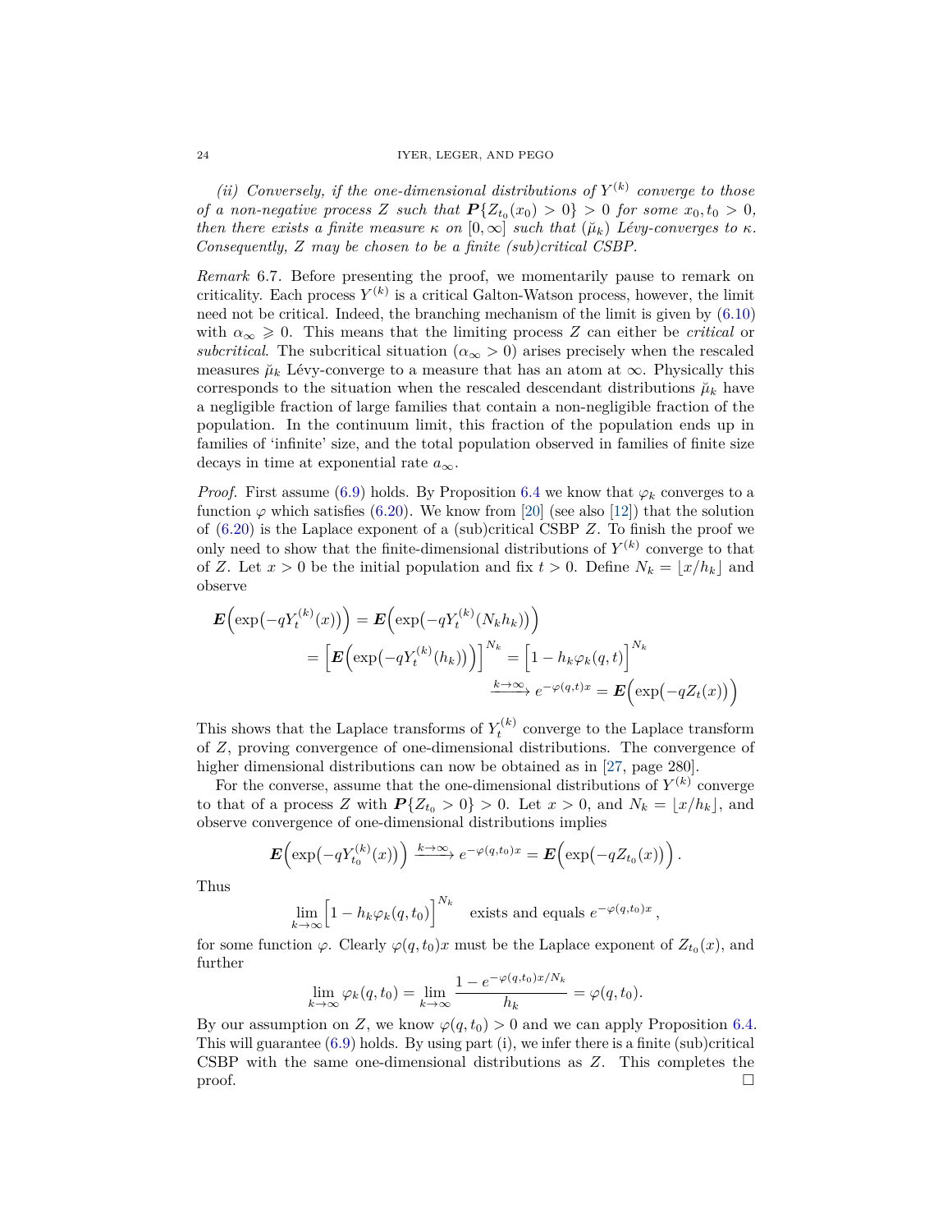*(ii) Conversely, if the one-dimensional distributions of $Y^{(k)}$ converge to those of a non-negative process $Z$ such that $\boldsymbol{P}\{Z_{t_0}(x_0) > 0\} > 0$ for some $x_0, t_0 > 0$, then there exists a finite measure $\kappa$ on $[0, \infty]$ such that $(\breve{\mu}_k)$ Lévy-converges to $\kappa$. Consequently, $Z$ may be chosen to be a finite (sub)critical CSBP.*

*Remark* 6.7. Before presenting the proof, we momentarily pause to remark on criticality. Each process $Y^{(k)}$ is a critical Galton-Watson process, however, the limit need not be critical. Indeed, the branching mechanism of the limit is given by (6.10) with $\alpha_\infty \geqslant 0$. This means that the limiting process $Z$ can either be *critical* or *subcritical*. The subcritical situation ($\alpha_\infty > 0$) arises precisely when the rescaled measures $\breve{\mu}_k$ Lévy-converge to a measure that has an atom at $\infty$. Physically this corresponds to the situation when the rescaled descendant distributions $\breve{\mu}_k$ have a negligible fraction of large families that contain a non-negligible fraction of the population. In the continuum limit, this fraction of the population ends up in families of 'infinite' size, and the total population observed in families of finite size decays in time at exponential rate $a_\infty$.

*Proof.* First assume (6.9) holds. By Proposition 6.4 we know that $\varphi_k$ converges to a function $\varphi$ which satisfies (6.20). We know from [20] (see also [12]) that the solution of (6.20) is the Laplace exponent of a (sub)critical CSBP $Z$. To finish the proof we only need to show that the finite-dimensional distributions of $Y^{(k)}$ converge to that of $Z$. Let $x > 0$ be the initial population and fix $t > 0$. Define $N_k = \lfloor x/h_k \rfloor$ and observe

$$
\begin{aligned}
\boldsymbol{E}\Big(\exp\big(-qY_t^{(k)}(x)\big)\Big) &= \boldsymbol{E}\Big(\exp\big(-qY_t^{(k)}(N_k h_k)\big)\Big) \\
&= \Big[\boldsymbol{E}\Big(\exp\big(-qY_t^{(k)}(h_k)\big)\Big)\Big]^{N_k} = \Big[1 - h_k\varphi_k(q,t)\Big]^{N_k} \\
&\xrightarrow{k\to\infty} e^{-\varphi(q,t)x} = \boldsymbol{E}\Big(\exp\big(-qZ_t(x)\big)\Big)
\end{aligned}
$$

This shows that the Laplace transforms of $Y_t^{(k)}$ converge to the Laplace transform of $Z$, proving convergence of one-dimensional distributions. The convergence of higher dimensional distributions can now be obtained as in [27, page 280].

For the converse, assume that the one-dimensional distributions of $Y^{(k)}$ converge to that of a process $Z$ with $\boldsymbol{P}\{Z_{t_0} > 0\} > 0$. Let $x > 0$, and $N_k = \lfloor x/h_k \rfloor$, and observe convergence of one-dimensional distributions implies

$$
\boldsymbol{E}\Big(\exp\big(-qY_{t_0}^{(k)}(x)\big)\Big) \xrightarrow{k\to\infty} e^{-\varphi(q,t_0)x} = \boldsymbol{E}\Big(\exp\big(-qZ_{t_0}(x)\big)\Big)\,.
$$

Thus

$$
\lim_{k\to\infty}\Big[1 - h_k\varphi_k(q,t_0)\Big]^{N_k} \quad \text{exists and equals } e^{-\varphi(q,t_0)x}\,,
$$

for some function $\varphi$. Clearly $\varphi(q,t_0)x$ must be the Laplace exponent of $Z_{t_0}(x)$, and further

$$
\lim_{k\to\infty}\varphi_k(q,t_0) = \lim_{k\to\infty}\frac{1 - e^{-\varphi(q,t_0)x/N_k}}{h_k} = \varphi(q,t_0).
$$

By our assumption on $Z$, we know $\varphi(q,t_0) > 0$ and we can apply Proposition 6.4. This will guarantee (6.9) holds. By using part (i), we infer there is a finite (sub)critical CSBP with the same one-dimensional distributions as $Z$. This completes the proof. $\square$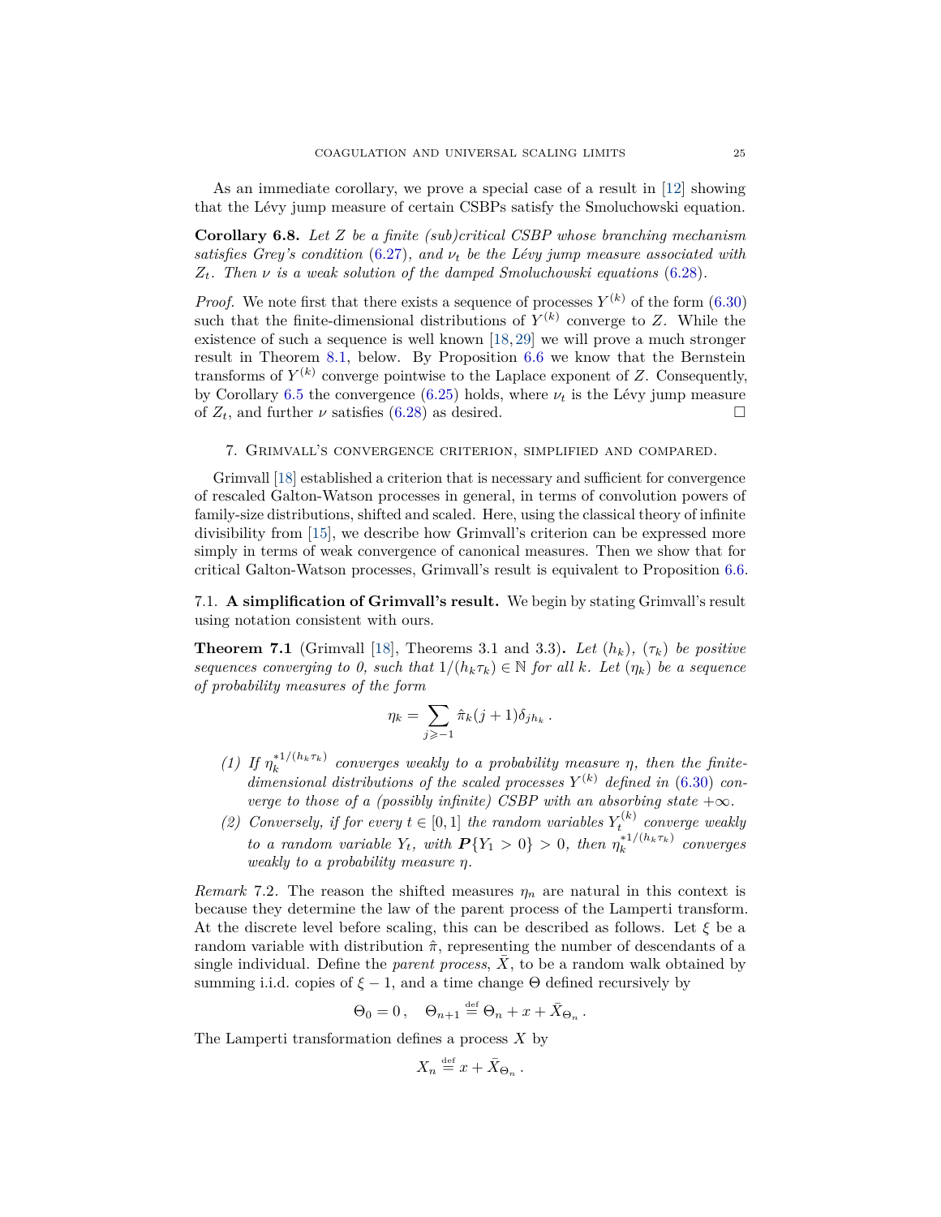As an immediate corollary, we prove a special case of a result in [12] showing that the Lévy jump measure of certain CSBPs satisfy the Smoluchowski equation.

**Corollary 6.8.** *Let $Z$ be a finite (sub)critical CSBP whose branching mechanism satisfies Grey's condition (6.27), and $\nu_t$ be the Lévy jump measure associated with $Z_t$. Then $\nu$ is a weak solution of the damped Smoluchowski equations (6.28).*

*Proof.* We note first that there exists a sequence of processes $Y^{(k)}$ of the form (6.30) such that the finite-dimensional distributions of $Y^{(k)}$ converge to $Z$. While the existence of such a sequence is well known [18, 29] we will prove a much stronger result in Theorem 8.1, below. By Proposition 6.6 we know that the Bernstein transforms of $Y^{(k)}$ converge pointwise to the Laplace exponent of $Z$. Consequently, by Corollary 6.5 the convergence (6.25) holds, where $\nu_t$ is the Lévy jump measure of $Z_t$, and further $\nu$ satisfies (6.28) as desired. □

## 7. Grimvall's convergence criterion, simplified and compared.

Grimvall [18] established a criterion that is necessary and sufficient for convergence of rescaled Galton-Watson processes in general, in terms of convolution powers of family-size distributions, shifted and scaled. Here, using the classical theory of infinite divisibility from [15], we describe how Grimvall's criterion can be expressed more simply in terms of weak convergence of canonical measures. Then we show that for critical Galton-Watson processes, Grimvall's result is equivalent to Proposition 6.6.

### 7.1. A simplification of Grimvall's result.

We begin by stating Grimvall's result using notation consistent with ours.

**Theorem 7.1** (Grimvall [18], Theorems 3.1 and 3.3)**.** *Let $(h_k)$, $(\tau_k)$ be positive sequences converging to 0, such that $1/(h_k\tau_k) \in \mathbb{N}$ for all $k$. Let $(\eta_k)$ be a sequence of probability measures of the form*

$$\eta_k = \sum_{j \geqslant -1} \hat{\pi}_k(j+1)\delta_{jh_k}\,.$$

1. *If $\eta_k^{*1/(h_k\tau_k)}$ converges weakly to a probability measure $\eta$, then the finite-dimensional distributions of the scaled processes $Y^{(k)}$ defined in (6.30) converge to those of a (possibly infinite) CSBP with an absorbing state $+\infty$.*
2. *Conversely, if for every $t \in [0,1]$ the random variables $Y_t^{(k)}$ converge weakly to a random variable $Y_t$, with $\boldsymbol{P}\{Y_1 > 0\} > 0$, then $\eta_k^{*1/(h_k\tau_k)}$ converges weakly to a probability measure $\eta$.*

*Remark* 7.2. The reason the shifted measures $\eta_n$ are natural in this context is because they determine the law of the parent process of the Lamperti transform. At the discrete level before scaling, this can be described as follows. Let $\xi$ be a random variable with distribution $\hat{\pi}$, representing the number of descendants of a single individual. Define the *parent process*, $\bar{X}$, to be a random walk obtained by summing i.i.d. copies of $\xi - 1$, and a time change $\Theta$ defined recursively by

$$\Theta_0 = 0\,, \quad \Theta_{n+1} \stackrel{\text{def}}{=} \Theta_n + x + \bar{X}_{\Theta_n}\,.$$

The Lamperti transformation defines a process $X$ by

$$X_n \stackrel{\text{def}}{=} x + \bar{X}_{\Theta_n}\,.$$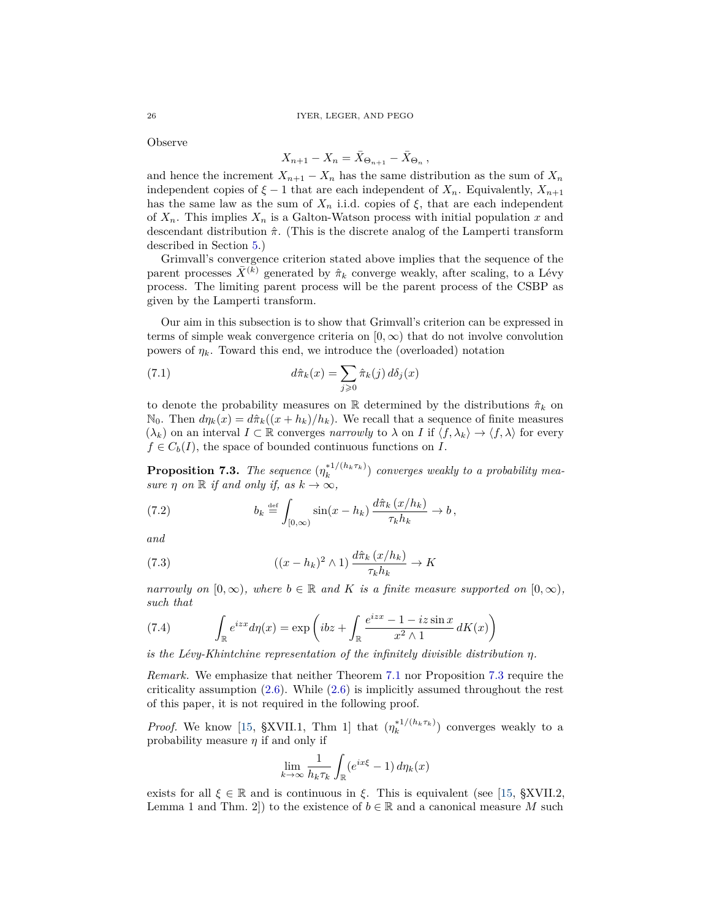Observe

$$X_{n+1} - X_n = \bar{X}_{\Theta_{n+1}} - \bar{X}_{\Theta_n}\,,$$

and hence the increment $X_{n+1} - X_n$ has the same distribution as the sum of $X_n$ independent copies of $\xi - 1$ that are each independent of $X_n$. Equivalently, $X_{n+1}$ has the same law as the sum of $X_n$ i.i.d. copies of $\xi$, that are each independent of $X_n$. This implies $X_n$ is a Galton-Watson process with initial population $x$ and descendant distribution $\hat{\pi}$. (This is the discrete analog of the Lamperti transform described in Section 5.)

Grimvall's convergence criterion stated above implies that the sequence of the parent processes $\bar{X}^{(k)}$ generated by $\hat{\pi}_k$ converge weakly, after scaling, to a Lévy process. The limiting parent process will be the parent process of the CSBP as given by the Lamperti transform.

Our aim in this subsection is to show that Grimvall's criterion can be expressed in terms of simple weak convergence criteria on $[0,\infty)$ that do not involve convolution powers of $\eta_k$. Toward this end, we introduce the (overloaded) notation

$$d\hat{\pi}_k(x) = \sum_{j\geqslant 0} \hat{\pi}_k(j)\, d\delta_j(x) \tag{7.1}$$

to denote the probability measures on $\mathbb{R}$ determined by the distributions $\hat{\pi}_k$ on $\mathbb{N}_0$. Then $d\eta_k(x) = d\hat{\pi}_k((x+h_k)/h_k)$. We recall that a sequence of finite measures $(\lambda_k)$ on an interval $I \subset \mathbb{R}$ converges *narrowly* to $\lambda$ on $I$ if $\langle f, \lambda_k\rangle \to \langle f, \lambda\rangle$ for every $f \in C_b(I)$, the space of bounded continuous functions on $I$.

**Proposition 7.3.** *The sequence $(\eta_k^{*1/(h_k\tau_k)})$ converges weakly to a probability measure $\eta$ on $\mathbb{R}$ if and only if, as $k\to\infty$,*

$$b_k \stackrel{\text{def}}{=} \int_{[0,\infty)} \sin(x - h_k)\, \frac{d\hat{\pi}_k\,(x/h_k)}{\tau_k h_k} \to b\,, \tag{7.2}$$

*and*

$$((x-h_k)^2 \wedge 1)\, \frac{d\hat{\pi}_k\,(x/h_k)}{\tau_k h_k} \to K \tag{7.3}$$

*narrowly on $[0,\infty)$, where $b\in\mathbb{R}$ and $K$ is a finite measure supported on $[0,\infty)$, such that*

$$\int_{\mathbb{R}} e^{izx} d\eta(x) = \exp\left( ibz + \int_{\mathbb{R}} \frac{e^{izx} - 1 - iz\sin x}{x^2\wedge 1}\, dK(x)\right) \tag{7.4}$$

*is the Lévy-Khintchine representation of the infinitely divisible distribution $\eta$.*

*Remark.* We emphasize that neither Theorem 7.1 nor Proposition 7.3 require the criticality assumption (2.6). While (2.6) is implicitly assumed throughout the rest of this paper, it is not required in the following proof.

*Proof.* We know [15, §XVII.1, Thm 1] that $(\eta_k^{*1/(h_k\tau_k)})$ converges weakly to a probability measure $\eta$ if and only if

$$\lim_{k\to\infty} \frac{1}{h_k\tau_k} \int_{\mathbb{R}} (e^{ix\xi} - 1)\, d\eta_k(x)$$

exists for all $\xi \in \mathbb{R}$ and is continuous in $\xi$. This is equivalent (see [15, §XVII.2, Lemma 1 and Thm. 2]) to the existence of $b \in \mathbb{R}$ and a canonical measure $M$ such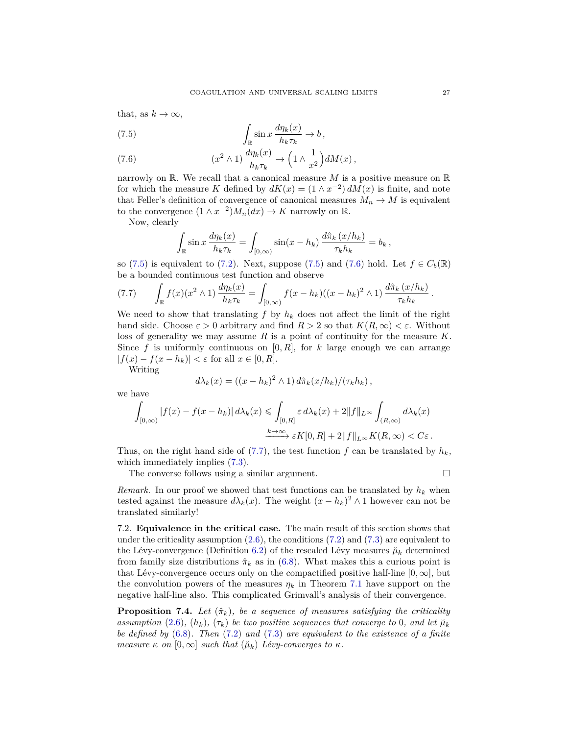that, as $k \to \infty$,

$$
\int_{\mathbb{R}} \sin x \, \frac{d\eta_k(x)}{h_k \tau_k} \to b \,, \tag{7.5}
$$

$$
(x^2 \wedge 1) \, \frac{d\eta_k(x)}{h_k \tau_k} \to \Big(1 \wedge \frac{1}{x^2}\Big) dM(x) \,, \tag{7.6}
$$

narrowly on $\mathbb{R}$. We recall that a canonical measure $M$ is a positive measure on $\mathbb{R}$ for which the measure $K$ defined by $dK(x) = (1 \wedge x^{-2}) \, dM(x)$ is finite, and note that Feller's definition of convergence of canonical measures $M_n \to M$ is equivalent to the convergence $(1 \wedge x^{-2}) M_n(dx) \to K$ narrowly on $\mathbb{R}$.

Now, clearly

$$
\int_{\mathbb{R}} \sin x \, \frac{d\eta_k(x)}{h_k \tau_k} = \int_{[0,\infty)} \sin(x - h_k) \, \frac{d\hat{\pi}_k \, (x/h_k)}{\tau_k h_k} = b_k \,,
$$

so (7.5) is equivalent to (7.2). Next, suppose (7.5) and (7.6) hold. Let $f \in C_b(\mathbb{R})$ be a bounded continuous test function and observe

$$
\int_{\mathbb{R}} f(x) (x^2 \wedge 1) \, \frac{d\eta_k(x)}{h_k \tau_k} = \int_{[0,\infty)} f(x - h_k)((x - h_k)^2 \wedge 1) \, \frac{d\hat{\pi}_k \, (x/h_k)}{\tau_k h_k} \,. \tag{7.7}
$$

We need to show that translating $f$ by $h_k$ does not affect the limit of the right hand side. Choose $\varepsilon > 0$ arbitrary and find $R > 2$ so that $K(R, \infty) < \varepsilon$. Without loss of generality we may assume $R$ is a point of continuity for the measure $K$. Since $f$ is uniformly continuous on $[0, R]$, for $k$ large enough we can arrange $|f(x) - f(x - h_k)| < \varepsilon$ for all $x \in [0, R]$.

Writing

$$
d\lambda_k(x) = ((x - h_k)^2 \wedge 1) \, d\hat{\pi}_k(x/h_k)/(\tau_k h_k) \,,
$$

we have

$$
\begin{aligned}
\int_{[0,\infty)} |f(x) - f(x - h_k)| \, d\lambda_k(x) &\leqslant \int_{[0,R]} \varepsilon \, d\lambda_k(x) + 2\|f\|_{L^\infty} \int_{(R,\infty)} d\lambda_k(x) \\
&\xrightarrow{k \to \infty} \varepsilon K[0, R] + 2\|f\|_{L^\infty} K(R, \infty) < C\varepsilon \,.
\end{aligned}
$$

Thus, on the right hand side of (7.7), the test function $f$ can be translated by $h_k$, which immediately implies (7.3).

The converse follows using a similar argument. $\square$

*Remark.* In our proof we showed that test functions can be translated by $h_k$ when tested against the measure $d\lambda_k(x)$. The weight $(x - h_k)^2 \wedge 1$ however can not be translated similarly!

7.2. **Equivalence in the critical case.** The main result of this section shows that under the criticality assumption (2.6), the conditions (7.2) and (7.3) are equivalent to the Lévy-convergence (Definition 6.2) of the rescaled Lévy measures $\breve{\mu}_k$ determined from family size distributions $\hat{\pi}_k$ as in (6.8). What makes this a curious point is that Lévy-convergence occurs only on the compactified positive half-line $[0, \infty]$, but the convolution powers of the measures $\eta_k$ in Theorem 7.1 have support on the negative half-line also. This complicated Grimvall's analysis of their convergence.

**Proposition 7.4.** *Let $(\hat{\pi}_k)$, be a sequence of measures satisfying the criticality assumption (2.6), $(h_k)$, $(\tau_k)$ be two positive sequences that converge to 0, and let $\breve{\mu}_k$ be defined by (6.8). Then (7.2) and (7.3) are equivalent to the existence of a finite measure $\kappa$ on $[0, \infty]$ such that $(\breve{\mu}_k)$ Lévy-converges to $\kappa$.*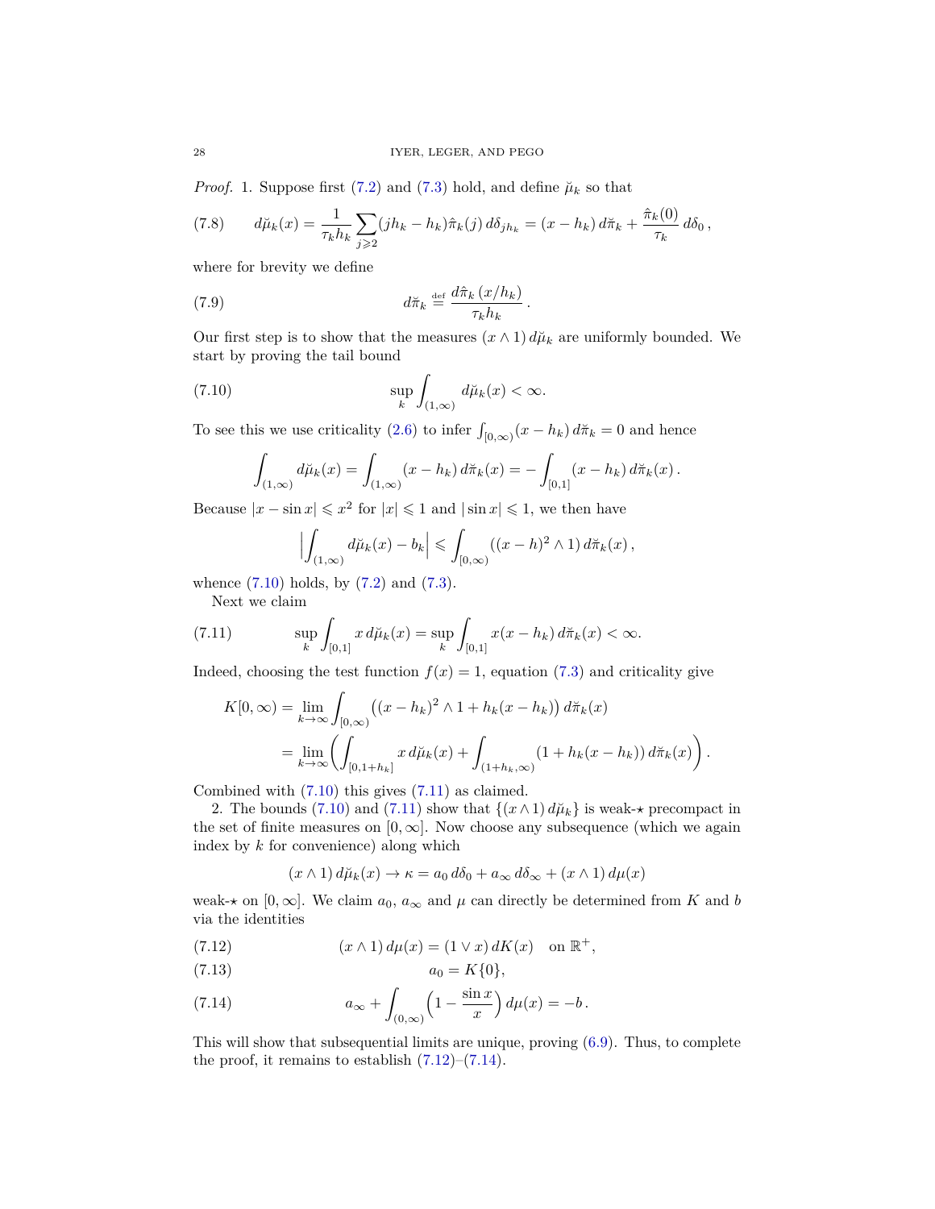*Proof.* 1. Suppose first (7.2) and (7.3) hold, and define $\breve{\mu}_k$ so that

$$d\breve{\mu}_k(x) = \frac{1}{\tau_k h_k} \sum_{j \geqslant 2} (jh_k - h_k) \hat{\pi}_k(j) \, d\delta_{jh_k} = (x - h_k) \, d\breve{\pi}_k + \frac{\hat{\pi}_k(0)}{\tau_k} \, d\delta_0 \,, \tag{7.8}$$

where for brevity we define

$$d\breve{\pi}_k \stackrel{\text{def}}{=} \frac{d\hat{\pi}_k\,(x/h_k)}{\tau_k h_k} \,. \tag{7.9}$$

Our first step is to show that the measures $(x \wedge 1) \, d\breve{\mu}_k$ are uniformly bounded. We start by proving the tail bound

$$\sup_k \int_{(1,\infty)} d\breve{\mu}_k(x) < \infty. \tag{7.10}$$

To see this we use criticality (2.6) to infer $\int_{[0,\infty)} (x - h_k) \, d\breve{\pi}_k = 0$ and hence

$$\int_{(1,\infty)} d\breve{\mu}_k(x) = \int_{(1,\infty)} (x - h_k) \, d\breve{\pi}_k(x) = -\int_{[0,1]} (x - h_k) \, d\breve{\pi}_k(x) \,.$$

Because $|x - \sin x| \leqslant x^2$ for $|x| \leqslant 1$ and $|\sin x| \leqslant 1$, we then have

$$\Big| \int_{(1,\infty)} d\breve{\mu}_k(x) - b_k \Big| \leqslant \int_{[0,\infty)} ((x-h)^2 \wedge 1) \, d\breve{\pi}_k(x) \,,$$

whence (7.10) holds, by (7.2) and (7.3).

Next we claim

$$\sup_k \int_{[0,1]} x \, d\breve{\mu}_k(x) = \sup_k \int_{[0,1]} x(x - h_k) \, d\breve{\pi}_k(x) < \infty. \tag{7.11}$$

Indeed, choosing the test function $f(x) = 1$, equation (7.3) and criticality give

$$\begin{aligned}
K[0,\infty) &= \lim_{k \to \infty} \int_{[0,\infty)} \big( (x - h_k)^2 \wedge 1 + h_k(x - h_k) \big) \, d\breve{\pi}_k(x) \\
&= \lim_{k \to \infty} \left( \int_{[0,1+h_k]} x \, d\breve{\mu}_k(x) + \int_{(1+h_k,\infty)} (1 + h_k(x - h_k)) \, d\breve{\pi}_k(x) \right).
\end{aligned}$$

Combined with (7.10) this gives (7.11) as claimed.

2. The bounds (7.10) and (7.11) show that $\{(x \wedge 1) \, d\breve{\mu}_k\}$ is weak-$\star$ precompact in the set of finite measures on $[0,\infty]$. Now choose any subsequence (which we again index by $k$ for convenience) along which

$$(x \wedge 1) \, d\breve{\mu}_k(x) \to \kappa = a_0 \, d\delta_0 + a_\infty \, d\delta_\infty + (x \wedge 1) \, d\mu(x)$$

weak-$\star$ on $[0,\infty]$. We claim $a_0$, $a_\infty$ and $\mu$ can directly be determined from $K$ and $b$ via the identities

$$(x \wedge 1) \, d\mu(x) = (1 \vee x) \, dK(x) \quad \text{on } \mathbb{R}^+, \tag{7.12}$$

$$a_0 = K\{0\}, \tag{7.13}$$

$$a_\infty + \int_{(0,\infty)} \Big( 1 - \frac{\sin x}{x} \Big) \, d\mu(x) = -b \,. \tag{7.14}$$

This will show that subsequential limits are unique, proving (6.9). Thus, to complete the proof, it remains to establish (7.12)–(7.14).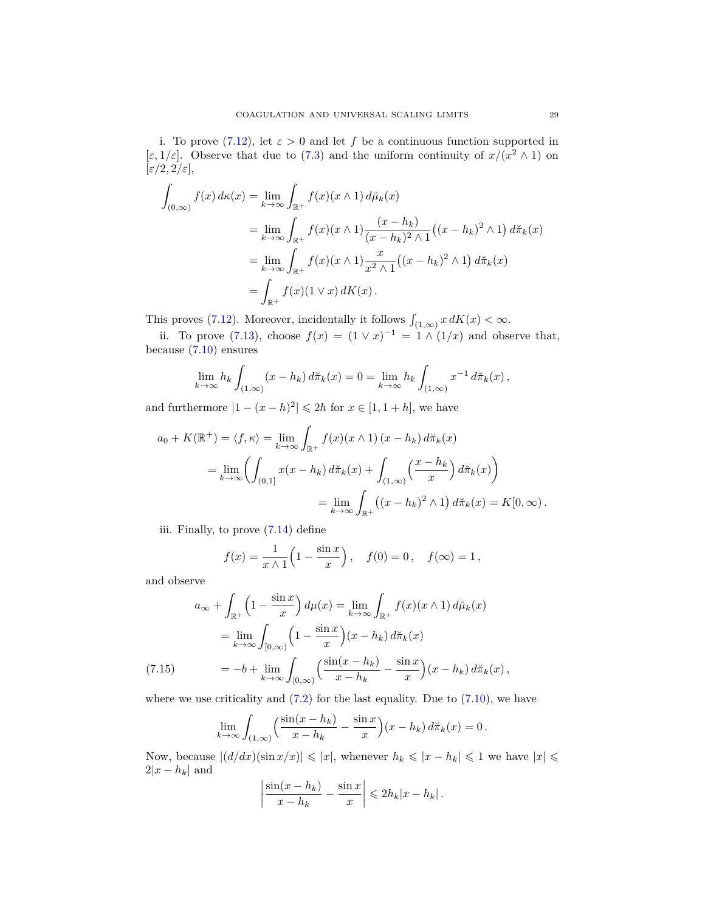i. To prove (7.12), let $\varepsilon > 0$ and let $f$ be a continuous function supported in $[\varepsilon, 1/\varepsilon]$. Observe that due to (7.3) and the uniform continuity of $x/(x^2 \wedge 1)$ on $[\varepsilon/2, 2/\varepsilon]$,

$$
\begin{aligned}
\int_{(0,\infty)} f(x)\, d\kappa(x) &= \lim_{k\to\infty} \int_{\mathbb{R}^+} f(x)(x\wedge 1)\, d\breve{\mu}_k(x) \\
&= \lim_{k\to\infty} \int_{\mathbb{R}^+} f(x)(x\wedge 1) \frac{(x-h_k)}{(x-h_k)^2\wedge 1}\big((x-h_k)^2\wedge 1\big)\, d\breve{\pi}_k(x) \\
&= \lim_{k\to\infty} \int_{\mathbb{R}^+} f(x)(x\wedge 1) \frac{x}{x^2\wedge 1}\big((x-h_k)^2\wedge 1\big)\, d\breve{\pi}_k(x) \\
&= \int_{\mathbb{R}^+} f(x)(1\vee x)\, dK(x)\,.
\end{aligned}
$$

This proves (7.12). Moreover, incidentally it follows $\int_{(1,\infty)} x\, dK(x) < \infty$.

ii. To prove (7.13), choose $f(x) = (1\vee x)^{-1} = 1\wedge (1/x)$ and observe that, because (7.10) ensures

$$
\lim_{k\to\infty} h_k \int_{(1,\infty)} (x-h_k)\, d\breve{\pi}_k(x) = 0 = \lim_{k\to\infty} h_k \int_{(1,\infty)} x^{-1}\, d\breve{\pi}_k(x)\,,
$$

and furthermore $|1-(x-h)^2| \leqslant 2h$ for $x\in[1,1+h]$, we have

$$
\begin{aligned}
a_0 + K(\mathbb{R}^+) = \langle f, \kappa\rangle &= \lim_{k\to\infty} \int_{\mathbb{R}^+} f(x)(x\wedge 1)\,(x-h_k)\, d\breve{\pi}_k(x) \\
&= \lim_{k\to\infty} \Big( \int_{(0,1]} x(x-h_k)\, d\breve{\pi}_k(x) + \int_{(1,\infty)} \Big(\frac{x-h_k}{x}\Big)\, d\breve{\pi}_k(x)\Big) \\
&= \lim_{k\to\infty} \int_{\mathbb{R}^+} \big((x-h_k)^2\wedge 1\big)\, d\breve{\pi}_k(x) = K[0,\infty)\,.
\end{aligned}
$$

iii. Finally, to prove (7.14) define

$$
f(x) = \frac{1}{x\wedge 1}\Big(1-\frac{\sin x}{x}\Big)\,,\quad f(0)=0\,,\quad f(\infty)=1\,,
$$

and observe

$$
\begin{aligned}
a_\infty + \int_{\mathbb{R}^+} \Big(1-\frac{\sin x}{x}\Big)\, d\mu(x) &= \lim_{k\to\infty} \int_{\mathbb{R}^+} f(x)(x\wedge 1)\, d\breve{\mu}_k(x) \\
&= \lim_{k\to\infty} \int_{[0,\infty)} \Big(1-\frac{\sin x}{x}\Big)(x-h_k)\, d\breve{\pi}_k(x) \\
&= -b + \lim_{k\to\infty} \int_{[0,\infty)} \Big(\frac{\sin(x-h_k)}{x-h_k} - \frac{\sin x}{x}\Big)(x-h_k)\, d\breve{\pi}_k(x)\,, \qquad (7.15)
\end{aligned}
$$

where we use criticality and (7.2) for the last equality. Due to (7.10), we have

$$
\lim_{k\to\infty} \int_{(1,\infty)} \Big(\frac{\sin(x-h_k)}{x-h_k} - \frac{\sin x}{x}\Big)(x-h_k)\, d\breve{\pi}_k(x) = 0\,.
$$

Now, because $|(d/dx)(\sin x/x)| \leqslant |x|$, whenever $h_k \leqslant |x-h_k| \leqslant 1$ we have $|x| \leqslant 2|x-h_k|$ and

$$
\left|\frac{\sin(x-h_k)}{x-h_k} - \frac{\sin x}{x}\right| \leqslant 2h_k|x-h_k|\,.
$$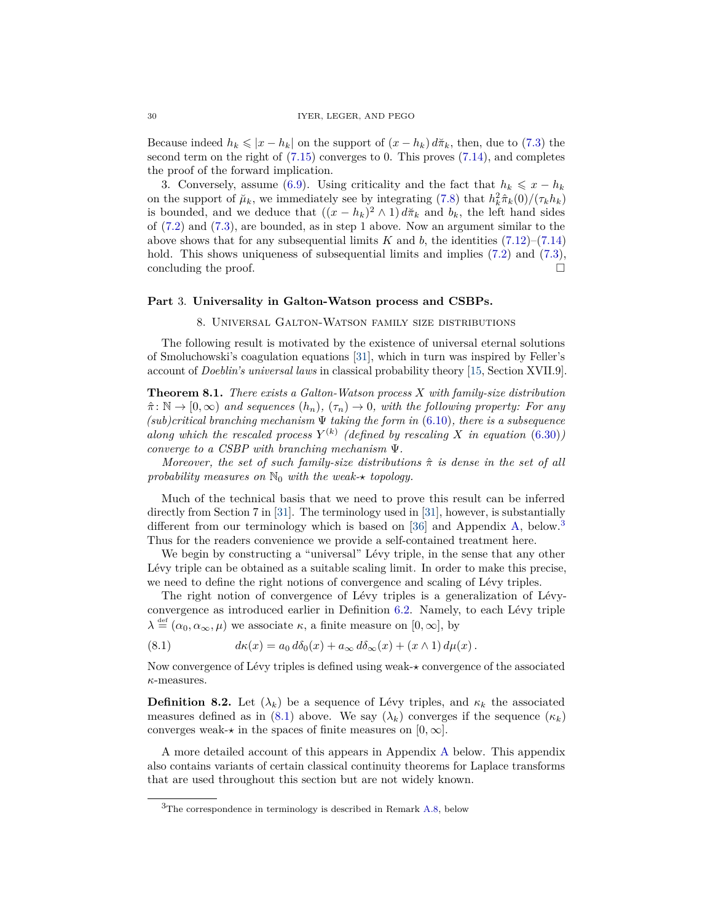Because indeed $h_k \leqslant |x - h_k|$ on the support of $(x - h_k)\, d\breve{\pi}_k$, then, due to (7.3) the second term on the right of (7.15) converges to 0. This proves (7.14), and completes the proof of the forward implication.

3. Conversely, assume (6.9). Using criticality and the fact that $h_k \leqslant x - h_k$ on the support of $\breve{\mu}_k$, we immediately see by integrating (7.8) that $h_k^2 \hat{\pi}_k(0)/(\tau_k h_k)$ is bounded, and we deduce that $((x - h_k)^2 \wedge 1)\, d\breve{\pi}_k$ and $b_k$, the left hand sides of (7.2) and (7.3), are bounded, as in step 1 above. Now an argument similar to the above shows that for any subsequential limits $K$ and $b$, the identities (7.12)–(7.14) hold. This shows uniqueness of subsequential limits and implies (7.2) and (7.3), concluding the proof. $\square$

# Part 3. Universality in Galton-Watson process and CSBPs.

## 8. Universal Galton-Watson family size distributions

The following result is motivated by the existence of universal eternal solutions of Smoluchowski's coagulation equations [31], which in turn was inspired by Feller's account of *Doeblin's universal laws* in classical probability theory [15, Section XVII.9].

**Theorem 8.1.** *There exists a Galton-Watson process $X$ with family-size distribution $\hat{\pi}\colon \mathbb{N} \to [0,\infty)$ and sequences $(h_n)$, $(\tau_n) \to 0$, with the following property: For any (sub)critical branching mechanism $\Psi$ taking the form in (6.10), there is a subsequence along which the rescaled process $Y^{(k)}$ (defined by rescaling $X$ in equation (6.30)) converge to a CSBP with branching mechanism $\Psi$.*

*Moreover, the set of such family-size distributions $\hat{\pi}$ is dense in the set of all probability measures on $\mathbb{N}_0$ with the weak-$\star$ topology.*

Much of the technical basis that we need to prove this result can be inferred directly from Section 7 in [31]. The terminology used in [31], however, is substantially different from our terminology which is based on [36] and Appendix A, below.[3] Thus for the readers convenience we provide a self-contained treatment here.

We begin by constructing a "universal" Lévy triple, in the sense that any other Lévy triple can be obtained as a suitable scaling limit. In order to make this precise, we need to define the right notions of convergence and scaling of Lévy triples.

The right notion of convergence of Lévy triples is a generalization of Lévy-convergence as introduced earlier in Definition 6.2. Namely, to each Lévy triple $\lambda \stackrel{\text{def}}{=} (\alpha_0, \alpha_\infty, \mu)$ we associate $\kappa$, a finite measure on $[0,\infty]$, by

$$d\kappa(x) = a_0\, d\delta_0(x) + a_\infty\, d\delta_\infty(x) + (x \wedge 1)\, d\mu(x)\,. \tag{8.1}$$

Now convergence of Lévy triples is defined using weak-$\star$ convergence of the associated $\kappa$-measures.

**Definition 8.2.** Let $(\lambda_k)$ be a sequence of Lévy triples, and $\kappa_k$ the associated measures defined as in (8.1) above. We say $(\lambda_k)$ converges if the sequence $(\kappa_k)$ converges weak-$\star$ in the spaces of finite measures on $[0,\infty]$.

A more detailed account of this appears in Appendix A below. This appendix also contains variants of certain classical continuity theorems for Laplace transforms that are used throughout this section but are not widely known.

[3] The correspondence in terminology is described in Remark A.8, below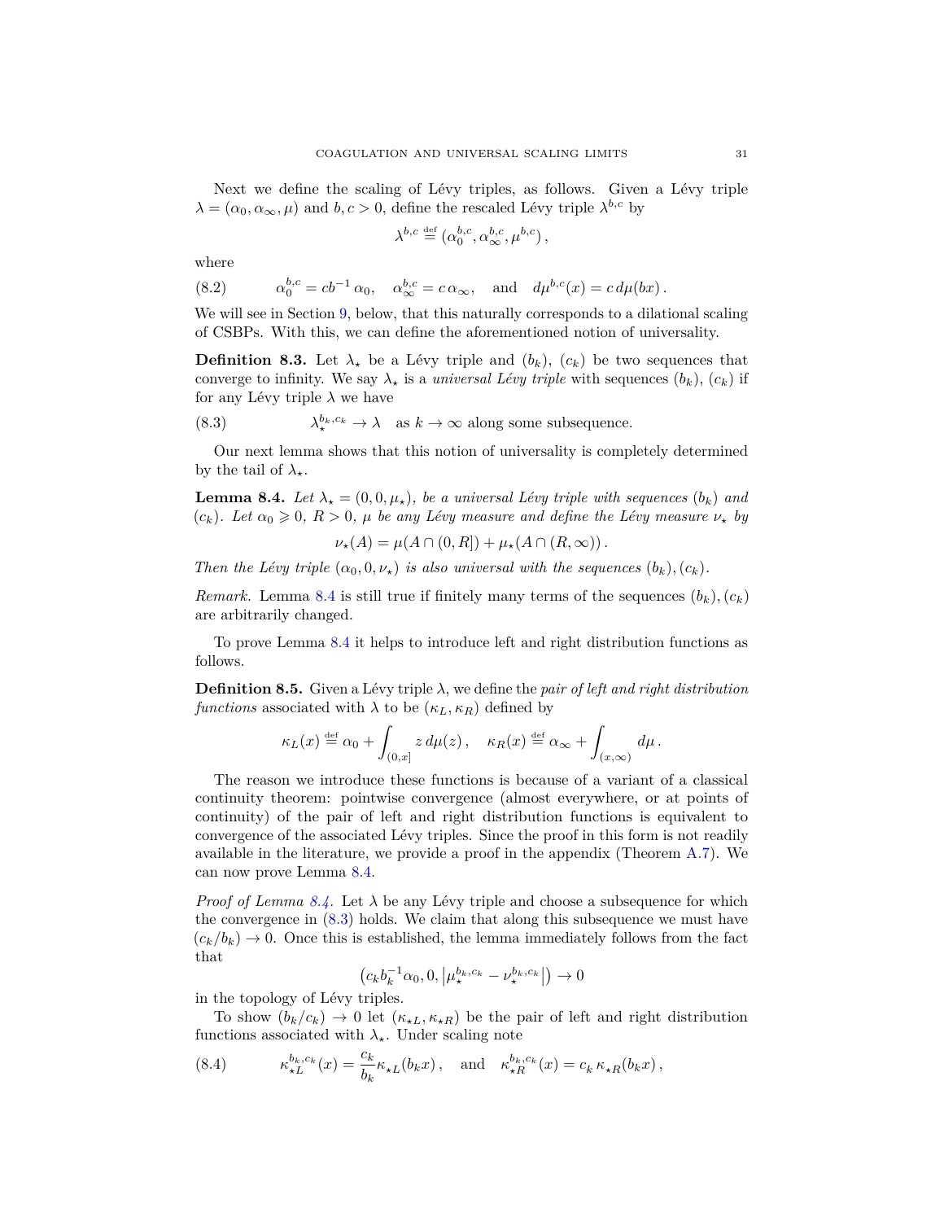Next we define the scaling of Lévy triples, as follows. Given a Lévy triple $\lambda = (\alpha_0, \alpha_\infty, \mu)$ and $b, c > 0$, define the rescaled Lévy triple $\lambda^{b,c}$ by

$$\lambda^{b,c} \stackrel{\text{def}}{=} (\alpha_0^{b,c}, \alpha_\infty^{b,c}, \mu^{b,c}),$$

where

$$\alpha_0^{b,c} = cb^{-1}\,\alpha_0, \quad \alpha_\infty^{b,c} = c\,\alpha_\infty, \quad \text{and} \quad d\mu^{b,c}(x) = c\,d\mu(bx). \tag{8.2}$$

We will see in Section 9, below, that this naturally corresponds to a dilational scaling of CSBPs. With this, we can define the aforementioned notion of universality.

**Definition 8.3.** Let $\lambda_\star$ be a Lévy triple and $(b_k)$, $(c_k)$ be two sequences that converge to infinity. We say $\lambda_\star$ is a *universal Lévy triple* with sequences $(b_k)$, $(c_k)$ if for any Lévy triple $\lambda$ we have

$$\lambda_\star^{b_k,c_k} \to \lambda \quad \text{as } k \to \infty \text{ along some subsequence.} \tag{8.3}$$

Our next lemma shows that this notion of universality is completely determined by the tail of $\lambda_\star$.

**Lemma 8.4.** *Let $\lambda_\star = (0, 0, \mu_\star)$, be a universal Lévy triple with sequences $(b_k)$ and $(c_k)$. Let $\alpha_0 \geqslant 0$, $R > 0$, $\mu$ be any Lévy measure and define the Lévy measure $\nu_\star$ by*

$$\nu_\star(A) = \mu(A \cap (0, R]) + \mu_\star(A \cap (R, \infty)).$$

*Then the Lévy triple $(\alpha_0, 0, \nu_\star)$ is also universal with the sequences $(b_k), (c_k)$.*

*Remark.* Lemma 8.4 is still true if finitely many terms of the sequences $(b_k), (c_k)$ are arbitrarily changed.

To prove Lemma 8.4 it helps to introduce left and right distribution functions as follows.

**Definition 8.5.** Given a Lévy triple $\lambda$, we define the *pair of left and right distribution functions* associated with $\lambda$ to be $(\kappa_L, \kappa_R)$ defined by

$$\kappa_L(x) \stackrel{\text{def}}{=} \alpha_0 + \int_{(0,x]} z\,d\mu(z), \quad \kappa_R(x) \stackrel{\text{def}}{=} \alpha_\infty + \int_{(x,\infty)} d\mu.$$

The reason we introduce these functions is because of a variant of a classical continuity theorem: pointwise convergence (almost everywhere, or at points of continuity) of the pair of left and right distribution functions is equivalent to convergence of the associated Lévy triples. Since the proof in this form is not readily available in the literature, we provide a proof in the appendix (Theorem A.7). We can now prove Lemma 8.4.

*Proof of Lemma 8.4.* Let $\lambda$ be any Lévy triple and choose a subsequence for which the convergence in (8.3) holds. We claim that along this subsequence we must have $(c_k/b_k) \to 0$. Once this is established, the lemma immediately follows from the fact that

$$\left(c_k b_k^{-1}\alpha_0, 0, \left|\mu_\star^{b_k,c_k} - \nu_\star^{b_k,c_k}\right|\right) \to 0$$

in the topology of Lévy triples.

To show $(b_k/c_k) \to 0$ let $(\kappa_{\star L}, \kappa_{\star R})$ be the pair of left and right distribution functions associated with $\lambda_\star$. Under scaling note

$$\kappa_{\star L}^{b_k,c_k}(x) = \frac{c_k}{b_k}\kappa_{\star L}(b_k x), \quad \text{and} \quad \kappa_{\star R}^{b_k,c_k}(x) = c_k\,\kappa_{\star R}(b_k x), \tag{8.4}$$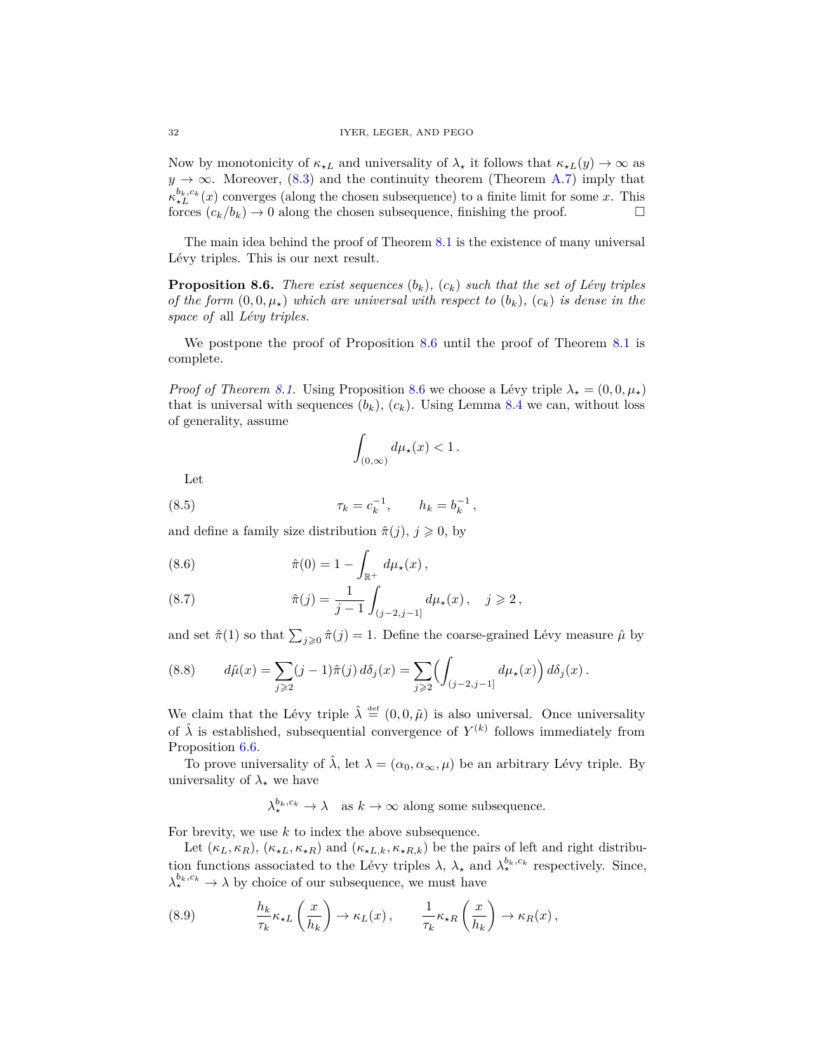Now by monotonicity of $\kappa_{\star L}$ and universality of $\lambda_\star$ it follows that $\kappa_{\star L}(y) \to \infty$ as $y \to \infty$. Moreover, (8.3) and the continuity theorem (Theorem A.7) imply that $\kappa_{\star L}^{b_k, c_k}(x)$ converges (along the chosen subsequence) to a finite limit for some $x$. This forces $(c_k/b_k) \to 0$ along the chosen subsequence, finishing the proof. $\square$

The main idea behind the proof of Theorem 8.1 is the existence of many universal Lévy triples. This is our next result.

**Proposition 8.6.** *There exist sequences $(b_k)$, $(c_k)$ such that the set of Lévy triples of the form $(0, 0, \mu_\star)$ which are universal with respect to $(b_k)$, $(c_k)$ is dense in the space of* all *Lévy triples.*

We postpone the proof of Proposition 8.6 until the proof of Theorem 8.1 is complete.

*Proof of Theorem 8.1.* Using Proposition 8.6 we choose a Lévy triple $\lambda_\star = (0, 0, \mu_\star)$ that is universal with sequences $(b_k)$, $(c_k)$. Using Lemma 8.4 we can, without loss of generality, assume

$$\int_{(0,\infty)} d\mu_\star(x) < 1\,.$$

Let

$$\tau_k = c_k^{-1}, \qquad h_k = b_k^{-1}\,, \tag{8.5}$$

and define a family size distribution $\hat{\pi}(j)$, $j \geqslant 0$, by

$$\hat{\pi}(0) = 1 - \int_{\mathbb{R}^+} d\mu_\star(x)\,, \tag{8.6}$$

$$\hat{\pi}(j) = \frac{1}{j-1} \int_{(j-2, j-1]} d\mu_\star(x)\,, \quad j \geqslant 2\,, \tag{8.7}$$

and set $\hat{\pi}(1)$ so that $\sum_{j \geqslant 0} \hat{\pi}(j) = 1$. Define the coarse-grained Lévy measure $\hat{\mu}$ by

$$d\hat{\mu}(x) = \sum_{j \geqslant 2} (j-1)\hat{\pi}(j)\, d\delta_j(x) = \sum_{j \geqslant 2} \Big( \int_{(j-2, j-1]} d\mu_\star(x) \Big)\, d\delta_j(x)\,. \tag{8.8}$$

We claim that the Lévy triple $\hat{\lambda} \stackrel{\text{def}}{=} (0, 0, \hat{\mu})$ is also universal. Once universality of $\hat{\lambda}$ is established, subsequential convergence of $Y^{(k)}$ follows immediately from Proposition 6.6.

To prove universality of $\hat{\lambda}$, let $\lambda = (\alpha_0, \alpha_\infty, \mu)$ be an arbitrary Lévy triple. By universality of $\lambda_\star$ we have

$$\lambda_\star^{b_k, c_k} \to \lambda \quad \text{as } k \to \infty \text{ along some subsequence.}$$

For brevity, we use $k$ to index the above subsequence.

Let $(\kappa_L, \kappa_R)$, $(\kappa_{\star L}, \kappa_{\star R})$ and $(\kappa_{\star L, k}, \kappa_{\star R, k})$ be the pairs of left and right distribution functions associated to the Lévy triples $\lambda$, $\lambda_\star$ and $\lambda_\star^{b_k, c_k}$ respectively. Since, $\lambda_\star^{b_k, c_k} \to \lambda$ by choice of our subsequence, we must have

$$\frac{h_k}{\tau_k} \kappa_{\star L}\left(\frac{x}{h_k}\right) \to \kappa_L(x)\,, \qquad \frac{1}{\tau_k} \kappa_{\star R}\left(\frac{x}{h_k}\right) \to \kappa_R(x)\,, \tag{8.9}$$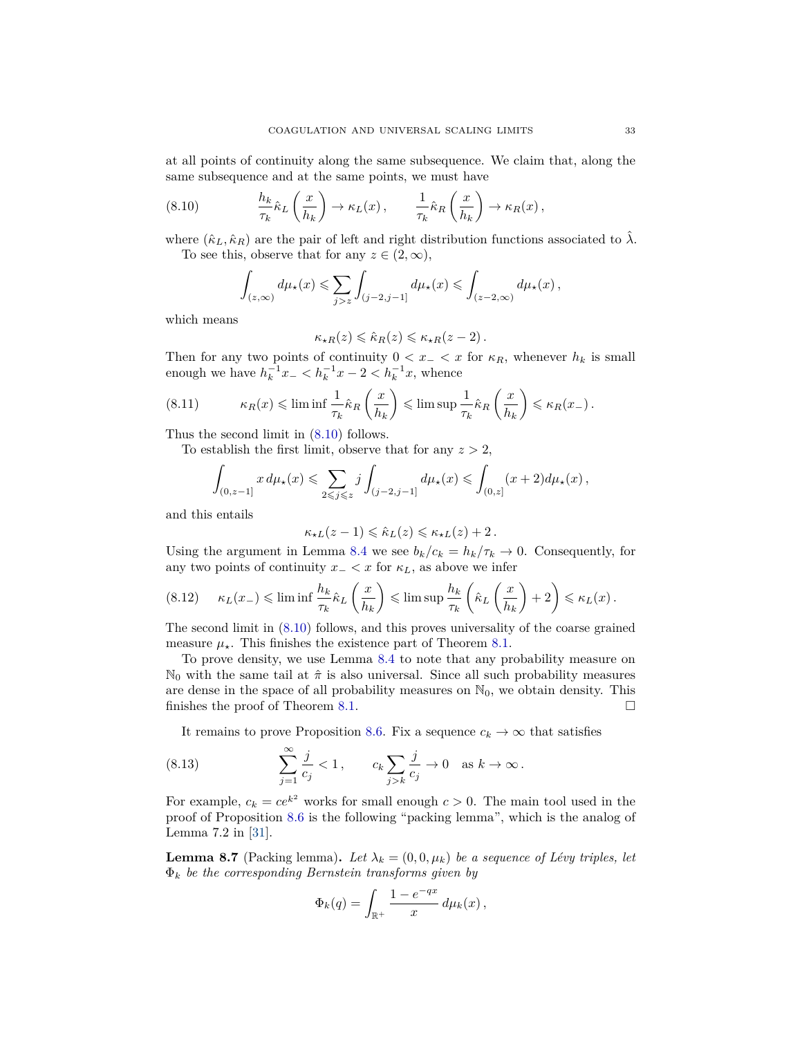at all points of continuity along the same subsequence. We claim that, along the same subsequence and at the same points, we must have

$$\frac{h_k}{\tau_k}\hat{\kappa}_L\left(\frac{x}{h_k}\right) \to \kappa_L(x)\,, \qquad \frac{1}{\tau_k}\hat{\kappa}_R\left(\frac{x}{h_k}\right) \to \kappa_R(x)\,, \tag{8.10}$$

where $(\hat{\kappa}_L, \hat{\kappa}_R)$ are the pair of left and right distribution functions associated to $\hat{\lambda}$.

To see this, observe that for any $z \in (2, \infty)$,

$$\int_{(z,\infty)} d\mu_\star(x) \leqslant \sum_{j>z} \int_{(j-2,j-1]} d\mu_\star(x) \leqslant \int_{(z-2,\infty)} d\mu_\star(x)\,,$$

which means

$$\kappa_{\star R}(z) \leqslant \hat{\kappa}_R(z) \leqslant \kappa_{\star R}(z-2)\,.$$

Then for any two points of continuity $0 < x_- < x$ for $\kappa_R$, whenever $h_k$ is small enough we have $h_k^{-1}x_- < h_k^{-1}x - 2 < h_k^{-1}x$, whence

$$\kappa_R(x) \leqslant \liminf \frac{1}{\tau_k}\hat{\kappa}_R\left(\frac{x}{h_k}\right) \leqslant \limsup \frac{1}{\tau_k}\hat{\kappa}_R\left(\frac{x}{h_k}\right) \leqslant \kappa_R(x_-)\,. \tag{8.11}$$

Thus the second limit in (8.10) follows.

To establish the first limit, observe that for any $z > 2$,

$$\int_{(0,z-1]} x\, d\mu_\star(x) \leqslant \sum_{2 \leqslant j \leqslant z} j \int_{(j-2,j-1]} d\mu_\star(x) \leqslant \int_{(0,z]} (x+2) d\mu_\star(x)\,,$$

and this entails

$$\kappa_{\star L}(z-1) \leqslant \hat{\kappa}_L(z) \leqslant \kappa_{\star L}(z) + 2\,.$$

Using the argument in Lemma 8.4 we see $b_k/c_k = h_k/\tau_k \to 0$. Consequently, for any two points of continuity $x_- < x$ for $\kappa_L$, as above we infer

$$\kappa_L(x_-) \leqslant \liminf \frac{h_k}{\tau_k}\hat{\kappa}_L\left(\frac{x}{h_k}\right) \leqslant \limsup \frac{h_k}{\tau_k}\left(\hat{\kappa}_L\left(\frac{x}{h_k}\right) + 2\right) \leqslant \kappa_L(x)\,. \tag{8.12}$$

The second limit in (8.10) follows, and this proves universality of the coarse grained measure $\mu_\star$. This finishes the existence part of Theorem 8.1.

To prove density, we use Lemma 8.4 to note that any probability measure on $\mathbb{N}_0$ with the same tail at $\hat{\pi}$ is also universal. Since all such probability measures are dense in the space of all probability measures on $\mathbb{N}_0$, we obtain density. This finishes the proof of Theorem 8.1. □

It remains to prove Proposition 8.6. Fix a sequence $c_k \to \infty$ that satisfies

$$\sum_{j=1}^{\infty} \frac{j}{c_j} < 1\,, \qquad c_k \sum_{j>k} \frac{j}{c_j} \to 0 \quad \text{as } k \to \infty\,. \tag{8.13}$$

For example, $c_k = ce^{k^2}$ works for small enough $c > 0$. The main tool used in the proof of Proposition 8.6 is the following "packing lemma", which is the analog of Lemma 7.2 in [31].

**Lemma 8.7** (Packing lemma). *Let $\lambda_k = (0, 0, \mu_k)$ be a sequence of Lévy triples, let $\Phi_k$ be the corresponding Bernstein transforms given by*

$$\Phi_k(q) = \int_{\mathbb{R}^+} \frac{1 - e^{-qx}}{x}\, d\mu_k(x)\,,$$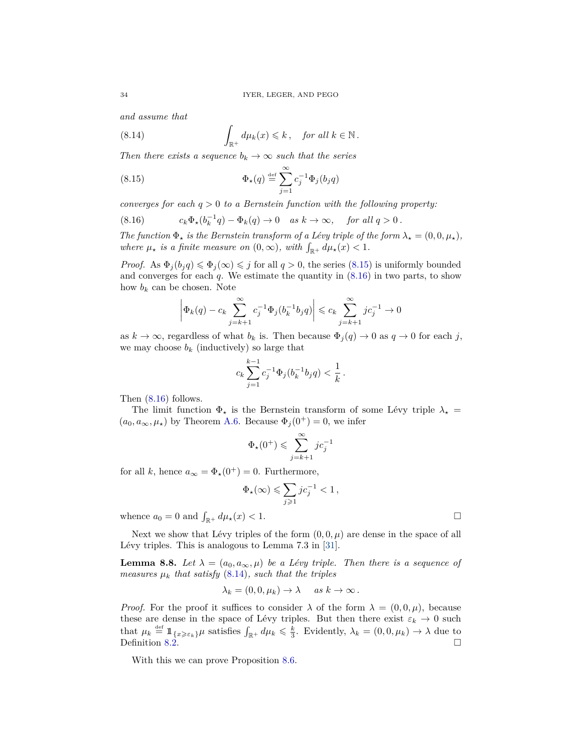*and assume that*

$$\int_{\mathbb{R}^+} d\mu_k(x) \leqslant k\,, \quad \text{for all } k \in \mathbb{N}\,. \tag{8.14}$$

*Then there exists a sequence $b_k \to \infty$ such that the series*

$$\Phi_\star(q) \stackrel{\text{def}}{=} \sum_{j=1}^{\infty} c_j^{-1} \Phi_j(b_j q) \tag{8.15}$$

*converges for each $q > 0$ to a Bernstein function with the following property:*

$$c_k \Phi_\star(b_k^{-1} q) - \Phi_k(q) \to 0 \quad \text{as } k \to \infty, \quad \text{for all } q > 0\,. \tag{8.16}$$

*The function $\Phi_\star$ is the Bernstein transform of a Lévy triple of the form $\lambda_\star = (0, 0, \mu_\star)$, where $\mu_\star$ is a finite measure on $(0, \infty)$, with $\int_{\mathbb{R}^+} d\mu_\star(x) < 1$.*

*Proof.* As $\Phi_j(b_j q) \leqslant \Phi_j(\infty) \leqslant j$ for all $q > 0$, the series (8.15) is uniformly bounded and converges for each $q$. We estimate the quantity in (8.16) in two parts, to show how $b_k$ can be chosen. Note

$$\left| \Phi_k(q) - c_k \sum_{j=k+1}^{\infty} c_j^{-1} \Phi_j(b_k^{-1} b_j q) \right| \leqslant c_k \sum_{j=k+1}^{\infty} j c_j^{-1} \to 0$$

as $k \to \infty$, regardless of what $b_k$ is. Then because $\Phi_j(q) \to 0$ as $q \to 0$ for each $j$, we may choose $b_k$ (inductively) so large that

$$c_k \sum_{j=1}^{k-1} c_j^{-1} \Phi_j(b_k^{-1} b_j q) < \frac{1}{k}\,.$$

Then (8.16) follows.

The limit function $\Phi_\star$ is the Bernstein transform of some Lévy triple $\lambda_\star = (a_0, a_\infty, \mu_\star)$ by Theorem A.6. Because $\Phi_j(0^+) = 0$, we infer

$$\Phi_\star(0^+) \leqslant \sum_{j=k+1}^{\infty} j c_j^{-1}$$

for all $k$, hence $a_\infty = \Phi_\star(0^+) = 0$. Furthermore,

$$\Phi_\star(\infty) \leqslant \sum_{j \geqslant 1} j c_j^{-1} < 1\,,$$

whence $a_0 = 0$ and $\int_{\mathbb{R}^+} d\mu_\star(x) < 1$. $\square$

Next we show that Lévy triples of the form $(0, 0, \mu)$ are dense in the space of all Lévy triples. This is analogous to Lemma 7.3 in [31].

**Lemma 8.8.** *Let $\lambda = (a_0, a_\infty, \mu)$ be a Lévy triple. Then there is a sequence of measures $\mu_k$ that satisfy (8.14), such that the triples*

$$\lambda_k = (0, 0, \mu_k) \to \lambda \quad \text{as } k \to \infty\,.$$

*Proof.* For the proof it suffices to consider $\lambda$ of the form $\lambda = (0, 0, \mu)$, because these are dense in the space of Lévy triples. But then there exist $\varepsilon_k \to 0$ such that $\mu_k \stackrel{\text{def}}{=} \mathbb{1}_{\{x \geqslant \varepsilon_k\}} \mu$ satisfies $\int_{\mathbb{R}^+} d\mu_k \leqslant \frac{k}{3}$. Evidently, $\lambda_k = (0, 0, \mu_k) \to \lambda$ due to Definition 8.2. $\square$

With this we can prove Proposition 8.6.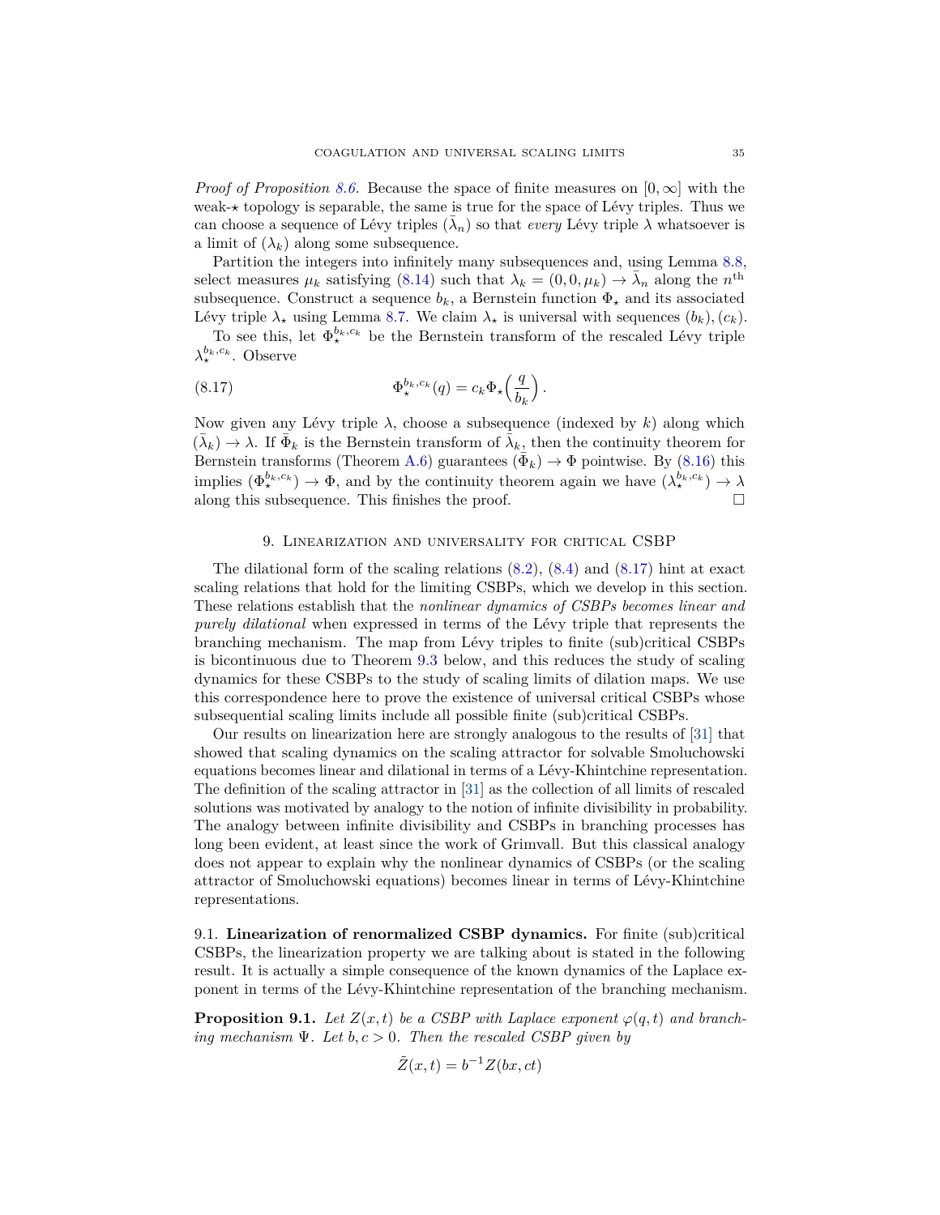*Proof of Proposition 8.6.* Because the space of finite measures on $[0,\infty]$ with the weak-$\star$ topology is separable, the same is true for the space of Lévy triples. Thus we can choose a sequence of Lévy triples $(\bar\lambda_n)$ so that *every* Lévy triple $\lambda$ whatsoever is a limit of $(\lambda_k)$ along some subsequence.

Partition the integers into infinitely many subsequences and, using Lemma 8.8, select measures $\mu_k$ satisfying (8.14) such that $\lambda_k = (0,0,\mu_k) \to \bar\lambda_n$ along the $n^{\text{th}}$ subsequence. Construct a sequence $b_k$, a Bernstein function $\Phi_\star$ and its associated Lévy triple $\lambda_\star$ using Lemma 8.7. We claim $\lambda_\star$ is universal with sequences $(b_k), (c_k)$.

To see this, let $\Phi_\star^{b_k,c_k}$ be the Bernstein transform of the rescaled Lévy triple $\lambda_\star^{b_k,c_k}$. Observe

$$
\Phi_\star^{b_k,c_k}(q) = c_k \Phi_\star\Big(\frac{q}{b_k}\Big). \tag{8.17}
$$

Now given any Lévy triple $\lambda$, choose a subsequence (indexed by $k$) along which $(\bar\lambda_k) \to \lambda$. If $\bar\Phi_k$ is the Bernstein transform of $\bar\lambda_k$, then the continuity theorem for Bernstein transforms (Theorem A.6) guarantees $(\bar\Phi_k) \to \Phi$ pointwise. By (8.16) this implies $(\Phi_\star^{b_k,c_k}) \to \Phi$, and by the continuity theorem again we have $(\lambda_\star^{b_k,c_k}) \to \lambda$ along this subsequence. This finishes the proof. $\square$

## 9. Linearization and universality for critical CSBP

The dilational form of the scaling relations (8.2), (8.4) and (8.17) hint at exact scaling relations that hold for the limiting CSBPs, which we develop in this section. These relations establish that the *nonlinear dynamics of CSBPs becomes linear and purely dilational* when expressed in terms of the Lévy triple that represents the branching mechanism. The map from Lévy triples to finite (sub)critical CSBPs is bicontinuous due to Theorem 9.3 below, and this reduces the study of scaling dynamics for these CSBPs to the study of scaling limits of dilation maps. We use this correspondence here to prove the existence of universal critical CSBPs whose subsequential scaling limits include all possible finite (sub)critical CSBPs.

Our results on linearization here are strongly analogous to the results of [31] that showed that scaling dynamics on the scaling attractor for solvable Smoluchowski equations becomes linear and dilational in terms of a Lévy-Khintchine representation. The definition of the scaling attractor in [31] as the collection of all limits of rescaled solutions was motivated by analogy to the notion of infinite divisibility in probability. The analogy between infinite divisibility and CSBPs in branching processes has long been evident, at least since the work of Grimvall. But this classical analogy does not appear to explain why the nonlinear dynamics of CSBPs (or the scaling attractor of Smoluchowski equations) becomes linear in terms of Lévy-Khintchine representations.

### 9.1. Linearization of renormalized CSBP dynamics.

For finite (sub)critical CSBPs, the linearization property we are talking about is stated in the following result. It is actually a simple consequence of the known dynamics of the Laplace exponent in terms of the Lévy-Khintchine representation of the branching mechanism.

**Proposition 9.1.** *Let $Z(x,t)$ be a CSBP with Laplace exponent $\varphi(q,t)$ and branching mechanism $\Psi$. Let $b,c>0$. Then the rescaled CSBP given by*

$$
\tilde Z(x,t) = b^{-1} Z(bx, ct)
$$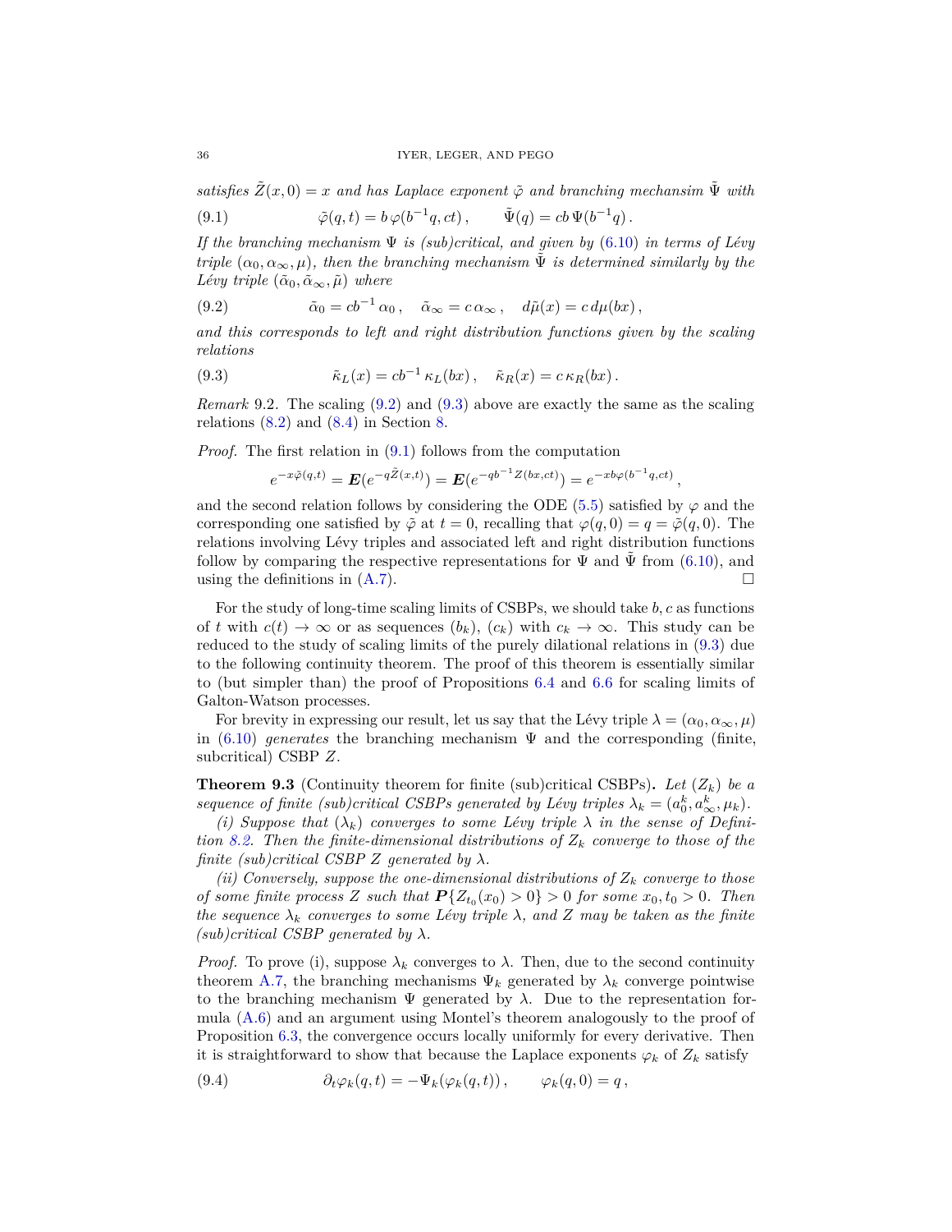*satisfies $\tilde{Z}(x,0) = x$ and has Laplace exponent $\tilde{\varphi}$ and branching mechansim $\tilde{\Psi}$ with*

$$\tilde{\varphi}(q,t) = b\,\varphi(b^{-1}q, ct)\,, \qquad \tilde{\Psi}(q) = cb\,\Psi(b^{-1}q)\,. \tag{9.1}$$

*If the branching mechanism $\Psi$ is (sub)critical, and given by (6.10) in terms of Lévy triple $(\alpha_0, \alpha_\infty, \mu)$, then the branching mechanism $\tilde{\Psi}$ is determined similarly by the Lévy triple $(\tilde{\alpha}_0, \tilde{\alpha}_\infty, \tilde{\mu})$ where*

$$\tilde{\alpha}_0 = cb^{-1}\,\alpha_0\,, \quad \tilde{\alpha}_\infty = c\,\alpha_\infty\,, \quad d\tilde{\mu}(x) = c\,d\mu(bx)\,, \tag{9.2}$$

*and this corresponds to left and right distribution functions given by the scaling relations*

$$\tilde{\kappa}_L(x) = cb^{-1}\,\kappa_L(bx)\,, \quad \tilde{\kappa}_R(x) = c\,\kappa_R(bx)\,. \tag{9.3}$$

*Remark* 9.2. The scaling (9.2) and (9.3) above are exactly the same as the scaling relations (8.2) and (8.4) in Section 8.

*Proof.* The first relation in (9.1) follows from the computation

$$e^{-x\tilde{\varphi}(q,t)} = \boldsymbol{E}(e^{-q\tilde{Z}(x,t)}) = \boldsymbol{E}(e^{-qb^{-1}Z(bx,ct)}) = e^{-xb\varphi(b^{-1}q,ct)}\,,$$

and the second relation follows by considering the ODE (5.5) satisfied by $\varphi$ and the corresponding one satisfied by $\tilde{\varphi}$ at $t=0$, recalling that $\varphi(q,0) = q = \tilde{\varphi}(q,0)$. The relations involving Lévy triples and associated left and right distribution functions follow by comparing the respective representations for $\Psi$ and $\tilde{\Psi}$ from (6.10), and using the definitions in (A.7). $\square$

For the study of long-time scaling limits of CSBPs, we should take $b, c$ as functions of $t$ with $c(t) \to \infty$ or as sequences $(b_k)$, $(c_k)$ with $c_k \to \infty$. This study can be reduced to the study of scaling limits of the purely dilational relations in (9.3) due to the following continuity theorem. The proof of this theorem is essentially similar to (but simpler than) the proof of Propositions 6.4 and 6.6 for scaling limits of Galton-Watson processes.

For brevity in expressing our result, let us say that the Lévy triple $\lambda = (\alpha_0, \alpha_\infty, \mu)$ in (6.10) *generates* the branching mechanism $\Psi$ and the corresponding (finite, subcritical) CSBP $Z$.

**Theorem 9.3** (Continuity theorem for finite (sub)critical CSBPs)**.** *Let $(Z_k)$ be a sequence of finite (sub)critical CSBPs generated by Lévy triples $\lambda_k = (a_0^k, a_\infty^k, \mu_k)$.*

*(i) Suppose that $(\lambda_k)$ converges to some Lévy triple $\lambda$ in the sense of Definition 8.2. Then the finite-dimensional distributions of $Z_k$ converge to those of the finite (sub)critical CSBP $Z$ generated by $\lambda$.*

*(ii) Conversely, suppose the one-dimensional distributions of $Z_k$ converge to those of some finite process $Z$ such that $\boldsymbol{P}\{Z_{t_0}(x_0) > 0\} > 0$ for some $x_0, t_0 > 0$. Then the sequence $\lambda_k$ converges to some Lévy triple $\lambda$, and $Z$ may be taken as the finite (sub)critical CSBP generated by $\lambda$.*

*Proof.* To prove (i), suppose $\lambda_k$ converges to $\lambda$. Then, due to the second continuity theorem A.7, the branching mechanisms $\Psi_k$ generated by $\lambda_k$ converge pointwise to the branching mechanism $\Psi$ generated by $\lambda$. Due to the representation formula (A.6) and an argument using Montel's theorem analogously to the proof of Proposition 6.3, the convergence occurs locally uniformly for every derivative. Then it is straightforward to show that because the Laplace exponents $\varphi_k$ of $Z_k$ satisfy

$$\partial_t\varphi_k(q,t) = -\Psi_k(\varphi_k(q,t))\,, \qquad \varphi_k(q,0) = q\,, \tag{9.4}$$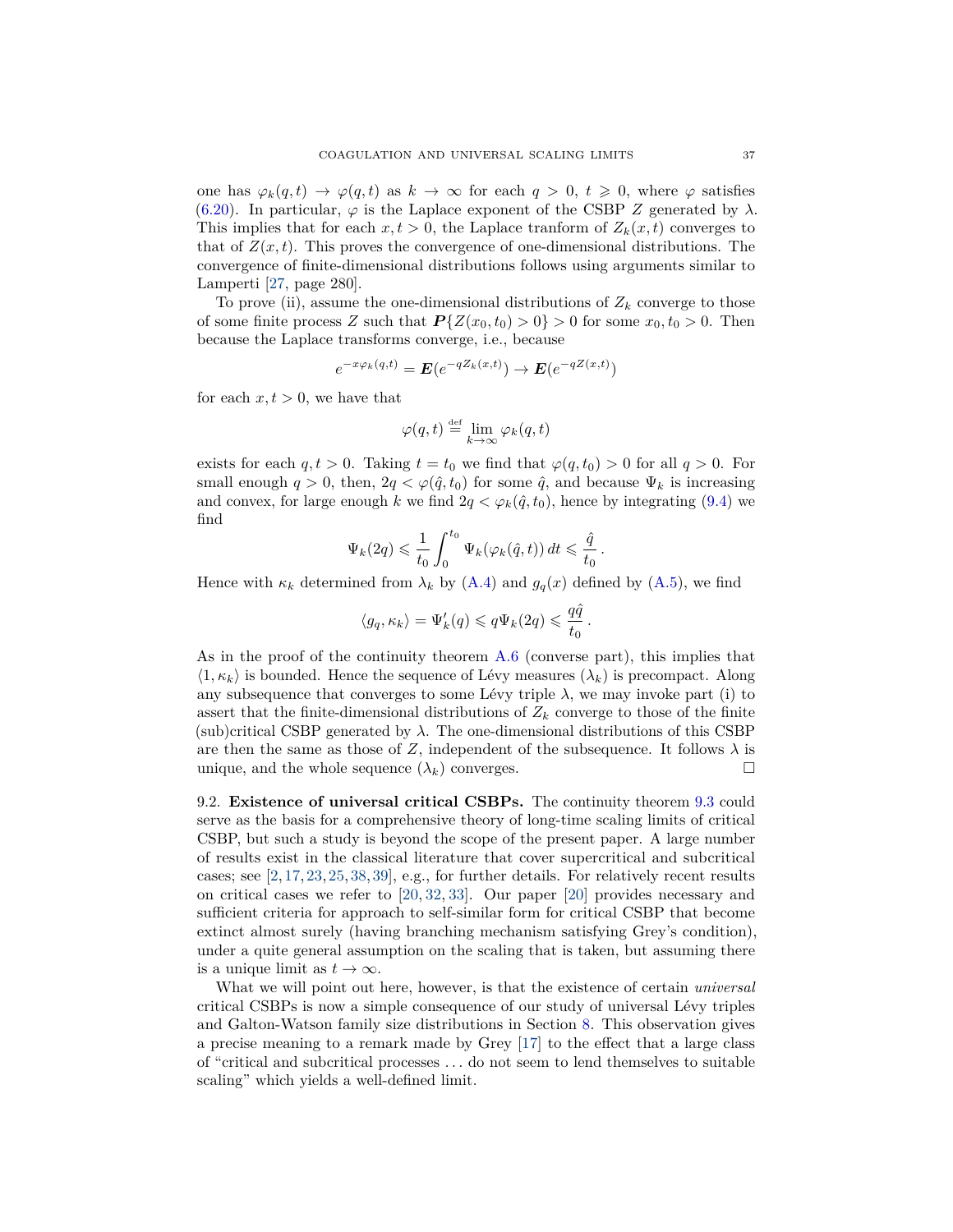one has $\varphi_k(q,t) \to \varphi(q,t)$ as $k \to \infty$ for each $q > 0$, $t \geqslant 0$, where $\varphi$ satisfies (6.20). In particular, $\varphi$ is the Laplace exponent of the CSBP $Z$ generated by $\lambda$. This implies that for each $x, t > 0$, the Laplace tranform of $Z_k(x,t)$ converges to that of $Z(x,t)$. This proves the convergence of one-dimensional distributions. The convergence of finite-dimensional distributions follows using arguments similar to Lamperti [27, page 280].

To prove (ii), assume the one-dimensional distributions of $Z_k$ converge to those of some finite process $Z$ such that $\boldsymbol{P}\{Z(x_0,t_0) > 0\} > 0$ for some $x_0, t_0 > 0$. Then because the Laplace transforms converge, i.e., because

$$e^{-x\varphi_k(q,t)} = \boldsymbol{E}(e^{-qZ_k(x,t)}) \to \boldsymbol{E}(e^{-qZ(x,t)})$$

for each $x, t > 0$, we have that

$$\varphi(q,t) \stackrel{\text{def}}{=} \lim_{k\to\infty} \varphi_k(q,t)$$

exists for each $q, t > 0$. Taking $t = t_0$ we find that $\varphi(q, t_0) > 0$ for all $q > 0$. For small enough $q > 0$, then, $2q < \varphi(\hat{q}, t_0)$ for some $\hat{q}$, and because $\Psi_k$ is increasing and convex, for large enough $k$ we find $2q < \varphi_k(\hat{q}, t_0)$, hence by integrating (9.4) we find

$$\Psi_k(2q) \leqslant \frac{1}{t_0}\int_0^{t_0} \Psi_k(\varphi_k(\hat{q},t))\,dt \leqslant \frac{\hat{q}}{t_0}\,.$$

Hence with $\kappa_k$ determined from $\lambda_k$ by (A.4) and $g_q(x)$ defined by (A.5), we find

$$\langle g_q, \kappa_k\rangle = \Psi_k'(q) \leqslant q\Psi_k(2q) \leqslant \frac{q\hat{q}}{t_0}\,.$$

As in the proof of the continuity theorem A.6 (converse part), this implies that $\langle 1, \kappa_k\rangle$ is bounded. Hence the sequence of Lévy measures $(\lambda_k)$ is precompact. Along any subsequence that converges to some Lévy triple $\lambda$, we may invoke part (i) to assert that the finite-dimensional distributions of $Z_k$ converge to those of the finite (sub)critical CSBP generated by $\lambda$. The one-dimensional distributions of this CSBP are then the same as those of $Z$, independent of the subsequence. It follows $\lambda$ is unique, and the whole sequence $(\lambda_k)$ converges. □

9.2. **Existence of universal critical CSBPs.** The continuity theorem 9.3 could serve as the basis for a comprehensive theory of long-time scaling limits of critical CSBP, but such a study is beyond the scope of the present paper. A large number of results exist in the classical literature that cover supercritical and subcritical cases; see [2, 17, 23, 25, 38, 39], e.g., for further details. For relatively recent results on critical cases we refer to [20, 32, 33]. Our paper [20] provides necessary and sufficient criteria for approach to self-similar form for critical CSBP that become extinct almost surely (having branching mechanism satisfying Grey's condition), under a quite general assumption on the scaling that is taken, but assuming there is a unique limit as $t \to \infty$.

What we will point out here, however, is that the existence of certain *universal* critical CSBPs is now a simple consequence of our study of universal Lévy triples and Galton-Watson family size distributions in Section 8. This observation gives a precise meaning to a remark made by Grey [17] to the effect that a large class of "critical and subcritical processes . . . do not seem to lend themselves to suitable scaling" which yields a well-defined limit.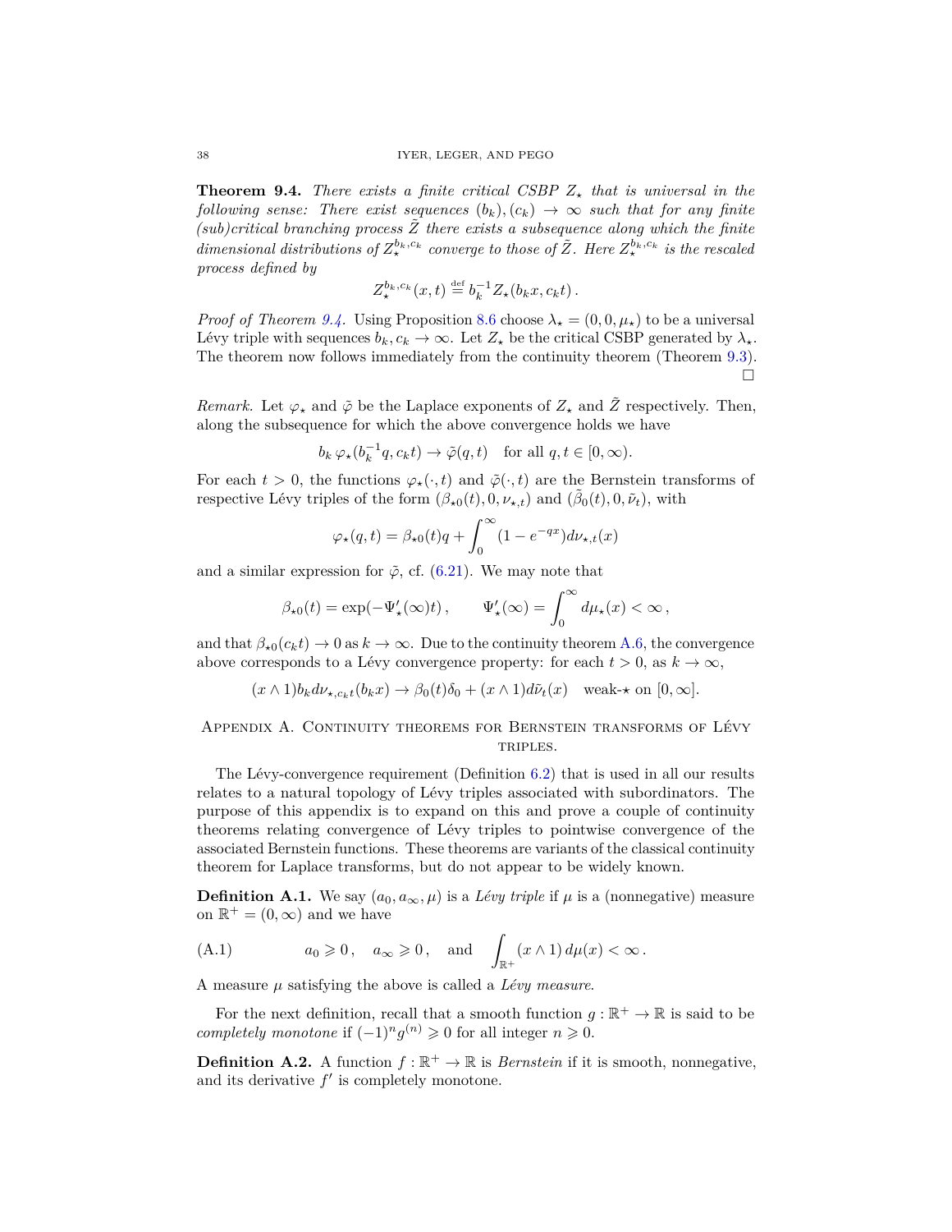**Theorem 9.4.** *There exists a finite critical CSBP $Z_\star$ that is universal in the following sense: There exist sequences $(b_k), (c_k) \to \infty$ such that for any finite (sub)critical branching process $\tilde{Z}$ there exists a subsequence along which the finite dimensional distributions of $Z_\star^{b_k,c_k}$ converge to those of $\tilde{Z}$. Here $Z_\star^{b_k,c_k}$ is the rescaled process defined by*

$$Z_\star^{b_k,c_k}(x,t) \stackrel{\text{def}}{=} b_k^{-1} Z_\star(b_k x, c_k t)\,.$$

*Proof of Theorem 9.4.* Using Proposition 8.6 choose $\lambda_\star = (0, 0, \mu_\star)$ to be a universal Lévy triple with sequences $b_k, c_k \to \infty$. Let $Z_\star$ be the critical CSBP generated by $\lambda_\star$. The theorem now follows immediately from the continuity theorem (Theorem 9.3). $\square$

*Remark.* Let $\varphi_\star$ and $\tilde{\varphi}$ be the Laplace exponents of $Z_\star$ and $\tilde{Z}$ respectively. Then, along the subsequence for which the above convergence holds we have

$$b_k\, \varphi_\star(b_k^{-1} q, c_k t) \to \tilde{\varphi}(q,t) \quad \text{for all } q, t \in [0,\infty).$$

For each $t > 0$, the functions $\varphi_\star(\cdot, t)$ and $\tilde{\varphi}(\cdot, t)$ are the Bernstein transforms of respective Lévy triples of the form $(\beta_{\star 0}(t), 0, \nu_{\star,t})$ and $(\tilde{\beta}_0(t), 0, \tilde{\nu}_t)$, with

$$\varphi_\star(q,t) = \beta_{\star 0}(t) q + \int_0^\infty (1 - e^{-qx}) d\nu_{\star,t}(x)$$

and a similar expression for $\tilde{\varphi}$, cf. (6.21). We may note that

$$\beta_{\star 0}(t) = \exp(-\Psi_\star'(\infty) t)\,, \qquad \Psi_\star'(\infty) = \int_0^\infty d\mu_\star(x) < \infty\,,$$

and that $\beta_{\star 0}(c_k t) \to 0$ as $k \to \infty$. Due to the continuity theorem A.6, the convergence above corresponds to a Lévy convergence property: for each $t > 0$, as $k \to \infty$,

$$(x \wedge 1) b_k d\nu_{\star, c_k t}(b_k x) \to \beta_0(t)\delta_0 + (x \wedge 1) d\tilde{\nu}_t(x) \quad \text{weak-}\star \text{ on } [0,\infty].$$

## Appendix A. Continuity theorems for Bernstein transforms of Lévy triples.

The Lévy-convergence requirement (Definition 6.2) that is used in all our results relates to a natural topology of Lévy triples associated with subordinators. The purpose of this appendix is to expand on this and prove a couple of continuity theorems relating convergence of Lévy triples to pointwise convergence of the associated Bernstein functions. These theorems are variants of the classical continuity theorem for Laplace transforms, but do not appear to be widely known.

**Definition A.1.** We say $(a_0, a_\infty, \mu)$ is a *Lévy triple* if $\mu$ is a (nonnegative) measure on $\mathbb{R}^+ = (0, \infty)$ and we have

$$a_0 \geqslant 0\,, \quad a_\infty \geqslant 0\,, \quad \text{and} \quad \int_{\mathbb{R}^+} (x \wedge 1)\, d\mu(x) < \infty\,. \tag{A.1}$$

A measure $\mu$ satisfying the above is called a *Lévy measure*.

For the next definition, recall that a smooth function $g : \mathbb{R}^+ \to \mathbb{R}$ is said to be *completely monotone* if $(-1)^n g^{(n)} \geqslant 0$ for all integer $n \geqslant 0$.

**Definition A.2.** A function $f : \mathbb{R}^+ \to \mathbb{R}$ is *Bernstein* if it is smooth, nonnegative, and its derivative $f'$ is completely monotone.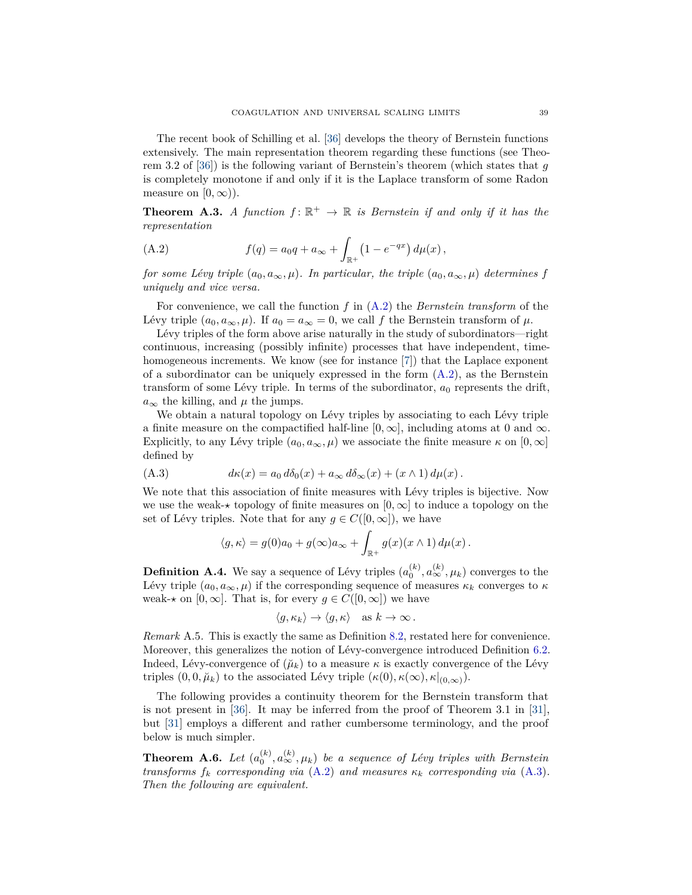The recent book of Schilling et al. [36] develops the theory of Bernstein functions extensively. The main representation theorem regarding these functions (see Theorem 3.2 of [36]) is the following variant of Bernstein's theorem (which states that $g$ is completely monotone if and only if it is the Laplace transform of some Radon measure on $[0,\infty)$).

**Theorem A.3.** *A function $f\colon \mathbb{R}^+ \to \mathbb{R}$ is Bernstein if and only if it has the representation*

$$f(q) = a_0 q + a_\infty + \int_{\mathbb{R}^+} \left(1 - e^{-qx}\right) d\mu(x)\,, \tag{A.2}$$

*for some Lévy triple $(a_0, a_\infty, \mu)$. In particular, the triple $(a_0, a_\infty, \mu)$ determines $f$ uniquely and vice versa.*

For convenience, we call the function $f$ in (A.2) the *Bernstein transform* of the Lévy triple $(a_0, a_\infty, \mu)$. If $a_0 = a_\infty = 0$, we call $f$ the Bernstein transform of $\mu$.

Lévy triples of the form above arise naturally in the study of subordinators—right continuous, increasing (possibly infinite) processes that have independent, time-homogeneous increments. We know (see for instance [7]) that the Laplace exponent of a subordinator can be uniquely expressed in the form (A.2), as the Bernstein transform of some Lévy triple. In terms of the subordinator, $a_0$ represents the drift, $a_\infty$ the killing, and $\mu$ the jumps.

We obtain a natural topology on Lévy triples by associating to each Lévy triple a finite measure on the compactified half-line $[0,\infty]$, including atoms at 0 and $\infty$. Explicitly, to any Lévy triple $(a_0, a_\infty, \mu)$ we associate the finite measure $\kappa$ on $[0,\infty]$ defined by

$$d\kappa(x) = a_0\, d\delta_0(x) + a_\infty\, d\delta_\infty(x) + (x \wedge 1)\, d\mu(x)\,. \tag{A.3}$$

We note that this association of finite measures with Lévy triples is bijective. Now we use the weak-$\star$ topology of finite measures on $[0,\infty]$ to induce a topology on the set of Lévy triples. Note that for any $g \in C([0,\infty])$, we have

$$\langle g, \kappa \rangle = g(0) a_0 + g(\infty) a_\infty + \int_{\mathbb{R}^+} g(x)(x \wedge 1)\, d\mu(x)\,.$$

**Definition A.4.** We say a sequence of Lévy triples $(a_0^{(k)}, a_\infty^{(k)}, \mu_k)$ converges to the Lévy triple $(a_0, a_\infty, \mu)$ if the corresponding sequence of measures $\kappa_k$ converges to $\kappa$ weak-$\star$ on $[0,\infty]$. That is, for every $g \in C([0,\infty])$ we have

$$\langle g, \kappa_k \rangle \to \langle g, \kappa \rangle \quad \text{as } k \to \infty\,.$$

*Remark* A.5. This is exactly the same as Definition 8.2, restated here for convenience. Moreover, this generalizes the notion of Lévy-convergence introduced Definition 6.2. Indeed, Lévy-convergence of $(\breve{\mu}_k)$ to a measure $\kappa$ is exactly convergence of the Lévy triples $(0, 0, \breve{\mu}_k)$ to the associated Lévy triple $(\kappa(0), \kappa(\infty), \kappa|_{(0,\infty)})$.

The following provides a continuity theorem for the Bernstein transform that is not present in [36]. It may be inferred from the proof of Theorem 3.1 in [31], but [31] employs a different and rather cumbersome terminology, and the proof below is much simpler.

**Theorem A.6.** *Let $(a_0^{(k)}, a_\infty^{(k)}, \mu_k)$ be a sequence of Lévy triples with Bernstein transforms $f_k$ corresponding via (A.2) and measures $\kappa_k$ corresponding via (A.3). Then the following are equivalent.*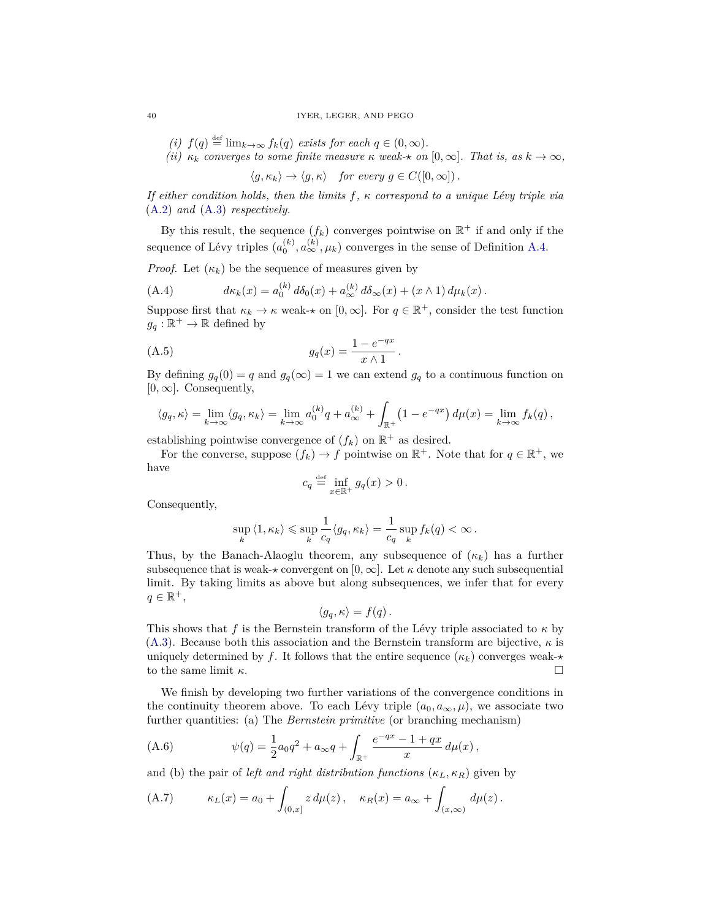*(i)* $f(q) \stackrel{\text{def}}{=} \lim_{k\to\infty} f_k(q)$ *exists for each* $q \in (0,\infty)$.

*(ii)* $\kappa_k$ *converges to some finite measure* $\kappa$ *weak-*$\star$ *on* $[0,\infty]$. *That is, as* $k \to \infty$,

$$\langle g, \kappa_k\rangle \to \langle g, \kappa\rangle \quad \text{for every } g \in C([0,\infty])\,.$$

*If either condition holds, then the limits* $f$, $\kappa$ *correspond to a unique Lévy triple via* (A.2) *and* (A.3) *respectively.*

By this result, the sequence $(f_k)$ converges pointwise on $\mathbb{R}^+$ if and only if the sequence of Lévy triples $(a_0^{(k)}, a_\infty^{(k)}, \mu_k)$ converges in the sense of Definition A.4.

*Proof.* Let $(\kappa_k)$ be the sequence of measures given by

$$d\kappa_k(x) = a_0^{(k)}\, d\delta_0(x) + a_\infty^{(k)}\, d\delta_\infty(x) + (x \wedge 1)\, d\mu_k(x)\,. \tag{A.4}$$

Suppose first that $\kappa_k \to \kappa$ weak-$\star$ on $[0,\infty]$. For $q \in \mathbb{R}^+$, consider the test function $g_q : \mathbb{R}^+ \to \mathbb{R}$ defined by

$$g_q(x) = \frac{1 - e^{-qx}}{x \wedge 1}\,. \tag{A.5}$$

By defining $g_q(0) = q$ and $g_q(\infty) = 1$ we can extend $g_q$ to a continuous function on $[0,\infty]$. Consequently,

$$\langle g_q, \kappa\rangle = \lim_{k\to\infty} \langle g_q, \kappa_k\rangle = \lim_{k\to\infty} a_0^{(k)} q + a_\infty^{(k)} + \int_{\mathbb{R}^+} \left(1 - e^{-qx}\right) d\mu(x) = \lim_{k\to\infty} f_k(q)\,,$$

establishing pointwise convergence of $(f_k)$ on $\mathbb{R}^+$ as desired.

For the converse, suppose $(f_k) \to f$ pointwise on $\mathbb{R}^+$. Note that for $q \in \mathbb{R}^+$, we have

$$c_q \stackrel{\text{def}}{=} \inf_{x\in\mathbb{R}^+} g_q(x) > 0\,.$$

Consequently,

$$\sup_k \langle 1, \kappa_k\rangle \leqslant \sup_k \frac{1}{c_q}\langle g_q, \kappa_k\rangle = \frac{1}{c_q} \sup_k f_k(q) < \infty\,.$$

Thus, by the Banach-Alaoglu theorem, any subsequence of $(\kappa_k)$ has a further subsequence that is weak-$\star$ convergent on $[0,\infty]$. Let $\kappa$ denote any such subsequential limit. By taking limits as above but along subsequences, we infer that for every $q \in \mathbb{R}^+$,

$$\langle g_q, \kappa\rangle = f(q)\,.$$

This shows that $f$ is the Bernstein transform of the Lévy triple associated to $\kappa$ by (A.3). Because both this association and the Bernstein transform are bijective, $\kappa$ is uniquely determined by $f$. It follows that the entire sequence $(\kappa_k)$ converges weak-$\star$ to the same limit $\kappa$. $\square$

We finish by developing two further variations of the convergence conditions in the continuity theorem above. To each Lévy triple $(a_0, a_\infty, \mu)$, we associate two further quantities: (a) The *Bernstein primitive* (or branching mechanism)

$$\psi(q) = \frac{1}{2} a_0 q^2 + a_\infty q + \int_{\mathbb{R}^+} \frac{e^{-qx} - 1 + qx}{x}\, d\mu(x)\,, \tag{A.6}$$

and (b) the pair of *left and right distribution functions* $(\kappa_L, \kappa_R)$ given by

$$\kappa_L(x) = a_0 + \int_{(0,x]} z\, d\mu(z)\,, \quad \kappa_R(x) = a_\infty + \int_{(x,\infty)} d\mu(z)\,. \tag{A.7}$$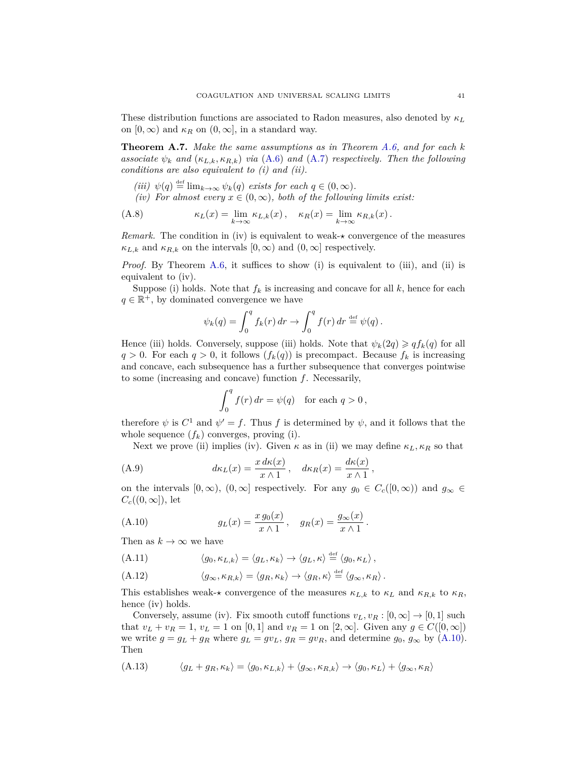These distribution functions are associated to Radon measures, also denoted by $\kappa_L$ on $[0,\infty)$ and $\kappa_R$ on $(0,\infty]$, in a standard way.

**Theorem A.7.** *Make the same assumptions as in Theorem A.6, and for each $k$ associate $\psi_k$ and $(\kappa_{L,k},\kappa_{R,k})$ via (A.6) and (A.7) respectively. Then the following conditions are also equivalent to (i) and (ii).*

*(iii) $\psi(q) \overset{\text{def}}{=} \lim_{k\to\infty} \psi_k(q)$ exists for each $q \in (0,\infty)$.*

*(iv) For almost every $x \in (0,\infty)$, both of the following limits exist:*

$$\kappa_L(x) = \lim_{k\to\infty} \kappa_{L,k}(x)\,, \quad \kappa_R(x) = \lim_{k\to\infty} \kappa_{R,k}(x)\,. \tag{A.8}$$

*Remark.* The condition in (iv) is equivalent to weak-$\star$ convergence of the measures $\kappa_{L,k}$ and $\kappa_{R,k}$ on the intervals $[0,\infty)$ and $(0,\infty]$ respectively.

*Proof.* By Theorem A.6, it suffices to show (i) is equivalent to (iii), and (ii) is equivalent to (iv).

Suppose (i) holds. Note that $f_k$ is increasing and concave for all $k$, hence for each $q \in \mathbb{R}^+$, by dominated convergence we have

$$\psi_k(q) = \int_0^q f_k(r)\,dr \to \int_0^q f(r)\,dr \overset{\text{def}}{=} \psi(q)\,.$$

Hence (iii) holds. Conversely, suppose (iii) holds. Note that $\psi_k(2q) \geqslant q f_k(q)$ for all $q > 0$. For each $q > 0$, it follows $(f_k(q))$ is precompact. Because $f_k$ is increasing and concave, each subsequence has a further subsequence that converges pointwise to some (increasing and concave) function $f$. Necessarily,

$$\int_0^q f(r)\,dr = \psi(q) \quad \text{for each } q > 0\,,$$

therefore $\psi$ is $C^1$ and $\psi' = f$. Thus $f$ is determined by $\psi$, and it follows that the whole sequence $(f_k)$ converges, proving (i).

Next we prove (ii) implies (iv). Given $\kappa$ as in (ii) we may define $\kappa_L, \kappa_R$ so that

$$d\kappa_L(x) = \frac{x\,d\kappa(x)}{x \wedge 1}\,, \quad d\kappa_R(x) = \frac{d\kappa(x)}{x\wedge 1}\,, \tag{A.9}$$

on the intervals $[0,\infty)$, $(0,\infty]$ respectively. For any $g_0 \in C_c([0,\infty))$ and $g_\infty \in C_c((0,\infty])$, let

$$g_L(x) = \frac{x\,g_0(x)}{x\wedge 1}\,, \quad g_R(x) = \frac{g_\infty(x)}{x \wedge 1}\,. \tag{A.10}$$

Then as $k \to \infty$ we have

$$\langle g_0, \kappa_{L,k}\rangle = \langle g_L, \kappa_k\rangle \to \langle g_L, \kappa\rangle \overset{\text{def}}{=} \langle g_0, \kappa_L\rangle\,, \tag{A.11}$$

$$\langle g_\infty, \kappa_{R,k}\rangle = \langle g_R, \kappa_k\rangle \to \langle g_R, \kappa\rangle \overset{\text{def}}{=} \langle g_\infty, \kappa_R\rangle\,. \tag{A.12}$$

This establishes weak-$\star$ convergence of the measures $\kappa_{L,k}$ to $\kappa_L$ and $\kappa_{R,k}$ to $\kappa_R$, hence (iv) holds.

Conversely, assume (iv). Fix smooth cutoff functions $v_L, v_R : [0,\infty] \to [0,1]$ such that $v_L + v_R = 1$, $v_L = 1$ on $[0,1]$ and $v_R = 1$ on $[2,\infty]$. Given any $g \in C([0,\infty])$ we write $g = g_L + g_R$ where $g_L = g v_L$, $g_R = g v_R$, and determine $g_0$, $g_\infty$ by (A.10). Then

$$\langle g_L + g_R, \kappa_k\rangle = \langle g_0, \kappa_{L,k}\rangle + \langle g_\infty, \kappa_{R,k}\rangle \to \langle g_0, \kappa_L\rangle + \langle g_\infty, \kappa_R\rangle \tag{A.13}$$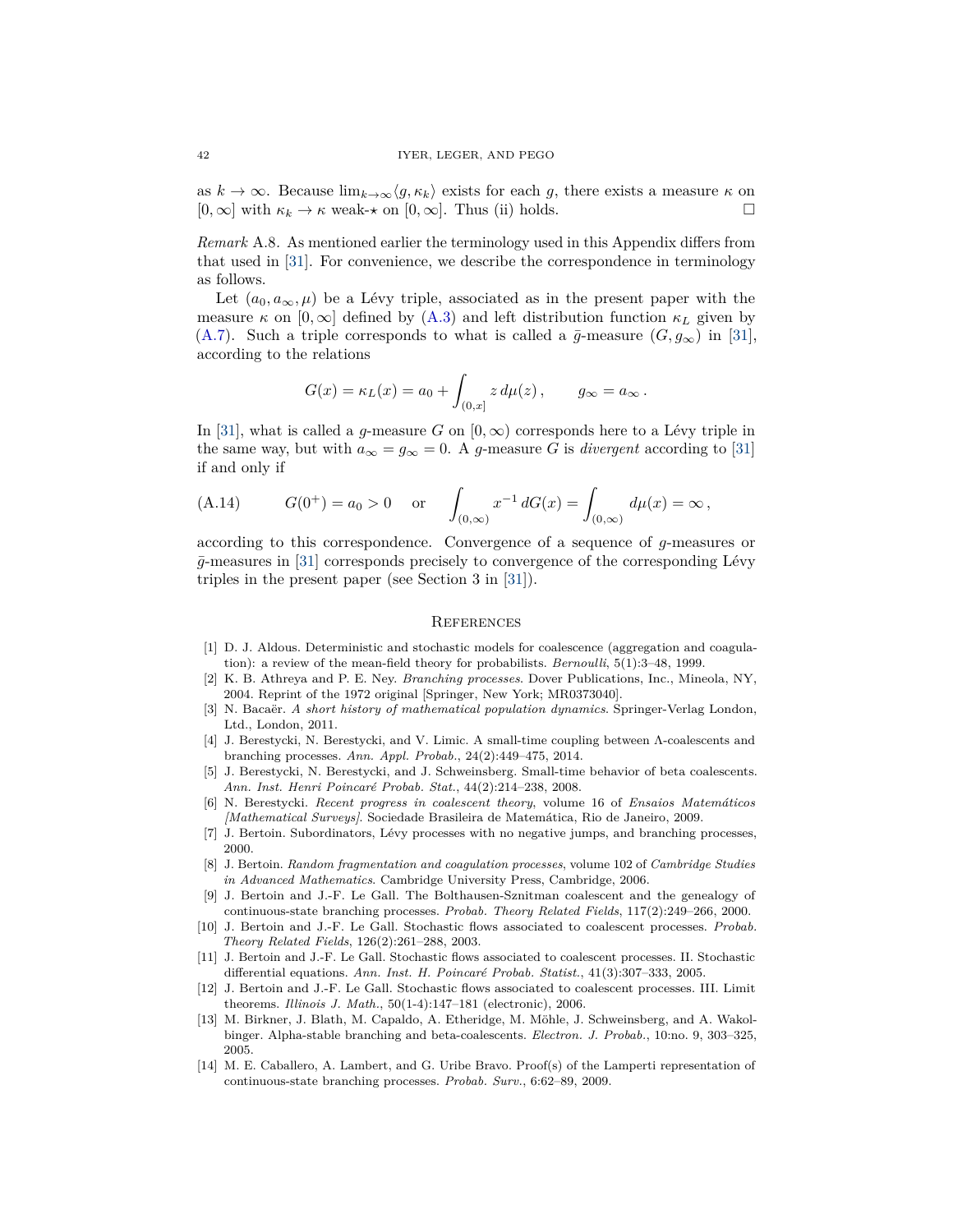as $k \to \infty$. Because $\lim_{k\to\infty}\langle g, \kappa_k\rangle$ exists for each $g$, there exists a measure $\kappa$ on $[0,\infty]$ with $\kappa_k \to \kappa$ weak-$\star$ on $[0,\infty]$. Thus (ii) holds. $\square$

*Remark* A.8. As mentioned earlier the terminology used in this Appendix differs from that used in [31]. For convenience, we describe the correspondence in terminology as follows.

Let $(a_0, a_\infty, \mu)$ be a Lévy triple, associated as in the present paper with the measure $\kappa$ on $[0,\infty]$ defined by (A.3) and left distribution function $\kappa_L$ given by (A.7). Such a triple corresponds to what is called a $\bar{g}$-measure $(G, g_\infty)$ in [31], according to the relations

$$G(x) = \kappa_L(x) = a_0 + \int_{(0,x]} z\, d\mu(z)\,, \qquad g_\infty = a_\infty\,.$$

In [31], what is called a $g$-measure $G$ on $[0,\infty)$ corresponds here to a Lévy triple in the same way, but with $a_\infty = g_\infty = 0$. A $g$-measure $G$ is *divergent* according to [31] if and only if

$$G(0^+) = a_0 > 0 \quad \text{or} \quad \int_{(0,\infty)} x^{-1}\, dG(x) = \int_{(0,\infty)} d\mu(x) = \infty\,, \tag{A.14}$$

according to this correspondence. Convergence of a sequence of $g$-measures or $\bar{g}$-measures in [31] corresponds precisely to convergence of the corresponding Lévy triples in the present paper (see Section 3 in [31]).

## References

[1] D. J. Aldous. Deterministic and stochastic models for coalescence (aggregation and coagulation): a review of the mean-field theory for probabilists. *Bernoulli*, 5(1):3–48, 1999.

[2] K. B. Athreya and P. E. Ney. *Branching processes*. Dover Publications, Inc., Mineola, NY, 2004. Reprint of the 1972 original [Springer, New York; MR0373040].

[3] N. Bacaër. *A short history of mathematical population dynamics*. Springer-Verlag London, Ltd., London, 2011.

[4] J. Berestycki, N. Berestycki, and V. Limic. A small-time coupling between Λ-coalescents and branching processes. *Ann. Appl. Probab.*, 24(2):449–475, 2014.

[5] J. Berestycki, N. Berestycki, and J. Schweinsberg. Small-time behavior of beta coalescents. *Ann. Inst. Henri Poincaré Probab. Stat.*, 44(2):214–238, 2008.

[6] N. Berestycki. *Recent progress in coalescent theory*, volume 16 of *Ensaios Matemáticos [Mathematical Surveys]*. Sociedade Brasileira de Matemática, Rio de Janeiro, 2009.

[7] J. Bertoin. Subordinators, Lévy processes with no negative jumps, and branching processes, 2000.

[8] J. Bertoin. *Random fragmentation and coagulation processes*, volume 102 of *Cambridge Studies in Advanced Mathematics*. Cambridge University Press, Cambridge, 2006.

[9] J. Bertoin and J.-F. Le Gall. The Bolthausen-Sznitman coalescent and the genealogy of continuous-state branching processes. *Probab. Theory Related Fields*, 117(2):249–266, 2000.

[10] J. Bertoin and J.-F. Le Gall. Stochastic flows associated to coalescent processes. *Probab. Theory Related Fields*, 126(2):261–288, 2003.

[11] J. Bertoin and J.-F. Le Gall. Stochastic flows associated to coalescent processes. II. Stochastic differential equations. *Ann. Inst. H. Poincaré Probab. Statist.*, 41(3):307–333, 2005.

[12] J. Bertoin and J.-F. Le Gall. Stochastic flows associated to coalescent processes. III. Limit theorems. *Illinois J. Math.*, 50(1-4):147–181 (electronic), 2006.

[13] M. Birkner, J. Blath, M. Capaldo, A. Etheridge, M. Möhle, J. Schweinsberg, and A. Wakolbinger. Alpha-stable branching and beta-coalescents. *Electron. J. Probab.*, 10:no. 9, 303–325, 2005.

[14] M. E. Caballero, A. Lambert, and G. Uribe Bravo. Proof(s) of the Lamperti representation of continuous-state branching processes. *Probab. Surv.*, 6:62–89, 2009.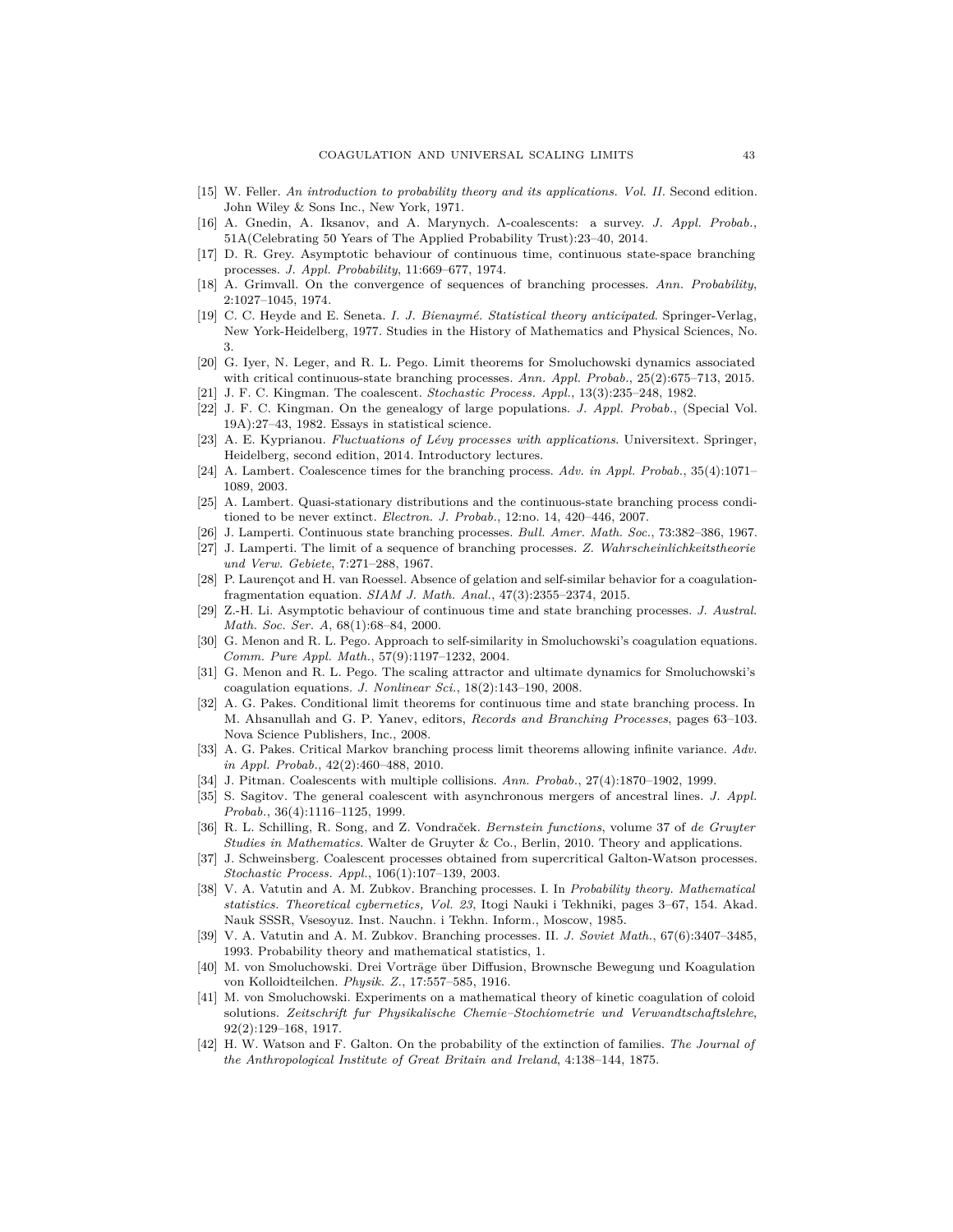[15] W. Feller. *An introduction to probability theory and its applications. Vol. II.* Second edition. John Wiley & Sons Inc., New York, 1971.

[16] A. Gnedin, A. Iksanov, and A. Marynych. Λ-coalescents: a survey. *J. Appl. Probab.*, 51A(Celebrating 50 Years of The Applied Probability Trust):23–40, 2014.

[17] D. R. Grey. Asymptotic behaviour of continuous time, continuous state-space branching processes. *J. Appl. Probability*, 11:669–677, 1974.

[18] A. Grimvall. On the convergence of sequences of branching processes. *Ann. Probability*, 2:1027–1045, 1974.

[19] C. C. Heyde and E. Seneta. *I. J. Bienaymé. Statistical theory anticipated.* Springer-Verlag, New York-Heidelberg, 1977. Studies in the History of Mathematics and Physical Sciences, No. 3.

[20] G. Iyer, N. Leger, and R. L. Pego. Limit theorems for Smoluchowski dynamics associated with critical continuous-state branching processes. *Ann. Appl. Probab.*, 25(2):675–713, 2015.

[21] J. F. C. Kingman. The coalescent. *Stochastic Process. Appl.*, 13(3):235–248, 1982.

[22] J. F. C. Kingman. On the genealogy of large populations. *J. Appl. Probab.*, (Special Vol. 19A):27–43, 1982. Essays in statistical science.

[23] A. E. Kyprianou. *Fluctuations of Lévy processes with applications.* Universitext. Springer, Heidelberg, second edition, 2014. Introductory lectures.

[24] A. Lambert. Coalescence times for the branching process. *Adv. in Appl. Probab.*, 35(4):1071–1089, 2003.

[25] A. Lambert. Quasi-stationary distributions and the continuous-state branching process conditioned to be never extinct. *Electron. J. Probab.*, 12:no. 14, 420–446, 2007.

[26] J. Lamperti. Continuous state branching processes. *Bull. Amer. Math. Soc.*, 73:382–386, 1967.

[27] J. Lamperti. The limit of a sequence of branching processes. *Z. Wahrscheinlichkeitstheorie und Verw. Gebiete*, 7:271–288, 1967.

[28] P. Laurençot and H. van Roessel. Absence of gelation and self-similar behavior for a coagulation-fragmentation equation. *SIAM J. Math. Anal.*, 47(3):2355–2374, 2015.

[29] Z.-H. Li. Asymptotic behaviour of continuous time and state branching processes. *J. Austral. Math. Soc. Ser. A*, 68(1):68–84, 2000.

[30] G. Menon and R. L. Pego. Approach to self-similarity in Smoluchowski's coagulation equations. *Comm. Pure Appl. Math.*, 57(9):1197–1232, 2004.

[31] G. Menon and R. L. Pego. The scaling attractor and ultimate dynamics for Smoluchowski's coagulation equations. *J. Nonlinear Sci.*, 18(2):143–190, 2008.

[32] A. G. Pakes. Conditional limit theorems for continuous time and state branching process. In M. Ahsanullah and G. P. Yanev, editors, *Records and Branching Processes*, pages 63–103. Nova Science Publishers, Inc., 2008.

[33] A. G. Pakes. Critical Markov branching process limit theorems allowing infinite variance. *Adv. in Appl. Probab.*, 42(2):460–488, 2010.

[34] J. Pitman. Coalescents with multiple collisions. *Ann. Probab.*, 27(4):1870–1902, 1999.

[35] S. Sagitov. The general coalescent with asynchronous mergers of ancestral lines. *J. Appl. Probab.*, 36(4):1116–1125, 1999.

[36] R. L. Schilling, R. Song, and Z. Vondraček. *Bernstein functions*, volume 37 of *de Gruyter Studies in Mathematics*. Walter de Gruyter & Co., Berlin, 2010. Theory and applications.

[37] J. Schweinsberg. Coalescent processes obtained from supercritical Galton-Watson processes. *Stochastic Process. Appl.*, 106(1):107–139, 2003.

[38] V. A. Vatutin and A. M. Zubkov. Branching processes. I. In *Probability theory. Mathematical statistics. Theoretical cybernetics, Vol. 23*, Itogi Nauki i Tekhniki, pages 3–67, 154. Akad. Nauk SSSR, Vsesoyuz. Inst. Nauchn. i Tekhn. Inform., Moscow, 1985.

[39] V. A. Vatutin and A. M. Zubkov. Branching processes. II. *J. Soviet Math.*, 67(6):3407–3485, 1993. Probability theory and mathematical statistics, 1.

[40] M. von Smoluchowski. Drei Vorträge über Diffusion, Brownsche Bewegung und Koagulation von Kolloidteilchen. *Physik. Z.*, 17:557–585, 1916.

[41] M. von Smoluchowski. Experiments on a mathematical theory of kinetic coagulation of coloid solutions. *Zeitschrift fur Physikalische Chemie–Stochiometrie und Verwandtschaftslehre*, 92(2):129–168, 1917.

[42] H. W. Watson and F. Galton. On the probability of the extinction of families. *The Journal of the Anthropological Institute of Great Britain and Ireland*, 4:138–144, 1875.